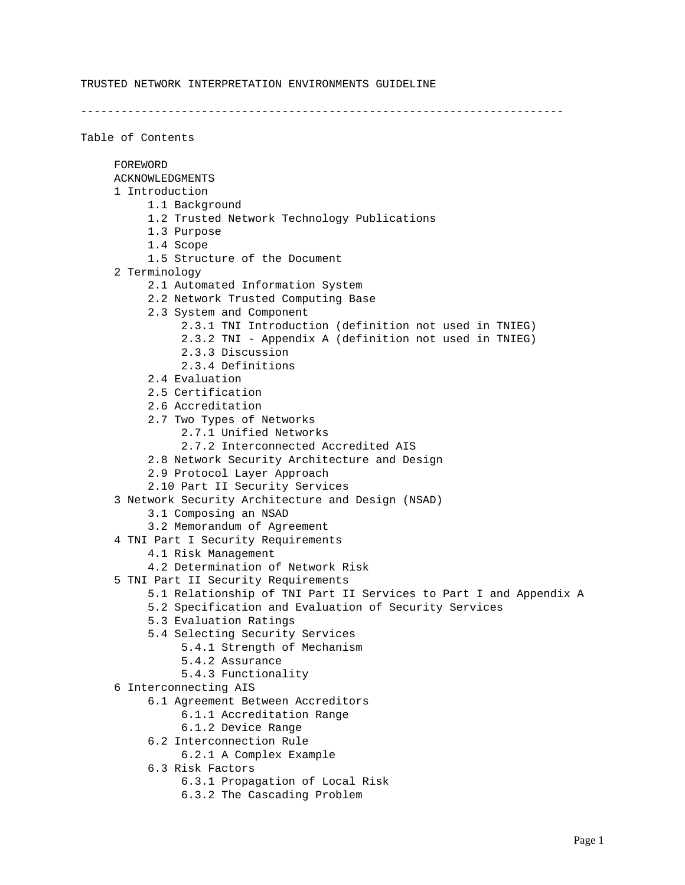# TRUSTED NETWORK INTERPRETATION ENVIRONMENTS GUIDELINE

---

## Table of Contents

- FOREWORD
- ACKNOWLEDGMENTS
- 1 Introduction
  - 1.1 Background
  - 1.2 Trusted Network Technology Publications
  - 1.3 Purpose
  - 1.4 Scope
  - 1.5 Structure of the Document
- 2 Terminology
  - 2.1 Automated Information System
  - 2.2 Network Trusted Computing Base
  - 2.3 System and Component
    - 2.3.1 TNI Introduction (definition not used in TNIEG)
    - 2.3.2 TNI - Appendix A (definition not used in TNIEG)
    - 2.3.3 Discussion
    - 2.3.4 Definitions
  - 2.4 Evaluation
  - 2.5 Certification
  - 2.6 Accreditation
  - 2.7 Two Types of Networks
    - 2.7.1 Unified Networks
    - 2.7.2 Interconnected Accredited AIS
  - 2.8 Network Security Architecture and Design
  - 2.9 Protocol Layer Approach
  - 2.10 Part II Security Services
- 3 Network Security Architecture and Design (NSAD)
  - 3.1 Composing an NSAD
  - 3.2 Memorandum of Agreement
- 4 TNI Part I Security Requirements
  - 4.1 Risk Management
  - 4.2 Determination of Network Risk
- 5 TNI Part II Security Requirements
  - 5.1 Relationship of TNI Part II Services to Part I and Appendix A
  - 5.2 Specification and Evaluation of Security Services
  - 5.3 Evaluation Ratings
  - 5.4 Selecting Security Services
    - 5.4.1 Strength of Mechanism
    - 5.4.2 Assurance
    - 5.4.3 Functionality
- 6 Interconnecting AIS
  - 6.1 Agreement Between Accreditors
    - 6.1.1 Accreditation Range
    - 6.1.2 Device Range
  - 6.2 Interconnection Rule
    - 6.2.1 A Complex Example
  - 6.3 Risk Factors
    - 6.3.1 Propagation of Local Risk
    - 6.3.2 The Cascading Problem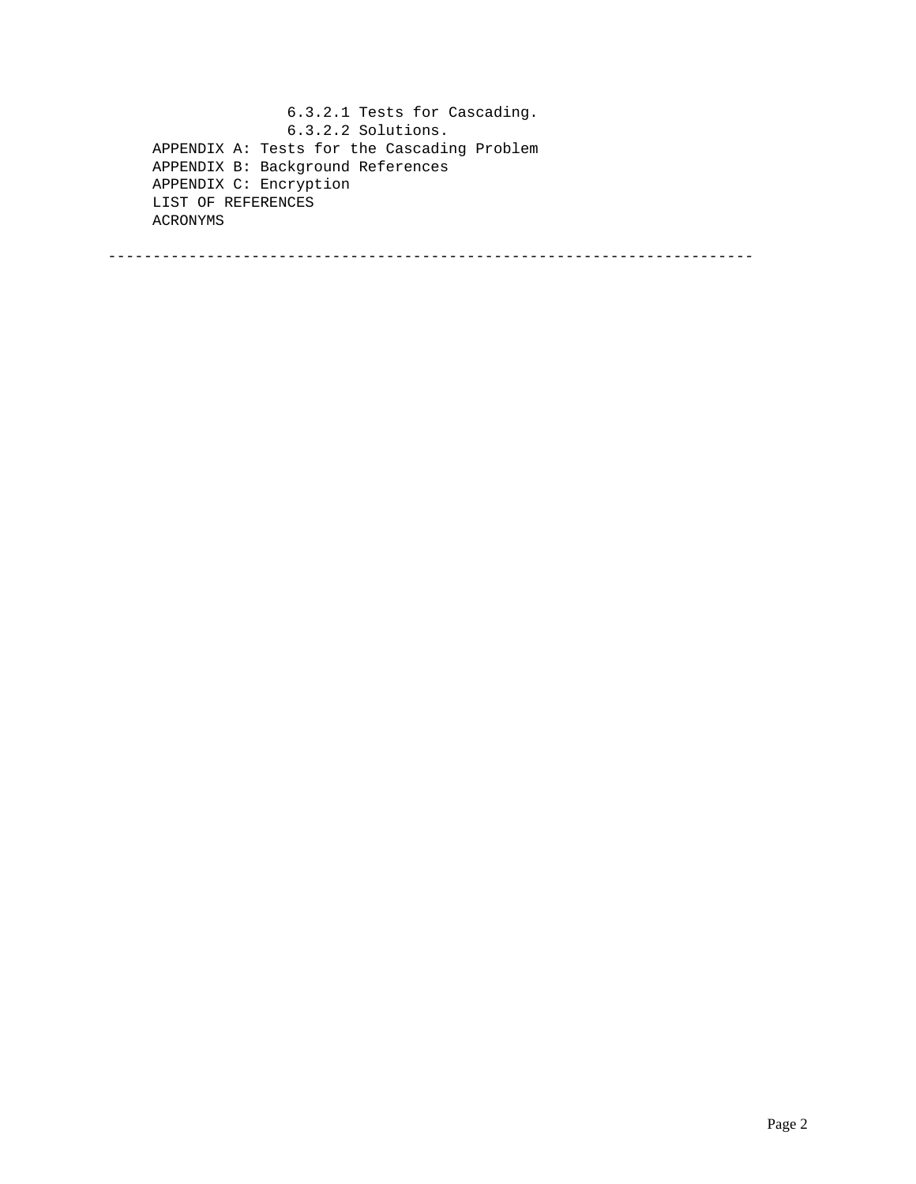6.3.2.1 Tests for Cascading.
            6.3.2.2 Solutions.
  APPENDIX A: Tests for the Cascading Problem
  APPENDIX B: Background References
  APPENDIX C: Encryption
  LIST OF REFERENCES
  ACRONYMS

---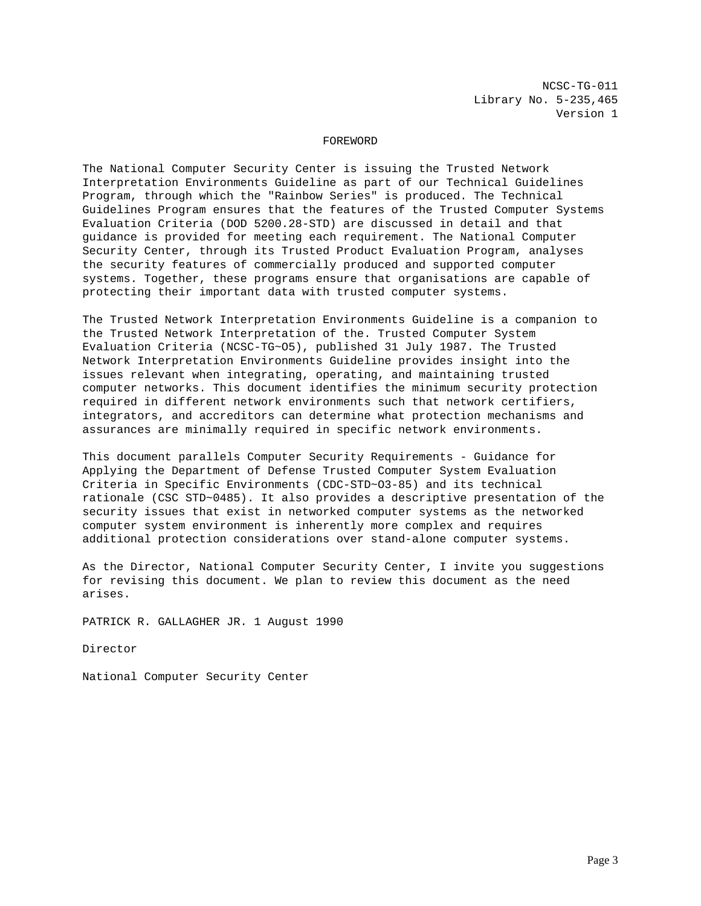NCSC-TG-011
Library No. 5-235,465
Version 1

# FOREWORD

The National Computer Security Center is issuing the Trusted Network Interpretation Environments Guideline as part of our Technical Guidelines Program, through which the "Rainbow Series" is produced. The Technical Guidelines Program ensures that the features of the Trusted Computer Systems Evaluation Criteria (DOD 5200.28-STD) are discussed in detail and that guidance is provided for meeting each requirement. The National Computer Security Center, through its Trusted Product Evaluation Program, analyses the security features of commercially produced and supported computer systems. Together, these programs ensure that organisations are capable of protecting their important data with trusted computer systems.

The Trusted Network Interpretation Environments Guideline is a companion to the Trusted Network Interpretation of the. Trusted Computer System Evaluation Criteria (NCSC-TG~O5), published 31 July 1987. The Trusted Network Interpretation Environments Guideline provides insight into the issues relevant when integrating, operating, and maintaining trusted computer networks. This document identifies the minimum security protection required in different network environments such that network certifiers, integrators, and accreditors can determine what protection mechanisms and assurances are minimally required in specific network environments.

This document parallels Computer Security Requirements - Guidance for Applying the Department of Defense Trusted Computer System Evaluation Criteria in Specific Environments (CDC-STD~O3-85) and its technical rationale (CSC STD~0485). It also provides a descriptive presentation of the security issues that exist in networked computer systems as the networked computer system environment is inherently more complex and requires additional protection considerations over stand-alone computer systems.

As the Director, National Computer Security Center, I invite you suggestions for revising this document. We plan to review this document as the need arises.

PATRICK R. GALLAGHER JR. 1 August 1990

Director

National Computer Security Center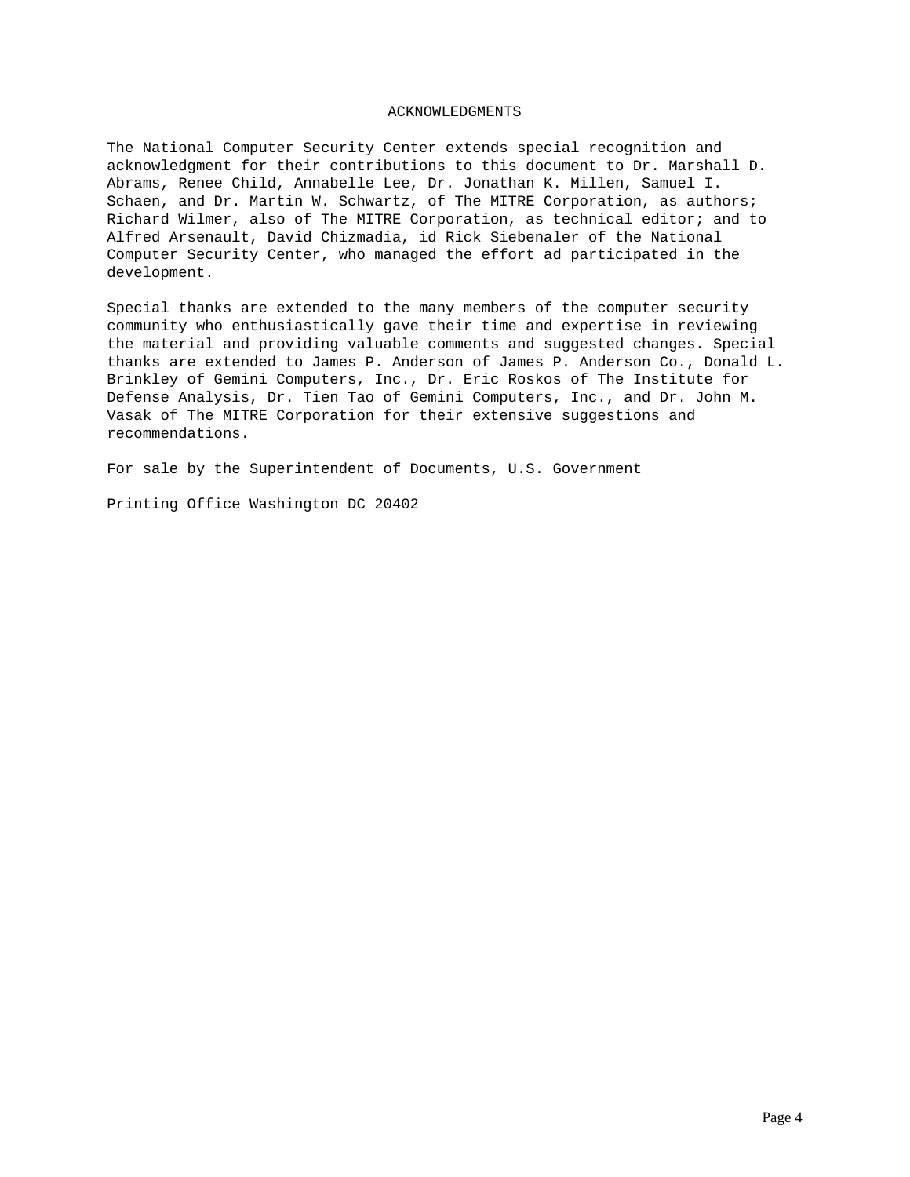# ACKNOWLEDGMENTS

The National Computer Security Center extends special recognition and acknowledgment for their contributions to this document to Dr. Marshall D. Abrams, Renee Child, Annabelle Lee, Dr. Jonathan K. Millen, Samuel I. Schaen, and Dr. Martin W. Schwartz, of The MITRE Corporation, as authors; Richard Wilmer, also of The MITRE Corporation, as technical editor; and to Alfred Arsenault, David Chizmadia, id Rick Siebenaler of the National Computer Security Center, who managed the effort ad participated in the development.

Special thanks are extended to the many members of the computer security community who enthusiastically gave their time and expertise in reviewing the material and providing valuable comments and suggested changes. Special thanks are extended to James P. Anderson of James P. Anderson Co., Donald L. Brinkley of Gemini Computers, Inc., Dr. Eric Roskos of The Institute for Defense Analysis, Dr. Tien Tao of Gemini Computers, Inc., and Dr. John M. Vasak of The MITRE Corporation for their extensive suggestions and recommendations.

For sale by the Superintendent of Documents, U.S. Government

Printing Office Washington DC 20402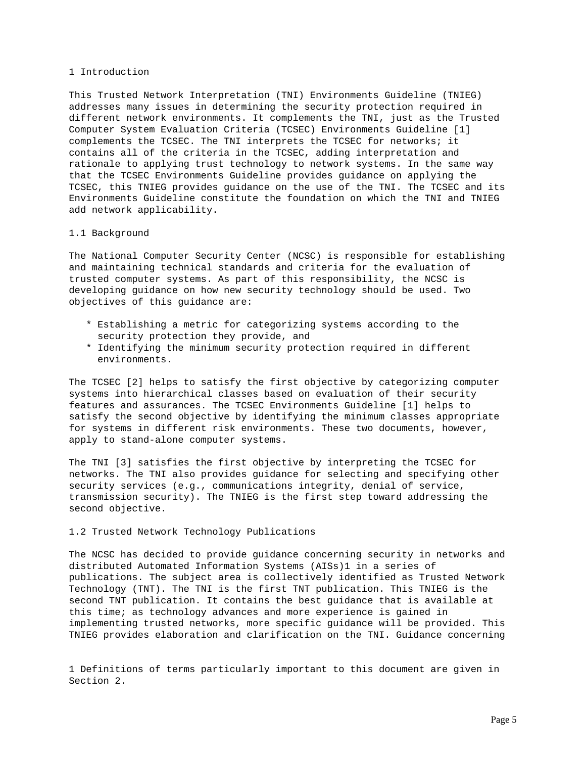# 1 Introduction

This Trusted Network Interpretation (TNI) Environments Guideline (TNIEG) addresses many issues in determining the security protection required in different network environments. It complements the TNI, just as the Trusted Computer System Evaluation Criteria (TCSEC) Environments Guideline [1] complements the TCSEC. The TNI interprets the TCSEC for networks; it contains all of the criteria in the TCSEC, adding interpretation and rationale to applying trust technology to network systems. In the same way that the TCSEC Environments Guideline provides guidance on applying the TCSEC, this TNIEG provides guidance on the use of the TNI. The TCSEC and its Environments Guideline constitute the foundation on which the TNI and TNIEG add network applicability.

## 1.1 Background

The National Computer Security Center (NCSC) is responsible for establishing and maintaining technical standards and criteria for the evaluation of trusted computer systems. As part of this responsibility, the NCSC is developing guidance on how new security technology should be used. Two objectives of this guidance are:

* Establishing a metric for categorizing systems according to the security protection they provide, and
* Identifying the minimum security protection required in different environments.

The TCSEC [2] helps to satisfy the first objective by categorizing computer systems into hierarchical classes based on evaluation of their security features and assurances. The TCSEC Environments Guideline [1] helps to satisfy the second objective by identifying the minimum classes appropriate for systems in different risk environments. These two documents, however, apply to stand-alone computer systems.

The TNI [3] satisfies the first objective by interpreting the TCSEC for networks. The TNI also provides guidance for selecting and specifying other security services (e.g., communications integrity, denial of service, transmission security). The TNIEG is the first step toward addressing the second objective.

## 1.2 Trusted Network Technology Publications

The NCSC has decided to provide guidance concerning security in networks and distributed Automated Information Systems (AISs)[1] in a series of publications. The subject area is collectively identified as Trusted Network Technology (TNT). The TNI is the first TNT publication. This TNIEG is the second TNT publication. It contains the best guidance that is available at this time; as technology advances and more experience is gained in implementing trusted networks, more specific guidance will be provided. This TNIEG provides elaboration and clarification on the TNI. Guidance concerning

[1] Definitions of terms particularly important to this document are given in Section 2.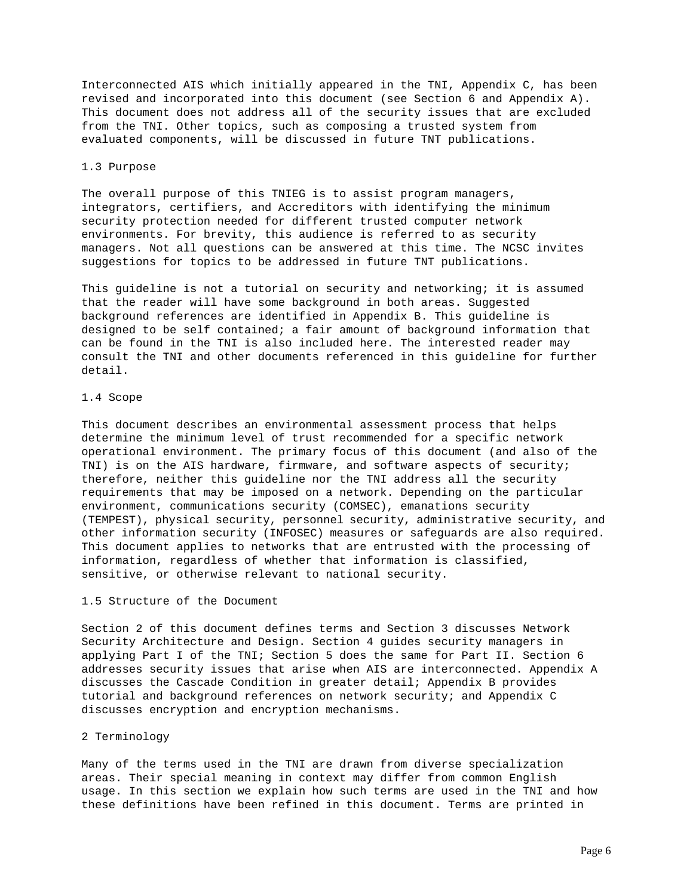Interconnected AIS which initially appeared in the TNI, Appendix C, has been revised and incorporated into this document (see Section 6 and Appendix A). This document does not address all of the security issues that are excluded from the TNI. Other topics, such as composing a trusted system from evaluated components, will be discussed in future TNT publications.

## 1.3 Purpose

The overall purpose of this TNIEG is to assist program managers, integrators, certifiers, and Accreditors with identifying the minimum security protection needed for different trusted computer network environments. For brevity, this audience is referred to as security managers. Not all questions can be answered at this time. The NCSC invites suggestions for topics to be addressed in future TNT publications.

This guideline is not a tutorial on security and networking; it is assumed that the reader will have some background in both areas. Suggested background references are identified in Appendix B. This guideline is designed to be self contained; a fair amount of background information that can be found in the TNI is also included here. The interested reader may consult the TNI and other documents referenced in this guideline for further detail.

## 1.4 Scope

This document describes an environmental assessment process that helps determine the minimum level of trust recommended for a specific network operational environment. The primary focus of this document (and also of the TNI) is on the AIS hardware, firmware, and software aspects of security; therefore, neither this guideline nor the TNI address all the security requirements that may be imposed on a network. Depending on the particular environment, communications security (COMSEC), emanations security (TEMPEST), physical security, personnel security, administrative security, and other information security (INFOSEC) measures or safeguards are also required. This document applies to networks that are entrusted with the processing of information, regardless of whether that information is classified, sensitive, or otherwise relevant to national security.

## 1.5 Structure of the Document

Section 2 of this document defines terms and Section 3 discusses Network Security Architecture and Design. Section 4 guides security managers in applying Part I of the TNI; Section 5 does the same for Part II. Section 6 addresses security issues that arise when AIS are interconnected. Appendix A discusses the Cascade Condition in greater detail; Appendix B provides tutorial and background references on network security; and Appendix C discusses encryption and encryption mechanisms.

# 2 Terminology

Many of the terms used in the TNI are drawn from diverse specialization areas. Their special meaning in context may differ from common English usage. In this section we explain how such terms are used in the TNI and how these definitions have been refined in this document. Terms are printed in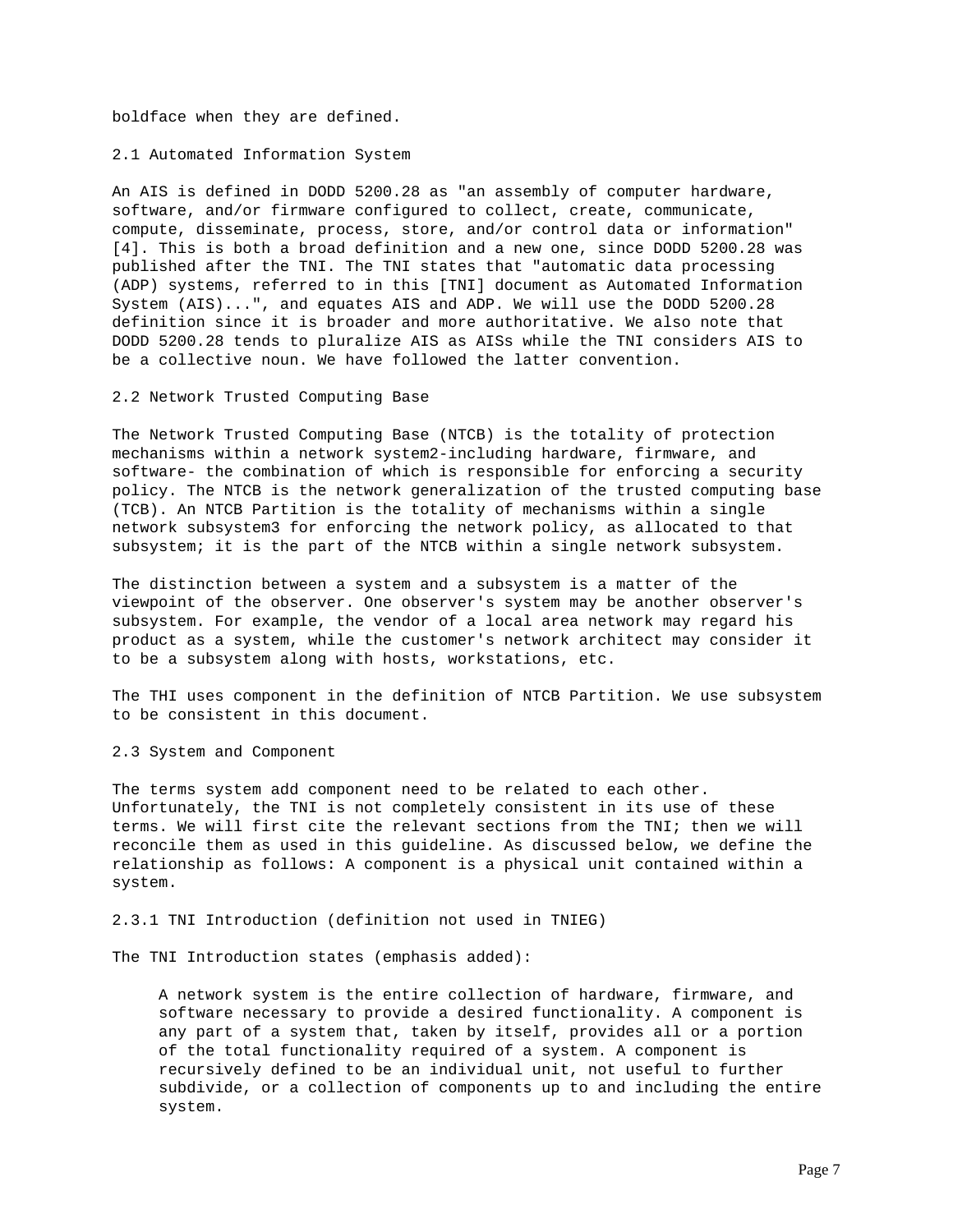boldface when they are defined.

## 2.1 Automated Information System

An AIS is defined in DODD 5200.28 as "an assembly of computer hardware, software, and/or firmware configured to collect, create, communicate, compute, disseminate, process, store, and/or control data or information" [4]. This is both a broad definition and a new one, since DODD 5200.28 was published after the TNI. The TNI states that "automatic data processing (ADP) systems, referred to in this [TNI] document as Automated Information System (AIS)...", and equates AIS and ADP. We will use the DODD 5200.28 definition since it is broader and more authoritative. We also note that DODD 5200.28 tends to pluralize AIS as AISs while the TNI considers AIS to be a collective noun. We have followed the latter convention.

## 2.2 Network Trusted Computing Base

The Network Trusted Computing Base (NTCB) is the totality of protection mechanisms within a network system[2]-including hardware, firmware, and software- the combination of which is responsible for enforcing a security policy. The NTCB is the network generalization of the trusted computing base (TCB). An NTCB Partition is the totality of mechanisms within a single network subsystem[3] for enforcing the network policy, as allocated to that subsystem; it is the part of the NTCB within a single network subsystem.

The distinction between a system and a subsystem is a matter of the viewpoint of the observer. One observer's system may be another observer's subsystem. For example, the vendor of a local area network may regard his product as a system, while the customer's network architect may consider it to be a subsystem along with hosts, workstations, etc.

The THI uses component in the definition of NTCB Partition. We use subsystem to be consistent in this document.

## 2.3 System and Component

The terms system add component need to be related to each other. Unfortunately, the TNI is not completely consistent in its use of these terms. We will first cite the relevant sections from the TNI; then we will reconcile them as used in this guideline. As discussed below, we define the relationship as follows: A component is a physical unit contained within a system.

### 2.3.1 TNI Introduction (definition not used in TNIEG)

The TNI Introduction states (emphasis added):

> A network system is the entire collection of hardware, firmware, and software necessary to provide a desired functionality. A component is any part of a system that, taken by itself, provides all or a portion of the total functionality required of a system. A component is recursively defined to be an individual unit, not useful to further subdivide, or a collection of components up to and including the entire system.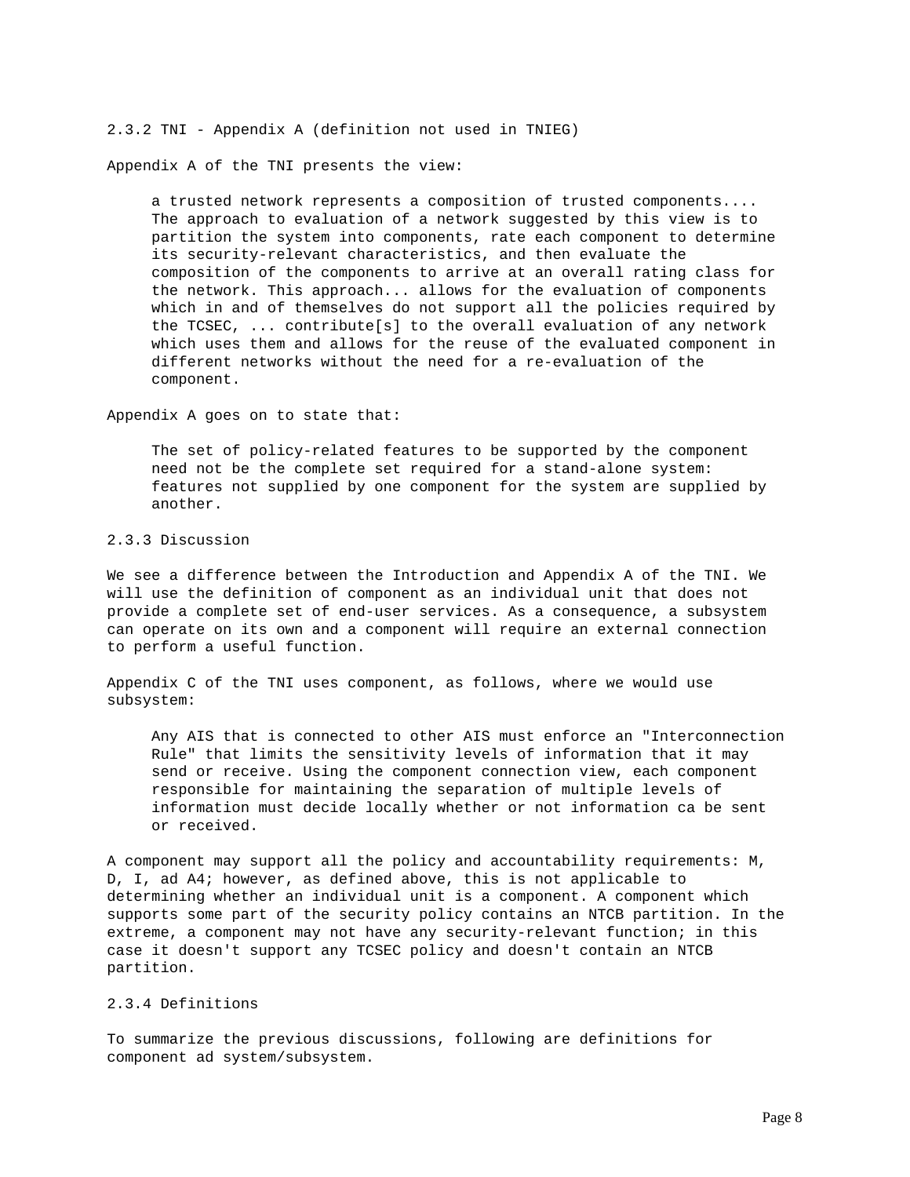### 2.3.2 TNI - Appendix A (definition not used in TNIEG)

Appendix A of the TNI presents the view:

> a trusted network represents a composition of trusted components.... The approach to evaluation of a network suggested by this view is to partition the system into components, rate each component to determine its security-relevant characteristics, and then evaluate the composition of the components to arrive at an overall rating class for the network. This approach... allows for the evaluation of components which in and of themselves do not support all the policies required by the TCSEC, ... contribute[s] to the overall evaluation of any network which uses them and allows for the reuse of the evaluated component in different networks without the need for a re-evaluation of the component.

Appendix A goes on to state that:

> The set of policy-related features to be supported by the component need not be the complete set required for a stand-alone system: features not supplied by one component for the system are supplied by another.

### 2.3.3 Discussion

We see a difference between the Introduction and Appendix A of the TNI. We will use the definition of component as an individual unit that does not provide a complete set of end-user services. As a consequence, a subsystem can operate on its own and a component will require an external connection to perform a useful function.

Appendix C of the TNI uses component, as follows, where we would use subsystem:

> Any AIS that is connected to other AIS must enforce an "Interconnection Rule" that limits the sensitivity levels of information that it may send or receive. Using the component connection view, each component responsible for maintaining the separation of multiple levels of information must decide locally whether or not information ca be sent or received.

A component may support all the policy and accountability requirements: M, D, I, ad A4; however, as defined above, this is not applicable to determining whether an individual unit is a component. A component which supports some part of the security policy contains an NTCB partition. In the extreme, a component may not have any security-relevant function; in this case it doesn't support any TCSEC policy and doesn't contain an NTCB partition.

### 2.3.4 Definitions

To summarize the previous discussions, following are definitions for component ad system/subsystem.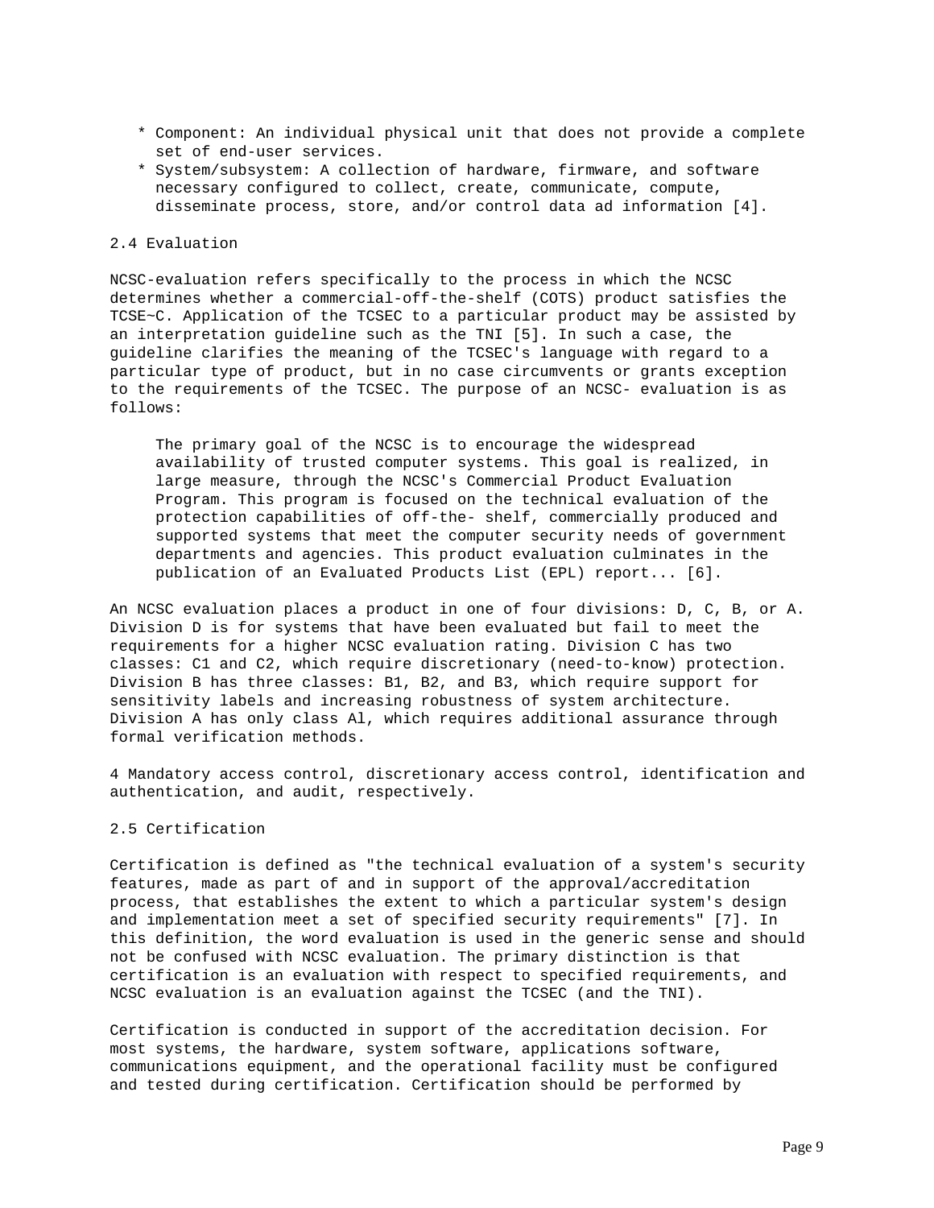* Component: An individual physical unit that does not provide a complete set of end-user services.
* System/subsystem: A collection of hardware, firmware, and software necessary configured to collect, create, communicate, compute, disseminate process, store, and/or control data ad information [4].

## 2.4 Evaluation

NCSC-evaluation refers specifically to the process in which the NCSC determines whether a commercial-off-the-shelf (COTS) product satisfies the TCSE~C. Application of the TCSEC to a particular product may be assisted by an interpretation guideline such as the TNI [5]. In such a case, the guideline clarifies the meaning of the TCSEC's language with regard to a particular type of product, but in no case circumvents or grants exception to the requirements of the TCSEC. The purpose of an NCSC- evaluation is as follows:

> The primary goal of the NCSC is to encourage the widespread availability of trusted computer systems. This goal is realized, in large measure, through the NCSC's Commercial Product Evaluation Program. This program is focused on the technical evaluation of the protection capabilities of off-the- shelf, commercially produced and supported systems that meet the computer security needs of government departments and agencies. This product evaluation culminates in the publication of an Evaluated Products List (EPL) report... [6].

An NCSC evaluation places a product in one of four divisions: D, C, B, or A. Division D is for systems that have been evaluated but fail to meet the requirements for a higher NCSC evaluation rating. Division C has two classes: C1 and C2, which require discretionary (need-to-know) protection. Division B has three classes: B1, B2, and B3, which require support for sensitivity labels and increasing robustness of system architecture. Division A has only class Al, which requires additional assurance through formal verification methods.

4 Mandatory access control, discretionary access control, identification and authentication, and audit, respectively.

## 2.5 Certification

Certification is defined as "the technical evaluation of a system's security features, made as part of and in support of the approval/accreditation process, that establishes the extent to which a particular system's design and implementation meet a set of specified security requirements" [7]. In this definition, the word evaluation is used in the generic sense and should not be confused with NCSC evaluation. The primary distinction is that certification is an evaluation with respect to specified requirements, and NCSC evaluation is an evaluation against the TCSEC (and the TNI).

Certification is conducted in support of the accreditation decision. For most systems, the hardware, system software, applications software, communications equipment, and the operational facility must be configured and tested during certification. Certification should be performed by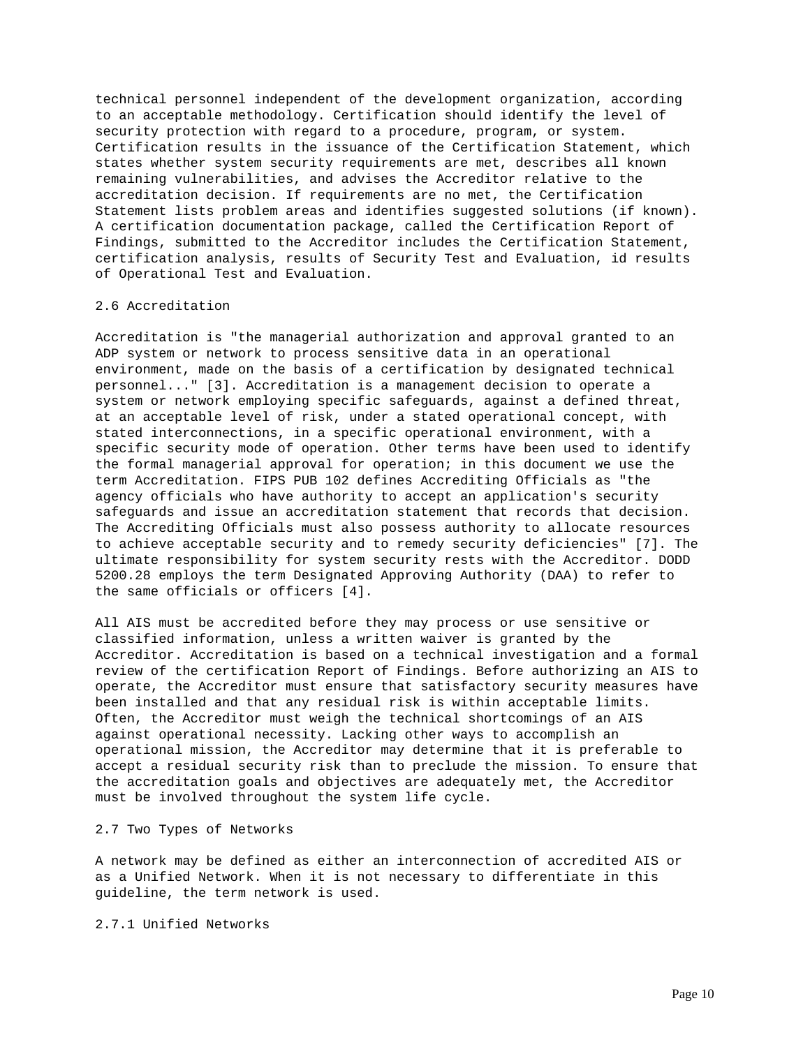technical personnel independent of the development organization, according to an acceptable methodology. Certification should identify the level of security protection with regard to a procedure, program, or system. Certification results in the issuance of the Certification Statement, which states whether system security requirements are met, describes all known remaining vulnerabilities, and advises the Accreditor relative to the accreditation decision. If requirements are no met, the Certification Statement lists problem areas and identifies suggested solutions (if known). A certification documentation package, called the Certification Report of Findings, submitted to the Accreditor includes the Certification Statement, certification analysis, results of Security Test and Evaluation, id results of Operational Test and Evaluation.

## 2.6 Accreditation

Accreditation is "the managerial authorization and approval granted to an ADP system or network to process sensitive data in an operational environment, made on the basis of a certification by designated technical personnel..." [3]. Accreditation is a management decision to operate a system or network employing specific safeguards, against a defined threat, at an acceptable level of risk, under a stated operational concept, with stated interconnections, in a specific operational environment, with a specific security mode of operation. Other terms have been used to identify the formal managerial approval for operation; in this document we use the term Accreditation. FIPS PUB 102 defines Accrediting Officials as "the agency officials who have authority to accept an application's security safeguards and issue an accreditation statement that records that decision. The Accrediting Officials must also possess authority to allocate resources to achieve acceptable security and to remedy security deficiencies" [7]. The ultimate responsibility for system security rests with the Accreditor. DODD 5200.28 employs the term Designated Approving Authority (DAA) to refer to the same officials or officers [4].

All AIS must be accredited before they may process or use sensitive or classified information, unless a written waiver is granted by the Accreditor. Accreditation is based on a technical investigation and a formal review of the certification Report of Findings. Before authorizing an AIS to operate, the Accreditor must ensure that satisfactory security measures have been installed and that any residual risk is within acceptable limits. Often, the Accreditor must weigh the technical shortcomings of an AIS against operational necessity. Lacking other ways to accomplish an operational mission, the Accreditor may determine that it is preferable to accept a residual security risk than to preclude the mission. To ensure that the accreditation goals and objectives are adequately met, the Accreditor must be involved throughout the system life cycle.

## 2.7 Two Types of Networks

A network may be defined as either an interconnection of accredited AIS or as a Unified Network. When it is not necessary to differentiate in this guideline, the term network is used.

### 2.7.1 Unified Networks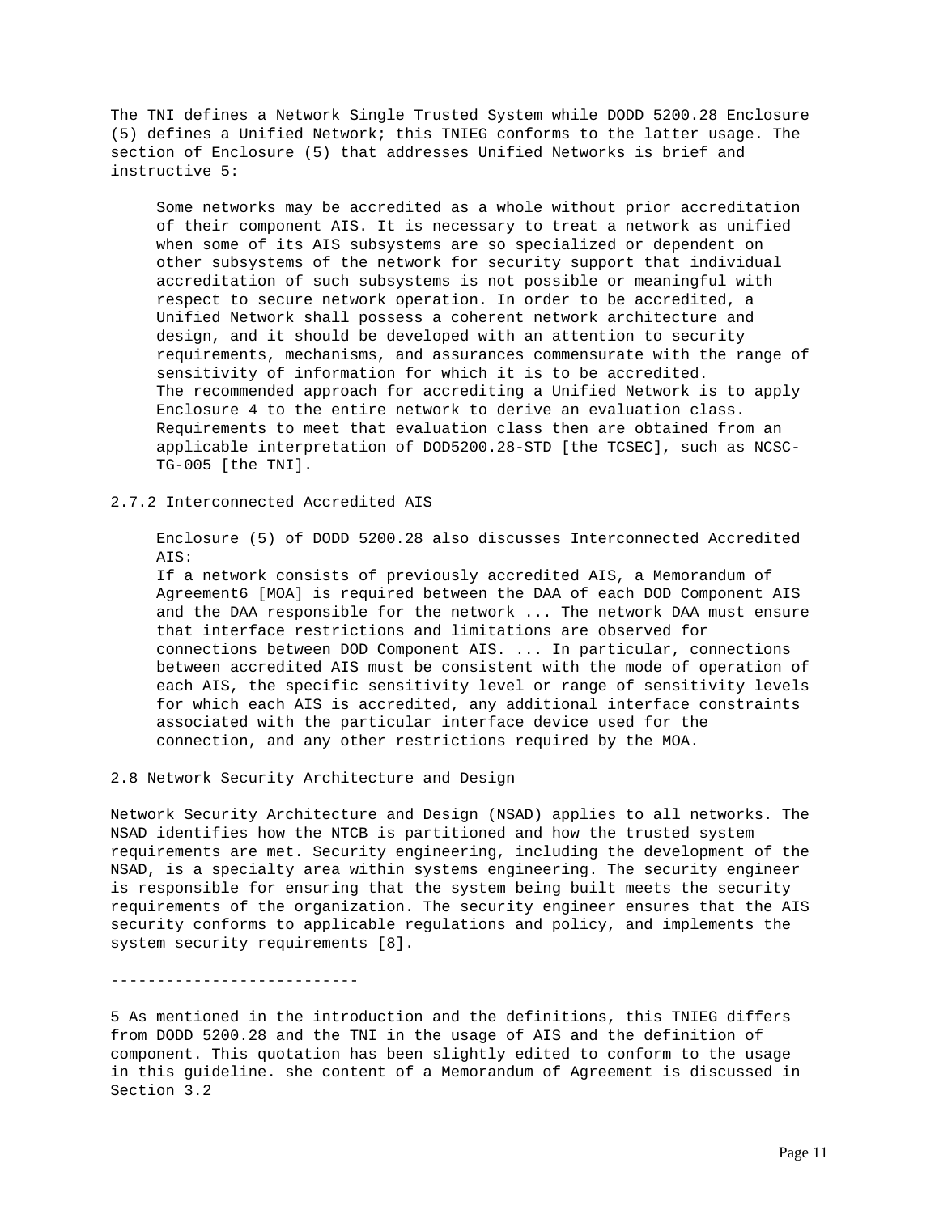The TNI defines a Network Single Trusted System while DODD 5200.28 Enclosure (5) defines a Unified Network; this TNIEG conforms to the latter usage. The section of Enclosure (5) that addresses Unified Networks is brief and instructive 5:

> Some networks may be accredited as a whole without prior accreditation of their component AIS. It is necessary to treat a network as unified when some of its AIS subsystems are so specialized or dependent on other subsystems of the network for security support that individual accreditation of such subsystems is not possible or meaningful with respect to secure network operation. In order to be accredited, a Unified Network shall possess a coherent network architecture and design, and it should be developed with an attention to security requirements, mechanisms, and assurances commensurate with the range of sensitivity of information for which it is to be accredited.
> The recommended approach for accrediting a Unified Network is to apply Enclosure 4 to the entire network to derive an evaluation class. Requirements to meet that evaluation class then are obtained from an applicable interpretation of DOD5200.28-STD [the TCSEC], such as NCSC-TG-005 [the TNI].

### 2.7.2 Interconnected Accredited AIS

> Enclosure (5) of DODD 5200.28 also discusses Interconnected Accredited AIS:
> If a network consists of previously accredited AIS, a Memorandum of Agreement6 [MOA] is required between the DAA of each DOD Component AIS and the DAA responsible for the network ... The network DAA must ensure that interface restrictions and limitations are observed for connections between DOD Component AIS. ... In particular, connections between accredited AIS must be consistent with the mode of operation of each AIS, the specific sensitivity level or range of sensitivity levels for which each AIS is accredited, any additional interface constraints associated with the particular interface device used for the connection, and any other restrictions required by the MOA.

## 2.8 Network Security Architecture and Design

Network Security Architecture and Design (NSAD) applies to all networks. The NSAD identifies how the NTCB is partitioned and how the trusted system requirements are met. Security engineering, including the development of the NSAD, is a specialty area within systems engineering. The security engineer is responsible for ensuring that the system being built meets the security requirements of the organization. The security engineer ensures that the AIS security conforms to applicable regulations and policy, and implements the system security requirements [8].

---------------------------

5 As mentioned in the introduction and the definitions, this TNIEG differs from DODD 5200.28 and the TNI in the usage of AIS and the definition of component. This quotation has been slightly edited to conform to the usage in this guideline. she content of a Memorandum of Agreement is discussed in Section 3.2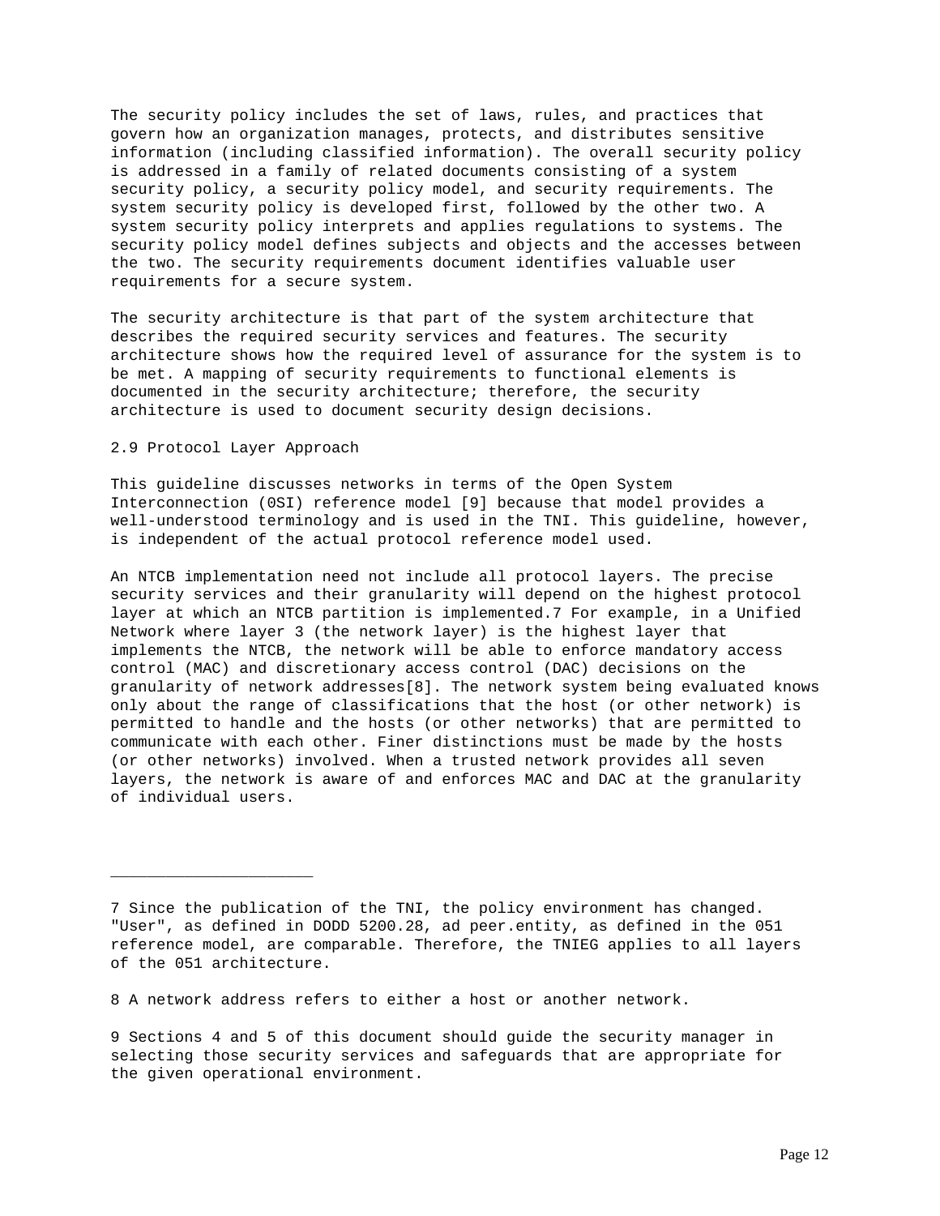The security policy includes the set of laws, rules, and practices that govern how an organization manages, protects, and distributes sensitive information (including classified information). The overall security policy is addressed in a family of related documents consisting of a system security policy, a security policy model, and security requirements. The system security policy is developed first, followed by the other two. A system security policy interprets and applies regulations to systems. The security policy model defines subjects and objects and the accesses between the two. The security requirements document identifies valuable user requirements for a secure system.

The security architecture is that part of the system architecture that describes the required security services and features. The security architecture shows how the required level of assurance for the system is to be met. A mapping of security requirements to functional elements is documented in the security architecture; therefore, the security architecture is used to document security design decisions.

## 2.9 Protocol Layer Approach

This guideline discusses networks in terms of the Open System Interconnection (0SI) reference model [9] because that model provides a well-understood terminology and is used in the TNI. This guideline, however, is independent of the actual protocol reference model used.

An NTCB implementation need not include all protocol layers. The precise security services and their granularity will depend on the highest protocol layer at which an NTCB partition is implemented.[7] For example, in a Unified Network where layer 3 (the network layer) is the highest layer that implements the NTCB, the network will be able to enforce mandatory access control (MAC) and discretionary access control (DAC) decisions on the granularity of network addresses[8]. The network system being evaluated knows only about the range of classifications that the host (or other network) is permitted to handle and the hosts (or other networks) that are permitted to communicate with each other. Finer distinctions must be made by the hosts (or other networks) involved. When a trusted network provides all seven layers, the network is aware of and enforces MAC and DAC at the granularity of individual users.

---

7 Since the publication of the TNI, the policy environment has changed. "User", as defined in DODD 5200.28, ad peer.entity, as defined in the 051 reference model, are comparable. Therefore, the TNIEG applies to all layers of the 051 architecture.

8 A network address refers to either a host or another network.

9 Sections 4 and 5 of this document should guide the security manager in selecting those security services and safeguards that are appropriate for the given operational environment.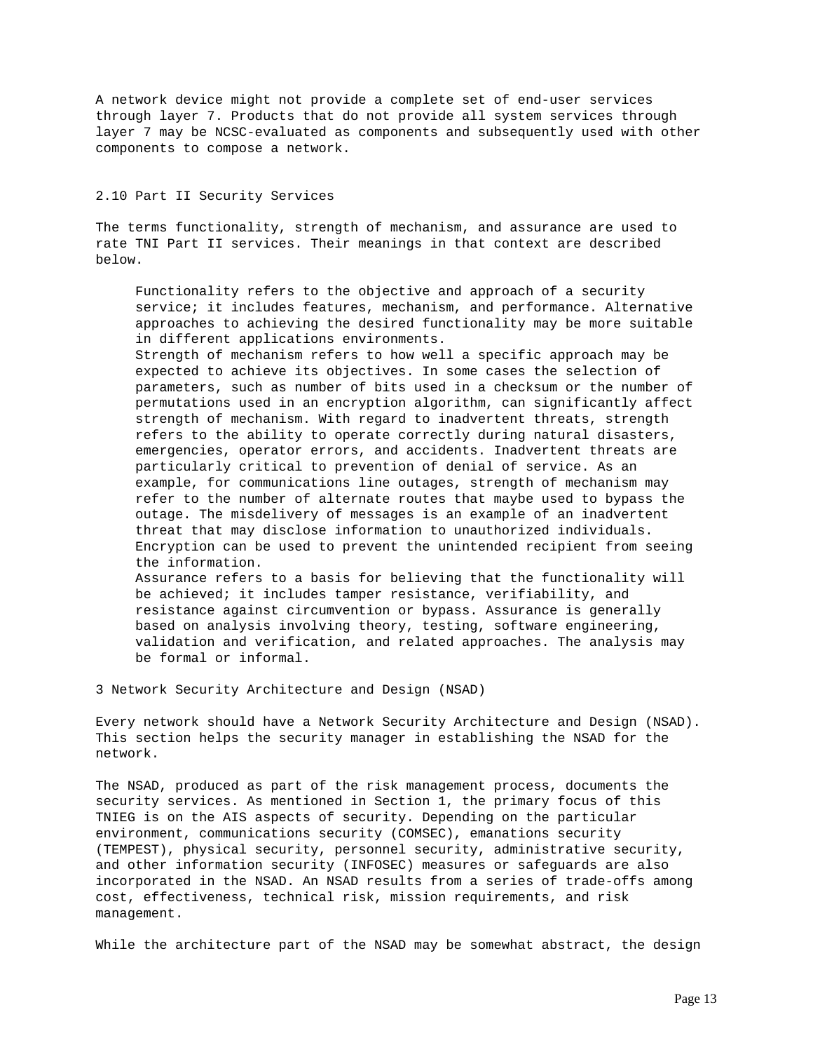A network device might not provide a complete set of end-user services through layer 7. Products that do not provide all system services through layer 7 may be NCSC-evaluated as components and subsequently used with other components to compose a network.

## 2.10 Part II Security Services

The terms functionality, strength of mechanism, and assurance are used to rate TNI Part II services. Their meanings in that context are described below.

> Functionality refers to the objective and approach of a security service; it includes features, mechanism, and performance. Alternative approaches to achieving the desired functionality may be more suitable in different applications environments.
>
> Strength of mechanism refers to how well a specific approach may be expected to achieve its objectives. In some cases the selection of parameters, such as number of bits used in a checksum or the number of permutations used in an encryption algorithm, can significantly affect strength of mechanism. With regard to inadvertent threats, strength refers to the ability to operate correctly during natural disasters, emergencies, operator errors, and accidents. Inadvertent threats are particularly critical to prevention of denial of service. As an example, for communications line outages, strength of mechanism may refer to the number of alternate routes that maybe used to bypass the outage. The misdelivery of messages is an example of an inadvertent threat that may disclose information to unauthorized individuals. Encryption can be used to prevent the unintended recipient from seeing the information.
>
> Assurance refers to a basis for believing that the functionality will be achieved; it includes tamper resistance, verifiability, and resistance against circumvention or bypass. Assurance is generally based on analysis involving theory, testing, software engineering, validation and verification, and related approaches. The analysis may be formal or informal.

# 3 Network Security Architecture and Design (NSAD)

Every network should have a Network Security Architecture and Design (NSAD). This section helps the security manager in establishing the NSAD for the network.

The NSAD, produced as part of the risk management process, documents the security services. As mentioned in Section 1, the primary focus of this TNIEG is on the AIS aspects of security. Depending on the particular environment, communications security (COMSEC), emanations security (TEMPEST), physical security, personnel security, administrative security, and other information security (INFOSEC) measures or safeguards are also incorporated in the NSAD. An NSAD results from a series of trade-offs among cost, effectiveness, technical risk, mission requirements, and risk management.

While the architecture part of the NSAD may be somewhat abstract, the design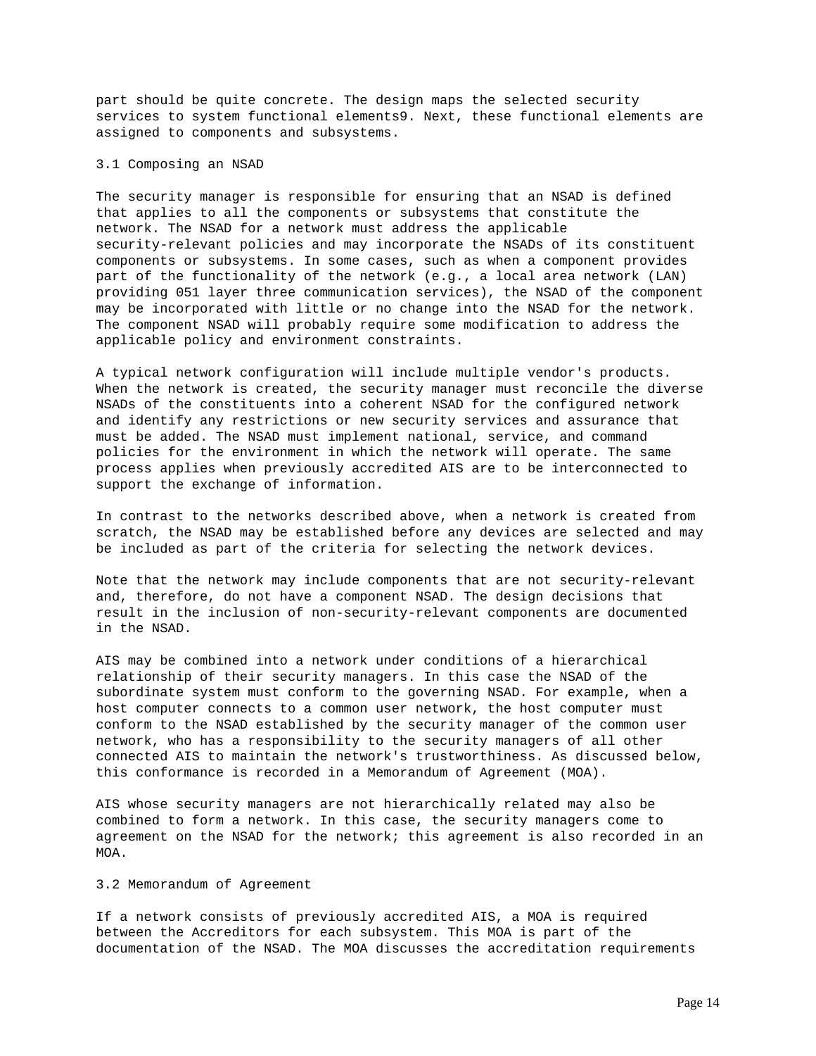part should be quite concrete. The design maps the selected security services to system functional elements9. Next, these functional elements are assigned to components and subsystems.

### 3.1 Composing an NSAD

The security manager is responsible for ensuring that an NSAD is defined that applies to all the components or subsystems that constitute the network. The NSAD for a network must address the applicable security-relevant policies and may incorporate the NSADs of its constituent components or subsystems. In some cases, such as when a component provides part of the functionality of the network (e.g., a local area network (LAN) providing 051 layer three communication services), the NSAD of the component may be incorporated with little or no change into the NSAD for the network. The component NSAD will probably require some modification to address the applicable policy and environment constraints.

A typical network configuration will include multiple vendor's products. When the network is created, the security manager must reconcile the diverse NSADs of the constituents into a coherent NSAD for the configured network and identify any restrictions or new security services and assurance that must be added. The NSAD must implement national, service, and command policies for the environment in which the network will operate. The same process applies when previously accredited AIS are to be interconnected to support the exchange of information.

In contrast to the networks described above, when a network is created from scratch, the NSAD may be established before any devices are selected and may be included as part of the criteria for selecting the network devices.

Note that the network may include components that are not security-relevant and, therefore, do not have a component NSAD. The design decisions that result in the inclusion of non-security-relevant components are documented in the NSAD.

AIS may be combined into a network under conditions of a hierarchical relationship of their security managers. In this case the NSAD of the subordinate system must conform to the governing NSAD. For example, when a host computer connects to a common user network, the host computer must conform to the NSAD established by the security manager of the common user network, who has a responsibility to the security managers of all other connected AIS to maintain the network's trustworthiness. As discussed below, this conformance is recorded in a Memorandum of Agreement (MOA).

AIS whose security managers are not hierarchically related may also be combined to form a network. In this case, the security managers come to agreement on the NSAD for the network; this agreement is also recorded in an MOA.

### 3.2 Memorandum of Agreement

If a network consists of previously accredited AIS, a MOA is required between the Accreditors for each subsystem. This MOA is part of the documentation of the NSAD. The MOA discusses the accreditation requirements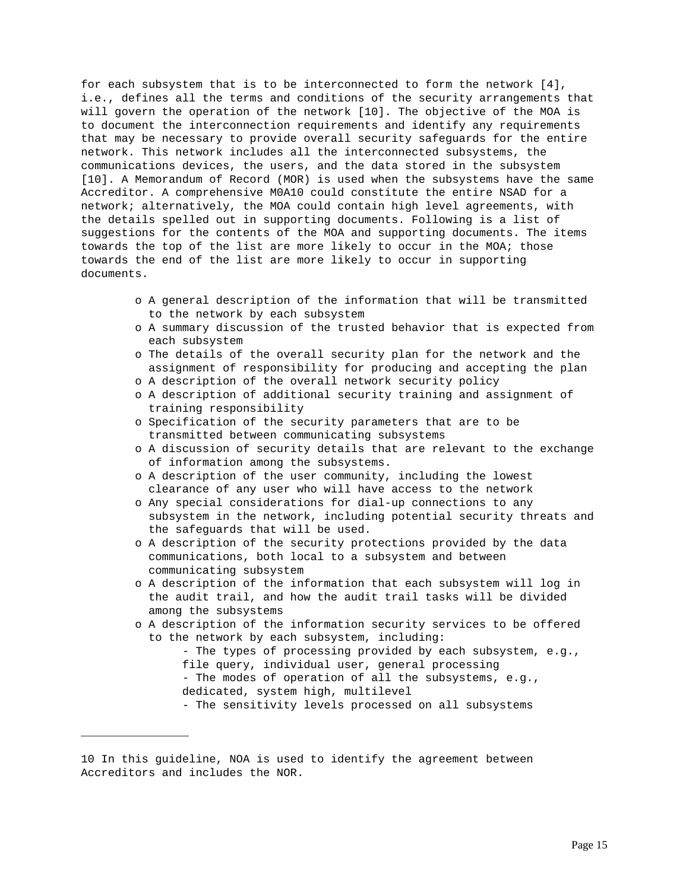for each subsystem that is to be interconnected to form the network [4], i.e., defines all the terms and conditions of the security arrangements that will govern the operation of the network [10]. The objective of the MOA is to document the interconnection requirements and identify any requirements that may be necessary to provide overall security safeguards for the entire network. This network includes all the interconnected subsystems, the communications devices, the users, and the data stored in the subsystem [10]. A Memorandum of Record (MOR) is used when the subsystems have the same Accreditor. A comprehensive M0A10 could constitute the entire NSAD for a network; alternatively, the MOA could contain high level agreements, with the details spelled out in supporting documents. Following is a list of suggestions for the contents of the MOA and supporting documents. The items towards the top of the list are more likely to occur in the MOA; those towards the end of the list are more likely to occur in supporting documents.

- A general description of the information that will be transmitted to the network by each subsystem
- A summary discussion of the trusted behavior that is expected from each subsystem
- The details of the overall security plan for the network and the assignment of responsibility for producing and accepting the plan
- A description of the overall network security policy
- A description of additional security training and assignment of training responsibility
- Specification of the security parameters that are to be transmitted between communicating subsystems
- A discussion of security details that are relevant to the exchange of information among the subsystems.
- A description of the user community, including the lowest clearance of any user who will have access to the network
- Any special considerations for dial-up connections to any subsystem in the network, including potential security threats and the safeguards that will be used.
- A description of the security protections provided by the data communications, both local to a subsystem and between communicating subsystem
- A description of the information that each subsystem will log in the audit trail, and how the audit trail tasks will be divided among the subsystems
- A description of the information security services to be offered to the network by each subsystem, including:
  - The types of processing provided by each subsystem, e.g., file query, individual user, general processing
  - The modes of operation of all the subsystems, e.g., dedicated, system high, multilevel
  - The sensitivity levels processed on all subsystems

---

10 In this guideline, NOA is used to identify the agreement between Accreditors and includes the NOR.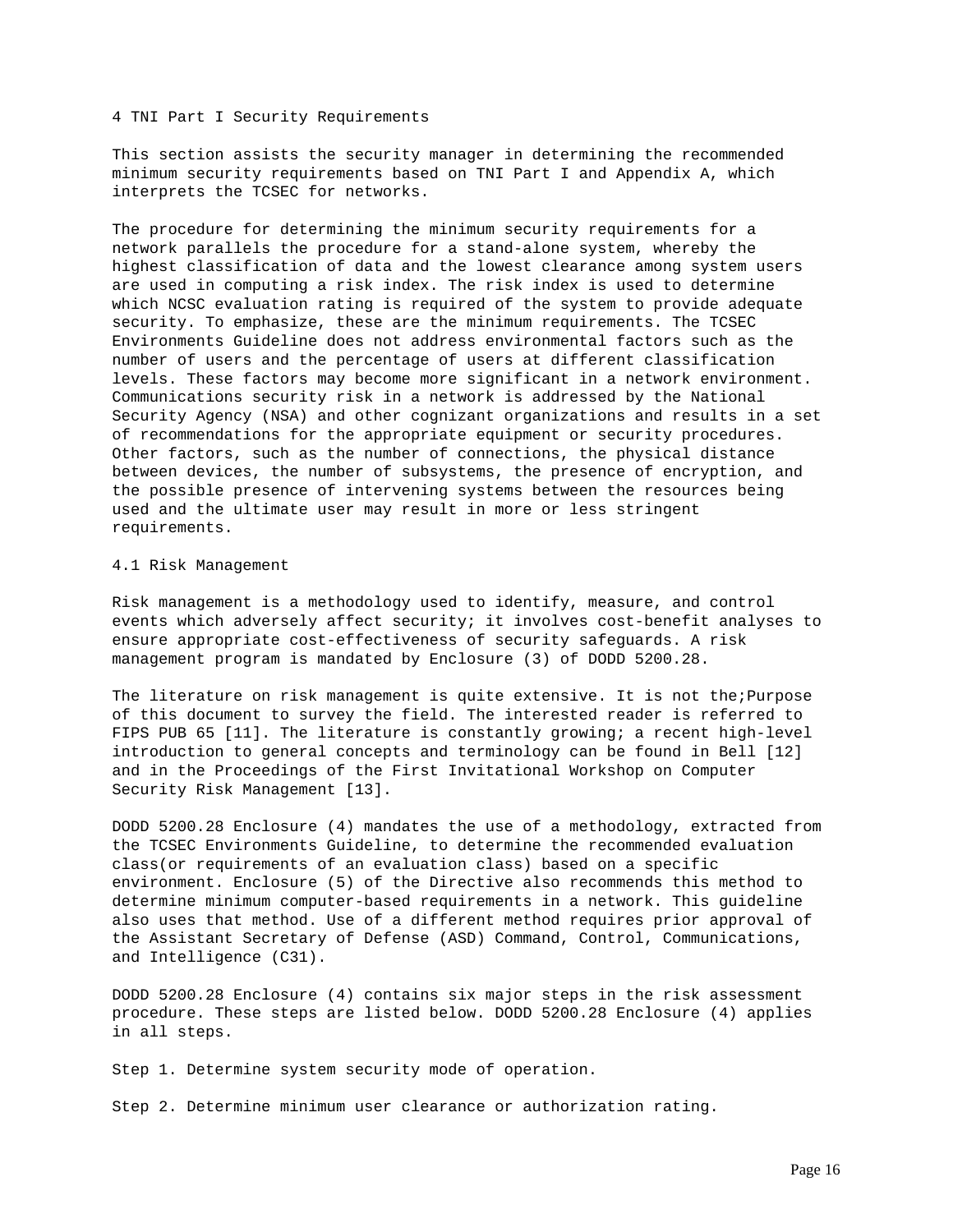# 4 TNI Part I Security Requirements

This section assists the security manager in determining the recommended minimum security requirements based on TNI Part I and Appendix A, which interprets the TCSEC for networks.

The procedure for determining the minimum security requirements for a network parallels the procedure for a stand-alone system, whereby the highest classification of data and the lowest clearance among system users are used in computing a risk index. The risk index is used to determine which NCSC evaluation rating is required of the system to provide adequate security. To emphasize, these are the minimum requirements. The TCSEC Environments Guideline does not address environmental factors such as the number of users and the percentage of users at different classification levels. These factors may become more significant in a network environment. Communications security risk in a network is addressed by the National Security Agency (NSA) and other cognizant organizations and results in a set of recommendations for the appropriate equipment or security procedures. Other factors, such as the number of connections, the physical distance between devices, the number of subsystems, the presence of encryption, and the possible presence of intervening systems between the resources being used and the ultimate user may result in more or less stringent requirements.

## 4.1 Risk Management

Risk management is a methodology used to identify, measure, and control events which adversely affect security; it involves cost-benefit analyses to ensure appropriate cost-effectiveness of security safeguards. A risk management program is mandated by Enclosure (3) of DODD 5200.28.

The literature on risk management is quite extensive. It is not the;Purpose of this document to survey the field. The interested reader is referred to FIPS PUB 65 [11]. The literature is constantly growing; a recent high-level introduction to general concepts and terminology can be found in Bell [12] and in the Proceedings of the First Invitational Workshop on Computer Security Risk Management [13].

DODD 5200.28 Enclosure (4) mandates the use of a methodology, extracted from the TCSEC Environments Guideline, to determine the recommended evaluation class(or requirements of an evaluation class) based on a specific environment. Enclosure (5) of the Directive also recommends this method to determine minimum computer-based requirements in a network. This guideline also uses that method. Use of a different method requires prior approval of the Assistant Secretary of Defense (ASD) Command, Control, Communications, and Intelligence (C31).

DODD 5200.28 Enclosure (4) contains six major steps in the risk assessment procedure. These steps are listed below. DODD 5200.28 Enclosure (4) applies in all steps.

Step 1. Determine system security mode of operation.

Step 2. Determine minimum user clearance or authorization rating.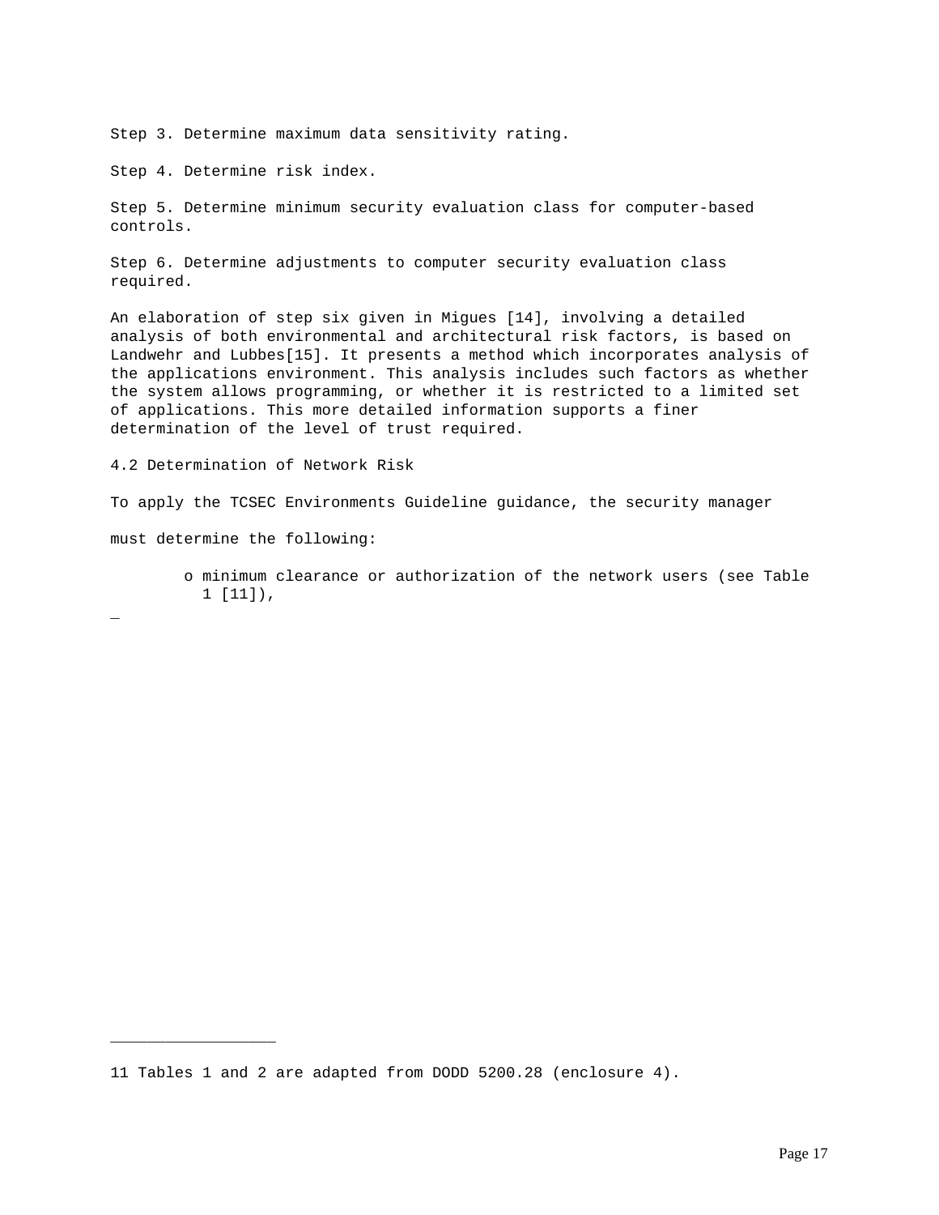Step 3. Determine maximum data sensitivity rating.

Step 4. Determine risk index.

Step 5. Determine minimum security evaluation class for computer-based controls.

Step 6. Determine adjustments to computer security evaluation class required.

An elaboration of step six given in Migues [14], involving a detailed analysis of both environmental and architectural risk factors, is based on Landwehr and Lubbes[15]. It presents a method which incorporates analysis of the applications environment. This analysis includes such factors as whether the system allows programming, or whether it is restricted to a limited set of applications. This more detailed information supports a finer determination of the level of trust required.

## 4.2 Determination of Network Risk

To apply the TCSEC Environments Guideline guidance, the security manager

must determine the following:

- minimum clearance or authorization of the network users (see Table 1 [11]),

---

11 Tables 1 and 2 are adapted from DODD 5200.28 (enclosure 4).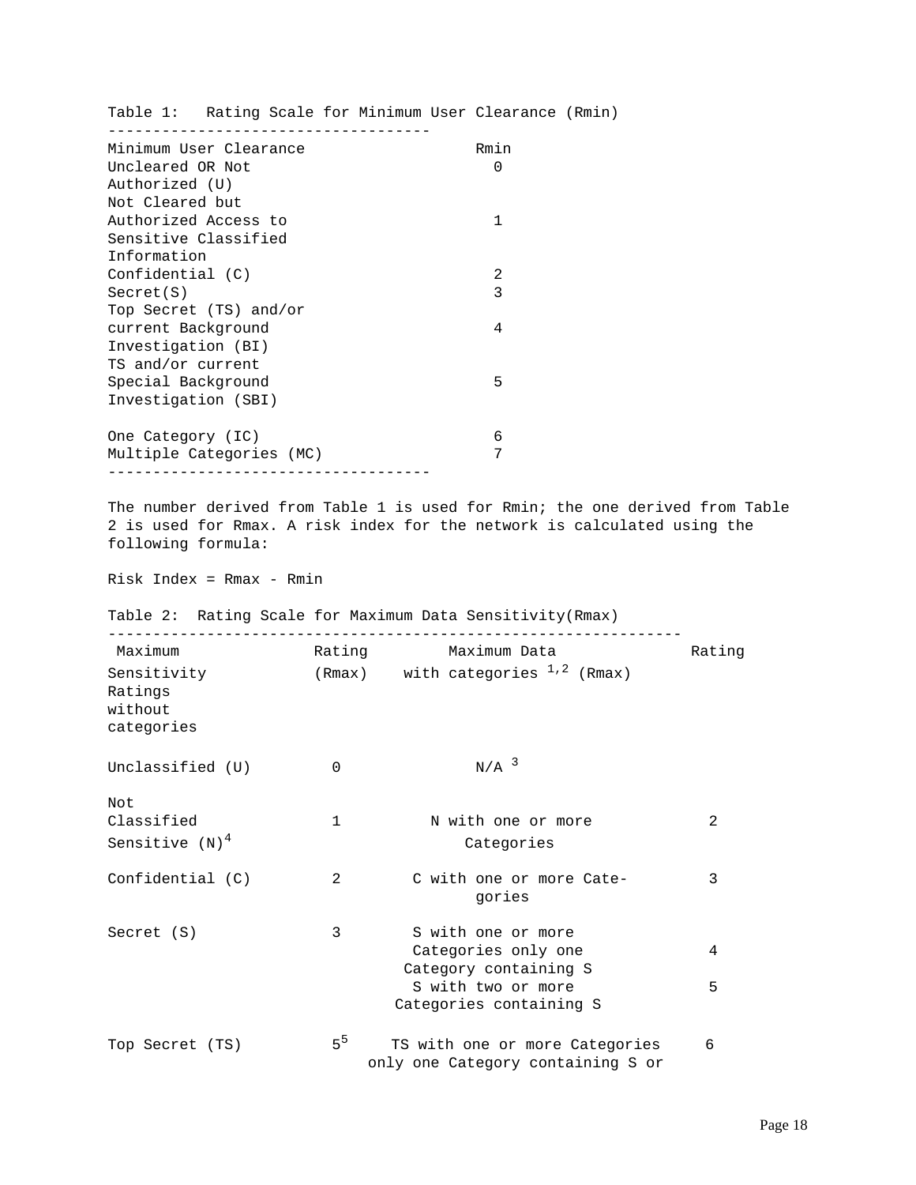Table 1: Rating Scale for Minimum User Clearance (Rmin)

| Minimum User Clearance | Rmin |
|---|---|
| Uncleared OR Not Authorized (U) | 0 |
| Not Cleared but Authorized Access to Sensitive Classified Information | 1 |
| Confidential (C) | 2 |
| Secret(S) | 3 |
| Top Secret (TS) and/or current Background Investigation (BI) | 4 |
| TS and/or current Special Background Investigation (SBI) | 5 |
| One Category (IC) | 6 |
| Multiple Categories (MC) | 7 |

The number derived from Table 1 is used for Rmin; the one derived from Table 2 is used for Rmax. A risk index for the network is calculated using the following formula:

Risk Index = Rmax - Rmin

Table 2: Rating Scale for Maximum Data Sensitivity(Rmax)

| Maximum Sensitivity Ratings without categories | Rating (Rmax) | Maximum Data with categories [1,2] | Rating (Rmax) |
|---|---|---|---|
| Unclassified (U) | 0 | N/A [3] | |
| Not Classified Sensitive (N)[4] | 1 | N with one or more Categories | 2 |
| Confidential (C) | 2 | C with one or more Categories | 3 |
| Secret (S) | 3 | S with one or more Categories only one Category containing S | 4 |
| | | S with two or more Categories containing S | 5 |
| Top Secret (TS) | 5[5] | TS with one or more Categories only one Category containing S or | 6 |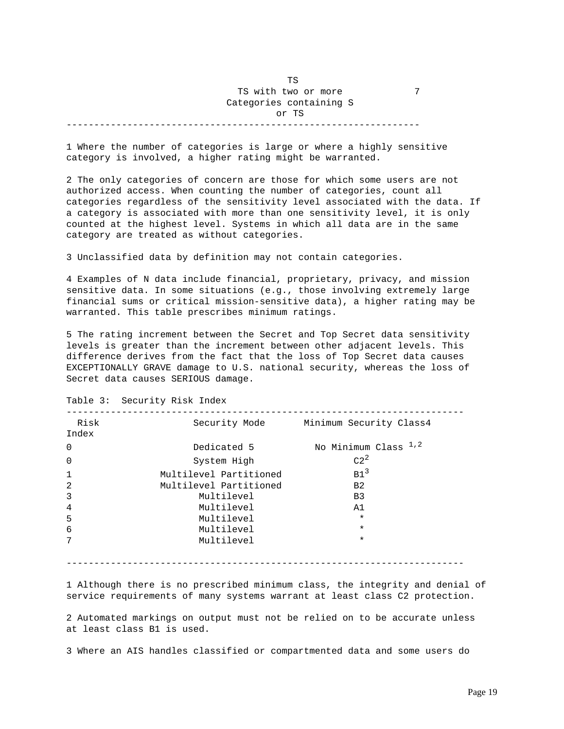| | | |
|---|---|---|
| | TS | |
| | TS with two or more Categories containing S or TS | 7 |

1 Where the number of categories is large or where a highly sensitive category is involved, a higher rating might be warranted.

2 The only categories of concern are those for which some users are not authorized access. When counting the number of categories, count all categories regardless of the sensitivity level associated with the data. If a category is associated with more than one sensitivity level, it is only counted at the highest level. Systems in which all data are in the same category are treated as without categories.

3 Unclassified data by definition may not contain categories.

4 Examples of N data include financial, proprietary, privacy, and mission sensitive data. In some situations (e.g., those involving extremely large financial sums or critical mission-sensitive data), a higher rating may be warranted. This table prescribes minimum ratings.

5 The rating increment between the Secret and Top Secret data sensitivity levels is greater than the increment between other adjacent levels. This difference derives from the fact that the loss of Top Secret data causes EXCEPTIONALLY GRAVE damage to U.S. national security, whereas the loss of Secret data causes SERIOUS damage.

Table 3: Security Risk Index

| Risk Index | Security Mode | Minimum Security Class4 |
|---|---|---|
| 0 | Dedicated 5 | No Minimum Class [1,2] |
| 0 | System High | C2[2] |
| 1 | Multilevel Partitioned | B1[3] |
| 2 | Multilevel Partitioned | B2 |
| 3 | Multilevel | B3 |
| 4 | Multilevel | A1 |
| 5 | Multilevel | * |
| 6 | Multilevel | * |
| 7 | Multilevel | * |

1 Although there is no prescribed minimum class, the integrity and denial of service requirements of many systems warrant at least class C2 protection.

2 Automated markings on output must not be relied on to be accurate unless at least class B1 is used.

3 Where an AIS handles classified or compartmented data and some users do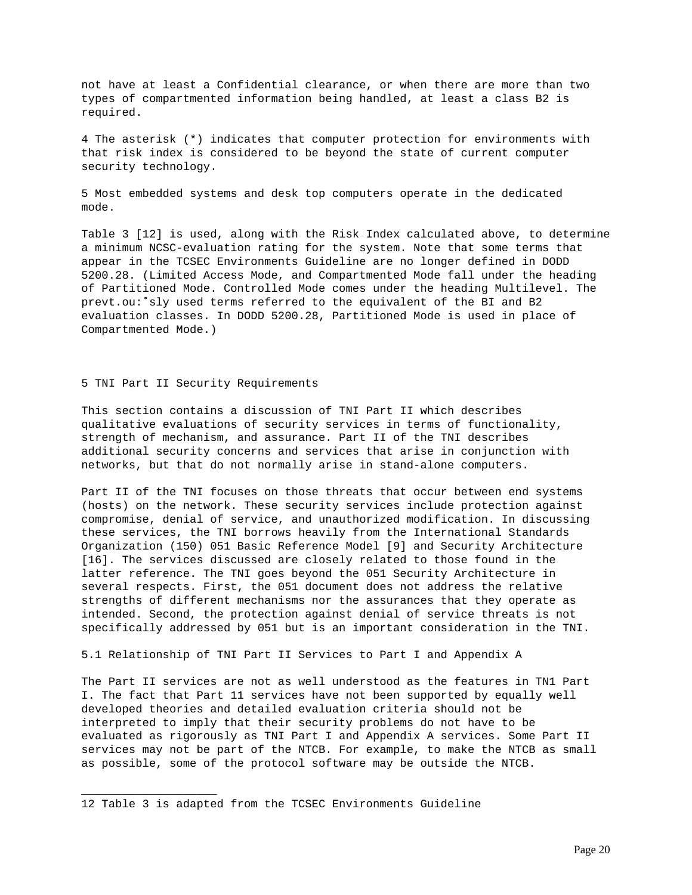not have at least a Confidential clearance, or when there are more than two types of compartmented information being handled, at least a class B2 is required.

4 The asterisk (*) indicates that computer protection for environments with that risk index is considered to be beyond the state of current computer security technology.

5 Most embedded systems and desk top computers operate in the dedicated mode.

Table 3 [12] is used, along with the Risk Index calculated above, to determine a minimum NCSC-evaluation rating for the system. Note that some terms that appear in the TCSEC Environments Guideline are no longer defined in DODD 5200.28. (Limited Access Mode, and Compartmented Mode fall under the heading of Partitioned Mode. Controlled Mode comes under the heading Multilevel. The prevt.ou:˚sly used terms referred to the equivalent of the BI and B2 evaluation classes. In DODD 5200.28, Partitioned Mode is used in place of Compartmented Mode.)

## 5 TNI Part II Security Requirements

This section contains a discussion of TNI Part II which describes qualitative evaluations of security services in terms of functionality, strength of mechanism, and assurance. Part II of the TNI describes additional security concerns and services that arise in conjunction with networks, but that do not normally arise in stand-alone computers.

Part II of the TNI focuses on those threats that occur between end systems (hosts) on the network. These security services include protection against compromise, denial of service, and unauthorized modification. In discussing these services, the TNI borrows heavily from the International Standards Organization (150) 051 Basic Reference Model [9] and Security Architecture [16]. The services discussed are closely related to those found in the latter reference. The TNI goes beyond the 051 Security Architecture in several respects. First, the 051 document does not address the relative strengths of different mechanisms nor the assurances that they operate as intended. Second, the protection against denial of service threats is not specifically addressed by 051 but is an important consideration in the TNI.

### 5.1 Relationship of TNI Part II Services to Part I and Appendix A

The Part II services are not as well understood as the features in TN1 Part I. The fact that Part 11 services have not been supported by equally well developed theories and detailed evaluation criteria should not be interpreted to imply that their security problems do not have to be evaluated as rigorously as TNI Part I and Appendix A services. Some Part II services may not be part of the NTCB. For example, to make the NTCB as small as possible, some of the protocol software may be outside the NTCB.

---

12 Table 3 is adapted from the TCSEC Environments Guideline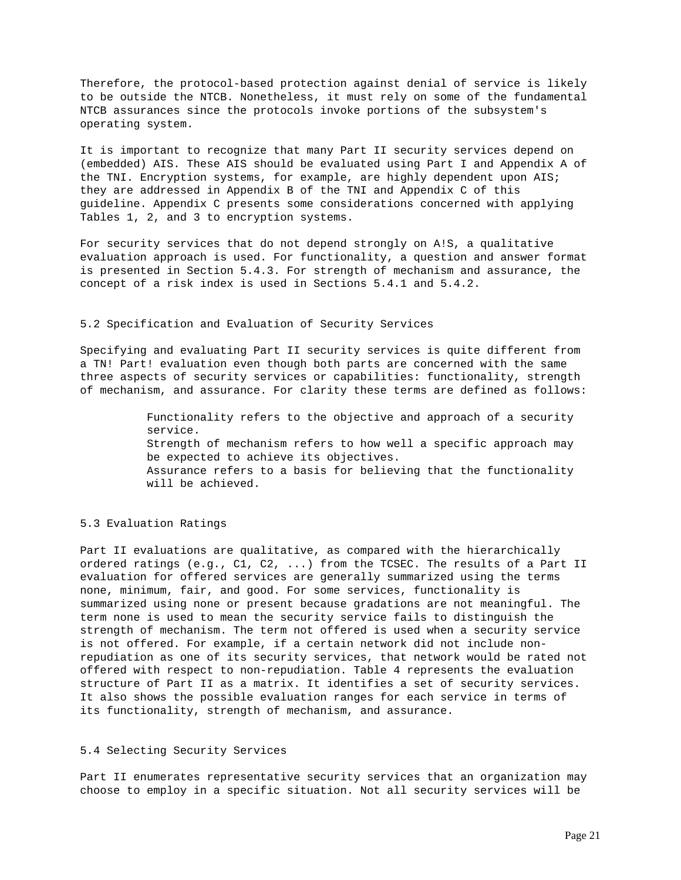Therefore, the protocol-based protection against denial of service is likely to be outside the NTCB. Nonetheless, it must rely on some of the fundamental NTCB assurances since the protocols invoke portions of the subsystem's operating system.

It is important to recognize that many Part II security services depend on (embedded) AIS. These AIS should be evaluated using Part I and Appendix A of the TNI. Encryption systems, for example, are highly dependent upon AIS; they are addressed in Appendix B of the TNI and Appendix C of this guideline. Appendix C presents some considerations concerned with applying Tables 1, 2, and 3 to encryption systems.

For security services that do not depend strongly on A!S, a qualitative evaluation approach is used. For functionality, a question and answer format is presented in Section 5.4.3. For strength of mechanism and assurance, the concept of a risk index is used in Sections 5.4.1 and 5.4.2.

## 5.2 Specification and Evaluation of Security Services

Specifying and evaluating Part II security services is quite different from a TN! Part! evaluation even though both parts are concerned with the same three aspects of security services or capabilities: functionality, strength of mechanism, and assurance. For clarity these terms are defined as follows:

> Functionality refers to the objective and approach of a security service.
> Strength of mechanism refers to how well a specific approach may be expected to achieve its objectives.
> Assurance refers to a basis for believing that the functionality will be achieved.

## 5.3 Evaluation Ratings

Part II evaluations are qualitative, as compared with the hierarchically ordered ratings (e.g., C1, C2, ...) from the TCSEC. The results of a Part II evaluation for offered services are generally summarized using the terms none, minimum, fair, and good. For some services, functionality is summarized using none or present because gradations are not meaningful. The term none is used to mean the security service fails to distinguish the strength of mechanism. The term not offered is used when a security service is not offered. For example, if a certain network did not include non-repudiation as one of its security services, that network would be rated not offered with respect to non-repudiation. Table 4 represents the evaluation structure of Part II as a matrix. It identifies a set of security services. It also shows the possible evaluation ranges for each service in terms of its functionality, strength of mechanism, and assurance.

## 5.4 Selecting Security Services

Part II enumerates representative security services that an organization may choose to employ in a specific situation. Not all security services will be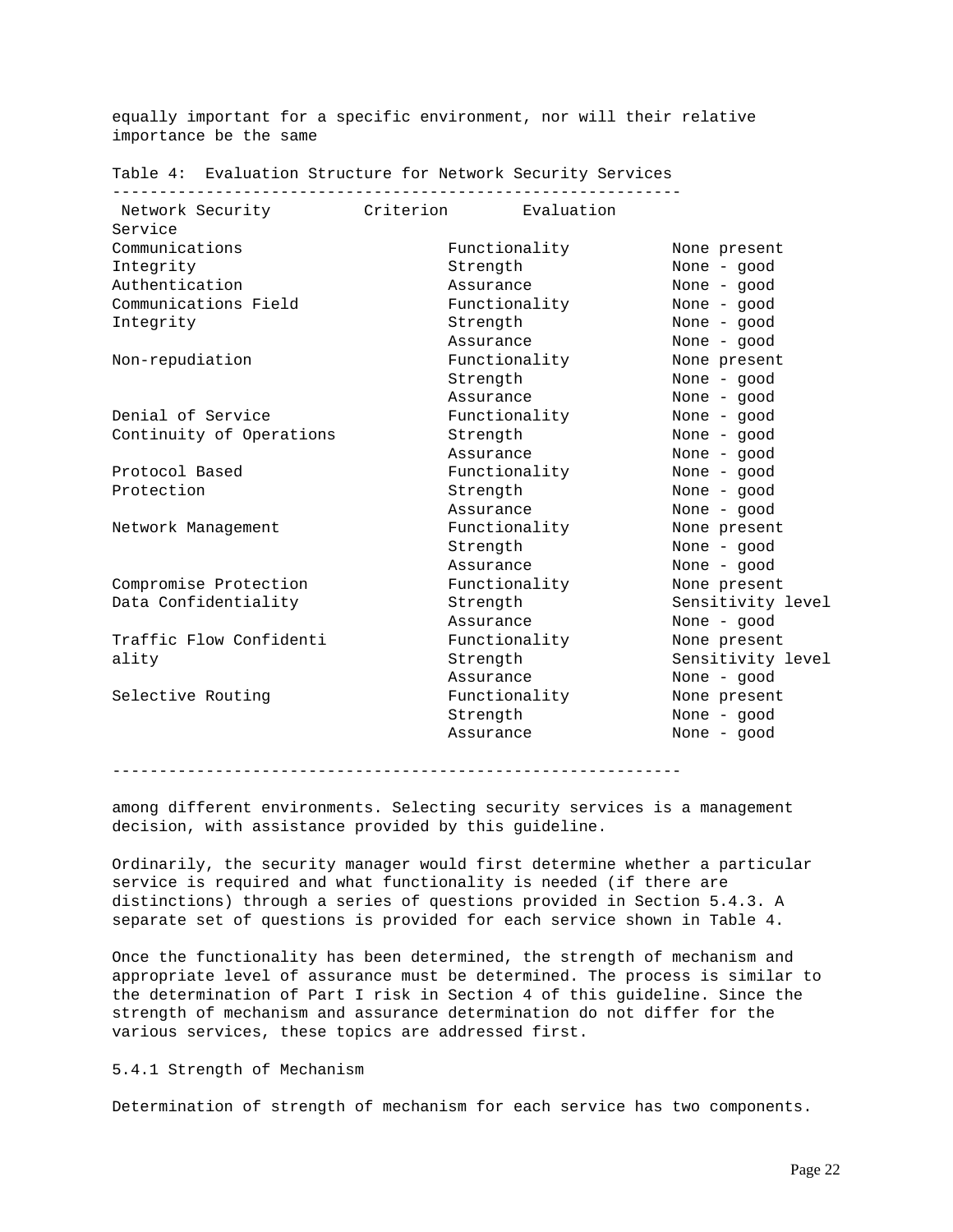equally important for a specific environment, nor will their relative importance be the same

Table 4: Evaluation Structure for Network Security Services

| Network Security Service | Criterion | Evaluation |
| --- | --- | --- |
| Communications Integrity Authentication | Functionality | None present |
| | Strength | None - good |
| | Assurance | None - good |
| Communications Field Integrity | Functionality | None - good |
| | Strength | None - good |
| | Assurance | None - good |
| Non-repudiation | Functionality | None present |
| | Strength | None - good |
| | Assurance | None - good |
| Denial of Service Continuity of Operations | Functionality | None - good |
| | Strength | None - good |
| | Assurance | None - good |
| Protocol Based Protection | Functionality | None - good |
| | Strength | None - good |
| | Assurance | None - good |
| Network Management | Functionality | None present |
| | Strength | None - good |
| | Assurance | None - good |
| Compromise Protection Data Confidentiality | Functionality | None present |
| | Strength | Sensitivity level |
| | Assurance | None - good |
| Traffic Flow Confidentiality | Functionality | None present |
| | Strength | Sensitivity level |
| | Assurance | None - good |
| Selective Routing | Functionality | None present |
| | Strength | None - good |
| | Assurance | None - good |

among different environments. Selecting security services is a management decision, with assistance provided by this guideline.

Ordinarily, the security manager would first determine whether a particular service is required and what functionality is needed (if there are distinctions) through a series of questions provided in Section 5.4.3. A separate set of questions is provided for each service shown in Table 4.

Once the functionality has been determined, the strength of mechanism and appropriate level of assurance must be determined. The process is similar to the determination of Part I risk in Section 4 of this guideline. Since the strength of mechanism and assurance determination do not differ for the various services, these topics are addressed first.

### 5.4.1 Strength of Mechanism

Determination of strength of mechanism for each service has two components.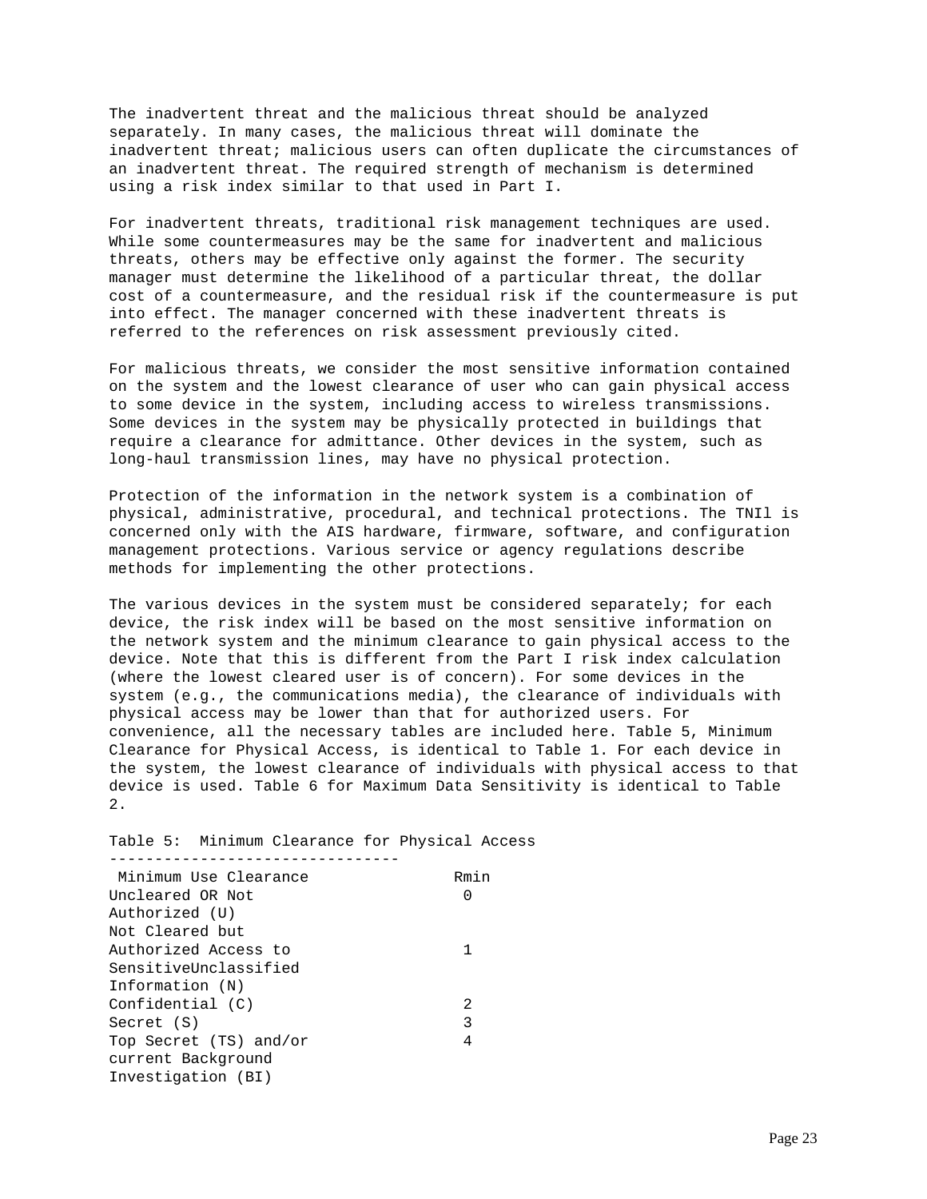The inadvertent threat and the malicious threat should be analyzed separately. In many cases, the malicious threat will dominate the inadvertent threat; malicious users can often duplicate the circumstances of an inadvertent threat. The required strength of mechanism is determined using a risk index similar to that used in Part I.

For inadvertent threats, traditional risk management techniques are used. While some countermeasures may be the same for inadvertent and malicious threats, others may be effective only against the former. The security manager must determine the likelihood of a particular threat, the dollar cost of a countermeasure, and the residual risk if the countermeasure is put into effect. The manager concerned with these inadvertent threats is referred to the references on risk assessment previously cited.

For malicious threats, we consider the most sensitive information contained on the system and the lowest clearance of user who can gain physical access to some device in the system, including access to wireless transmissions. Some devices in the system may be physically protected in buildings that require a clearance for admittance. Other devices in the system, such as long-haul transmission lines, may have no physical protection.

Protection of the information in the network system is a combination of physical, administrative, procedural, and technical protections. The TNIl is concerned only with the AIS hardware, firmware, software, and configuration management protections. Various service or agency regulations describe methods for implementing the other protections.

The various devices in the system must be considered separately; for each device, the risk index will be based on the most sensitive information on the network system and the minimum clearance to gain physical access to the device. Note that this is different from the Part I risk index calculation (where the lowest cleared user is of concern). For some devices in the system (e.g., the communications media), the clearance of individuals with physical access may be lower than that for authorized users. For convenience, all the necessary tables are included here. Table 5, Minimum Clearance for Physical Access, is identical to Table 1. For each device in the system, the lowest clearance of individuals with physical access to that device is used. Table 6 for Maximum Data Sensitivity is identical to Table 2.

Table 5: Minimum Clearance for Physical Access

| Minimum Use Clearance | Rmin |
|---|---|
| Uncleared OR Not Authorized (U) | 0 |
| Not Cleared but Authorized Access to SensitiveUnclassified Information (N) | 1 |
| Confidential (C) | 2 |
| Secret (S) | 3 |
| Top Secret (TS) and/or current Background Investigation (BI) | 4 |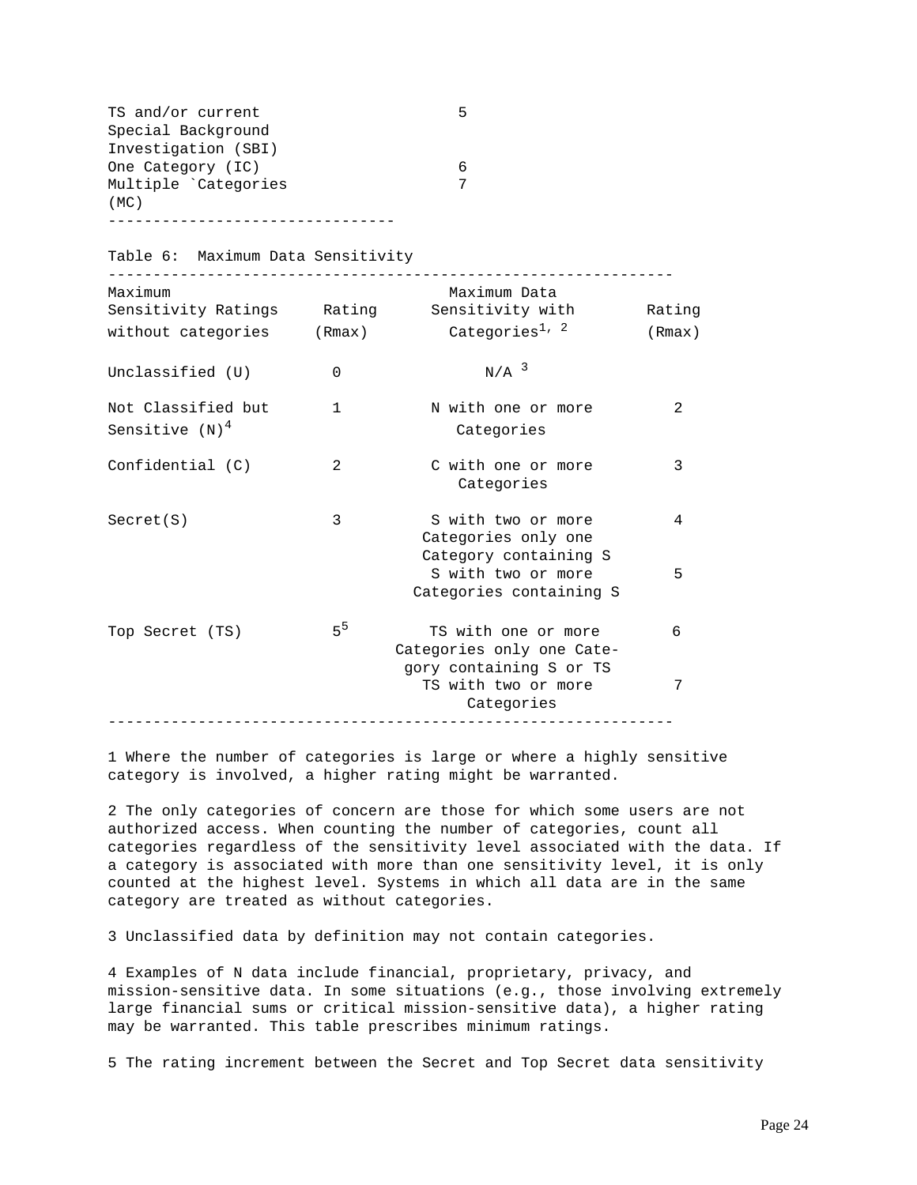| | |
|---|---|
| TS and/or current Special Background Investigation (SBI) | 5 |
| One Category (IC) | 6 |
| Multiple `Categories (MC) | 7 |

Table 6: Maximum Data Sensitivity

| Maximum Sensitivity Ratings without categories | Rating (Rmax) | Maximum Data Sensitivity with Categories[1, 2] | Rating (Rmax) |
|---|---|---|---|
| Unclassified (U) | 0 | N/A [3] | |
| Not Classified but Sensitive (N)[4] | 1 | N with one or more Categories | 2 |
| Confidential (C) | 2 | C with one or more Categories | 3 |
| Secret(S) | 3 | S with two or more Categories only one Category containing S | 4 |
| | | S with two or more Categories containing S | 5 |
| Top Secret (TS) | 5[5] | TS with one or more Categories only one Category containing S or TS | 6 |
| | | TS with two or more Categories | 7 |

1 Where the number of categories is large or where a highly sensitive category is involved, a higher rating might be warranted.

2 The only categories of concern are those for which some users are not authorized access. When counting the number of categories, count all categories regardless of the sensitivity level associated with the data. If a category is associated with more than one sensitivity level, it is only counted at the highest level. Systems in which all data are in the same category are treated as without categories.

3 Unclassified data by definition may not contain categories.

4 Examples of N data include financial, proprietary, privacy, and mission-sensitive data. In some situations (e.g., those involving extremely large financial sums or critical mission-sensitive data), a higher rating may be warranted. This table prescribes minimum ratings.

5 The rating increment between the Secret and Top Secret data sensitivity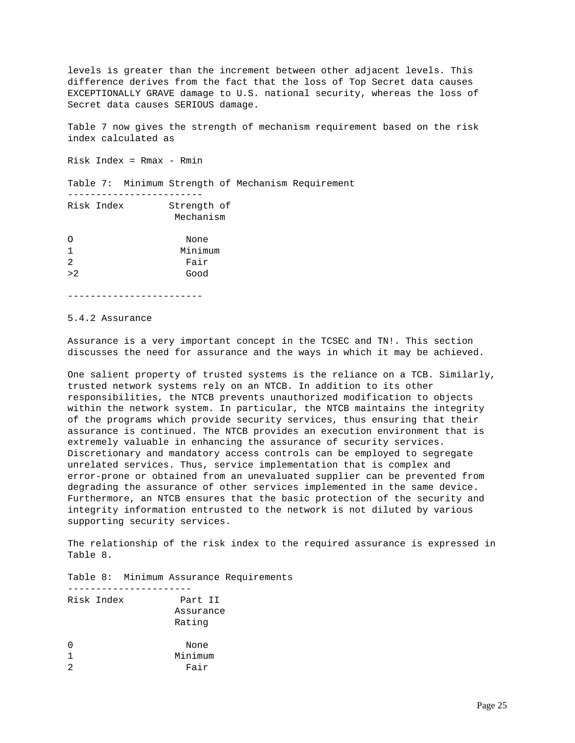levels is greater than the increment between other adjacent levels. This difference derives from the fact that the loss of Top Secret data causes EXCEPTIONALLY GRAVE damage to U.S. national security, whereas the loss of Secret data causes SERIOUS damage.

Table 7 now gives the strength of mechanism requirement based on the risk index calculated as

Risk Index = Rmax - Rmin

Table 7: Minimum Strength of Mechanism Requirement

| Risk Index | Strength of Mechanism |
|---|---|
| O | None |
| 1 | Minimum |
| 2 | Fair |
| >2 | Good |

### 5.4.2 Assurance

Assurance is a very important concept in the TCSEC and TN!. This section discusses the need for assurance and the ways in which it may be achieved.

One salient property of trusted systems is the reliance on a TCB. Similarly, trusted network systems rely on an NTCB. In addition to its other responsibilities, the NTCB prevents unauthorized modification to objects within the network system. In particular, the NTCB maintains the integrity of the programs which provide security services, thus ensuring that their assurance is continued. The NTCB provides an execution environment that is extremely valuable in enhancing the assurance of security services. Discretionary and mandatory access controls can be employed to segregate unrelated services. Thus, service implementation that is complex and error-prone or obtained from an unevaluated supplier can be prevented from degrading the assurance of other services implemented in the same device. Furthermore, an NTCB ensures that the basic protection of the security and integrity information entrusted to the network is not diluted by various supporting security services.

The relationship of the risk index to the required assurance is expressed in Table 8.

Table 8: Minimum Assurance Requirements

| Risk Index | Part II Assurance Rating |
|---|---|
| 0 | None |
| 1 | Minimum |
| 2 | Fair |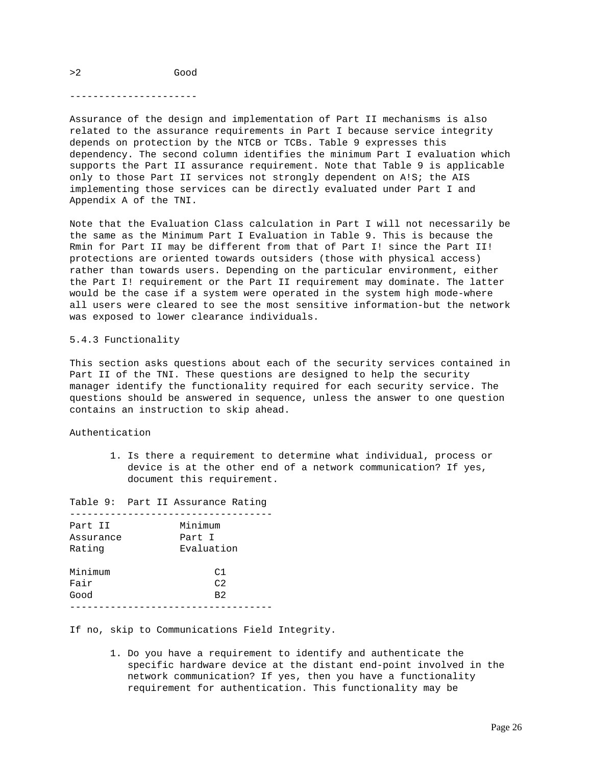| | |
|---|---|
| >2 | Good |

Assurance of the design and implementation of Part II mechanisms is also related to the assurance requirements in Part I because service integrity depends on protection by the NTCB or TCBs. Table 9 expresses this dependency. The second column identifies the minimum Part I evaluation which supports the Part II assurance requirement. Note that Table 9 is applicable only to those Part II services not strongly dependent on A!S; the AIS implementing those services can be directly evaluated under Part I and Appendix A of the TNI.

Note that the Evaluation Class calculation in Part I will not necessarily be the same as the Minimum Part I Evaluation in Table 9. This is because the Rmin for Part II may be different from that of Part I! since the Part II! protections are oriented towards outsiders (those with physical access) rather than towards users. Depending on the particular environment, either the Part I! requirement or the Part II requirement may dominate. The latter would be the case if a system were operated in the system high mode-where all users were cleared to see the most sensitive information-but the network was exposed to lower clearance individuals.

### 5.4.3 Functionality

This section asks questions about each of the security services contained in Part II of the TNI. These questions are designed to help the security manager identify the functionality required for each security service. The questions should be answered in sequence, unless the answer to one question contains an instruction to skip ahead.

Authentication

1. Is there a requirement to determine what individual, process or device is at the other end of a network communication? If yes, document this requirement.

Table 9: Part II Assurance Rating

| Part II Assurance Rating | Minimum Part I Evaluation |
|---|---|
| Minimum | C1 |
| Fair | C2 |
| Good | B2 |

If no, skip to Communications Field Integrity.

1. Do you have a requirement to identify and authenticate the specific hardware device at the distant end-point involved in the network communication? If yes, then you have a functionality requirement for authentication. This functionality may be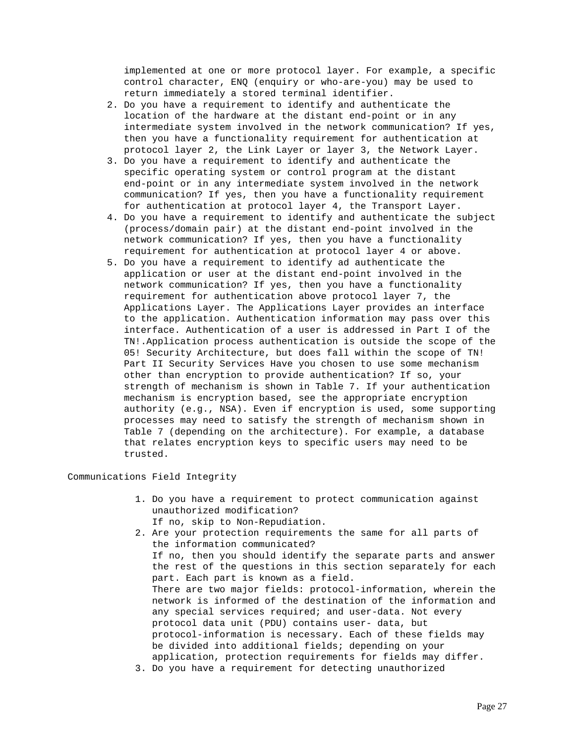implemented at one or more protocol layer. For example, a specific control character, ENQ (enquiry or who-are-you) may be used to return immediately a stored terminal identifier.

2. Do you have a requirement to identify and authenticate the location of the hardware at the distant end-point or in any intermediate system involved in the network communication? If yes, then you have a functionality requirement for authentication at protocol layer 2, the Link Layer or layer 3, the Network Layer.
3. Do you have a requirement to identify and authenticate the specific operating system or control program at the distant end-point or in any intermediate system involved in the network communication? If yes, then you have a functionality requirement for authentication at protocol layer 4, the Transport Layer.
4. Do you have a requirement to identify and authenticate the subject (process/domain pair) at the distant end-point involved in the network communication? If yes, then you have a functionality requirement for authentication at protocol layer 4 or above.
5. Do you have a requirement to identify ad authenticate the application or user at the distant end-point involved in the network communication? If yes, then you have a functionality requirement for authentication above protocol layer 7, the Applications Layer. The Applications Layer provides an interface to the application. Authentication information may pass over this interface. Authentication of a user is addressed in Part I of the TN!.Application process authentication is outside the scope of the 05! Security Architecture, but does fall within the scope of TN! Part II Security Services Have you chosen to use some mechanism other than encryption to provide authentication? If so, your strength of mechanism is shown in Table 7. If your authentication mechanism is encryption based, see the appropriate encryption authority (e.g., NSA). Even if encryption is used, some supporting processes may need to satisfy the strength of mechanism shown in Table 7 (depending on the architecture). For example, a database that relates encryption keys to specific users may need to be trusted.

Communications Field Integrity

1. Do you have a requirement to protect communication against unauthorized modification?
   If no, skip to Non-Repudiation.
2. Are your protection requirements the same for all parts of the information communicated?
   If no, then you should identify the separate parts and answer the rest of the questions in this section separately for each part. Each part is known as a field.
   There are two major fields: protocol-information, wherein the network is informed of the destination of the information and any special services required; and user-data. Not every protocol data unit (PDU) contains user- data, but protocol-information is necessary. Each of these fields may be divided into additional fields; depending on your application, protection requirements for fields may differ.
3. Do you have a requirement for detecting unauthorized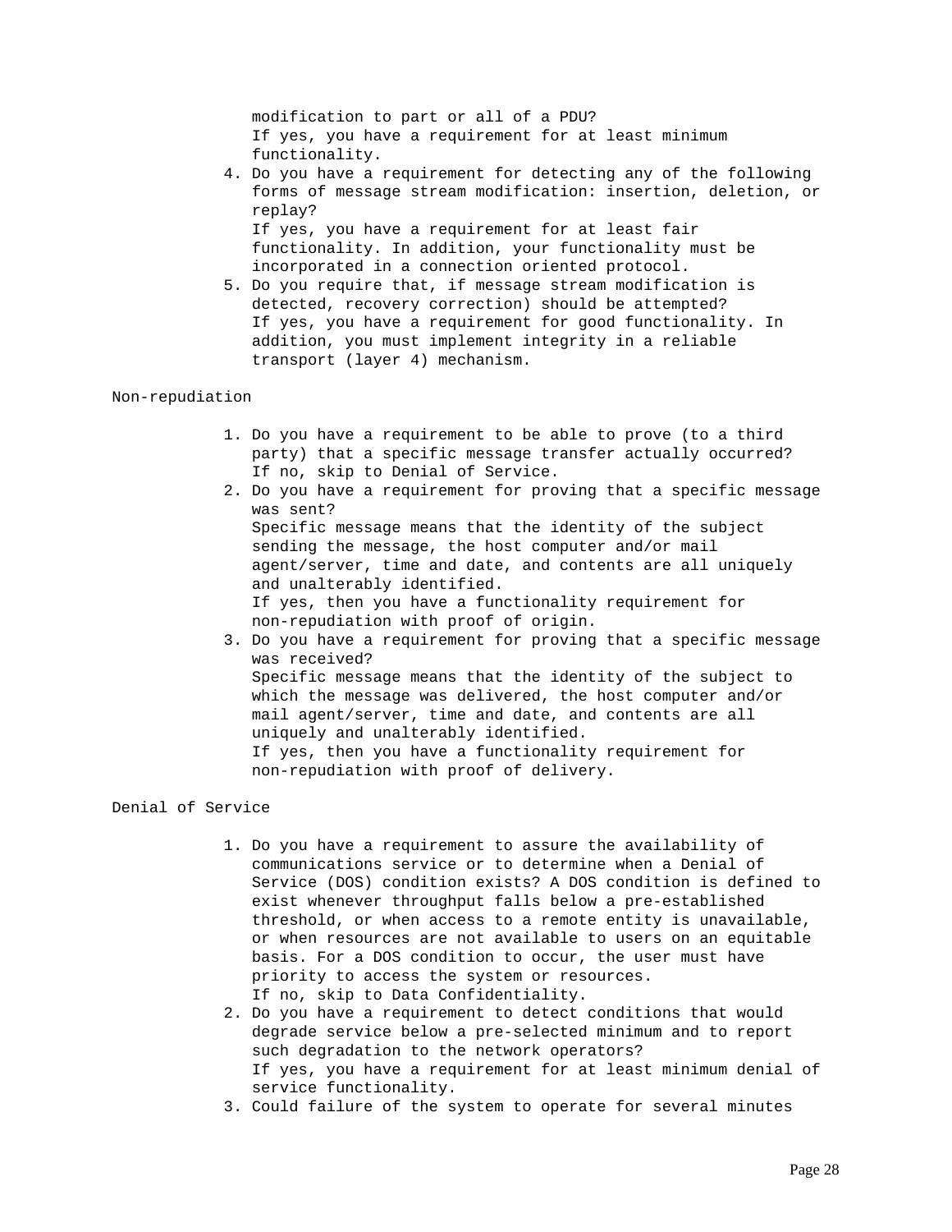modification to part or all of a PDU?
If yes, you have a requirement for at least minimum functionality.

4. Do you have a requirement for detecting any of the following forms of message stream modification: insertion, deletion, or replay?
   If yes, you have a requirement for at least fair functionality. In addition, your functionality must be incorporated in a connection oriented protocol.
5. Do you require that, if message stream modification is detected, recovery correction) should be attempted?
   If yes, you have a requirement for good functionality. In addition, you must implement integrity in a reliable transport (layer 4) mechanism.

Non-repudiation

1. Do you have a requirement to be able to prove (to a third party) that a specific message transfer actually occurred?
   If no, skip to Denial of Service.
2. Do you have a requirement for proving that a specific message was sent?
   Specific message means that the identity of the subject sending the message, the host computer and/or mail agent/server, time and date, and contents are all uniquely and unalterably identified.
   If yes, then you have a functionality requirement for non-repudiation with proof of origin.
3. Do you have a requirement for proving that a specific message was received?
   Specific message means that the identity of the subject to which the message was delivered, the host computer and/or mail agent/server, time and date, and contents are all uniquely and unalterably identified.
   If yes, then you have a functionality requirement for non-repudiation with proof of delivery.

Denial of Service

1. Do you have a requirement to assure the availability of communications service or to determine when a Denial of Service (DOS) condition exists? A DOS condition is defined to exist whenever throughput falls below a pre-established threshold, or when access to a remote entity is unavailable, or when resources are not available to users on an equitable basis. For a DOS condition to occur, the user must have priority to access the system or resources.
   If no, skip to Data Confidentiality.
2. Do you have a requirement to detect conditions that would degrade service below a pre-selected minimum and to report such degradation to the network operators?
   If yes, you have a requirement for at least minimum denial of service functionality.
3. Could failure of the system to operate for several minutes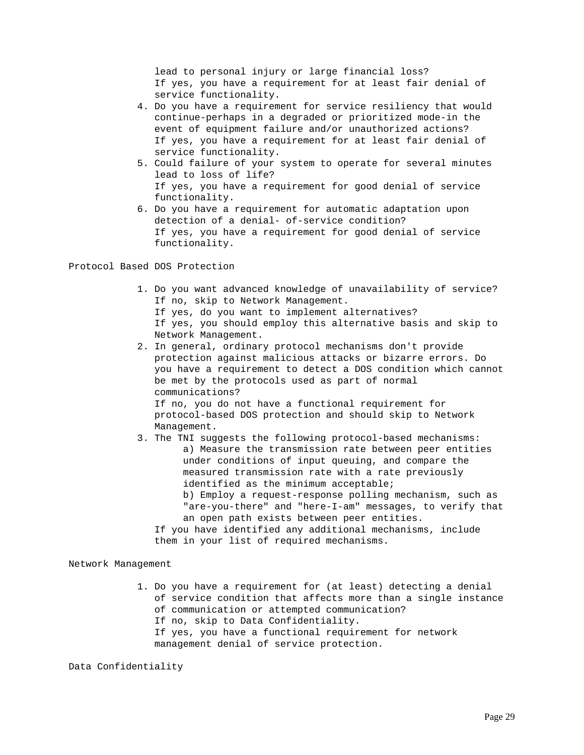lead to personal injury or large financial loss?
If yes, you have a requirement for at least fair denial of service functionality.

4. Do you have a requirement for service resiliency that would continue-perhaps in a degraded or prioritized mode-in the event of equipment failure and/or unauthorized actions?
   If yes, you have a requirement for at least fair denial of service functionality.
5. Could failure of your system to operate for several minutes lead to loss of life?
   If yes, you have a requirement for good denial of service functionality.
6. Do you have a requirement for automatic adaptation upon detection of a denial- of-service condition?
   If yes, you have a requirement for good denial of service functionality.

## Protocol Based DOS Protection

1. Do you want advanced knowledge of unavailability of service?
   If no, skip to Network Management.
   If yes, do you want to implement alternatives?
   If yes, you should employ this alternative basis and skip to Network Management.
2. In general, ordinary protocol mechanisms don't provide protection against malicious attacks or bizarre errors. Do you have a requirement to detect a DOS condition which cannot be met by the protocols used as part of normal communications?
   If no, you do not have a functional requirement for protocol-based DOS protection and should skip to Network Management.
3. The TNI suggests the following protocol-based mechanisms:
   a) Measure the transmission rate between peer entities under conditions of input queuing, and compare the measured transmission rate with a rate previously identified as the minimum acceptable;
   b) Employ a request-response polling mechanism, such as "are-you-there" and "here-I-am" messages, to verify that an open path exists between peer entities.
   If you have identified any additional mechanisms, include them in your list of required mechanisms.

## Network Management

1. Do you have a requirement for (at least) detecting a denial of service condition that affects more than a single instance of communication or attempted communication?
   If no, skip to Data Confidentiality.
   If yes, you have a functional requirement for network management denial of service protection.

## Data Confidentiality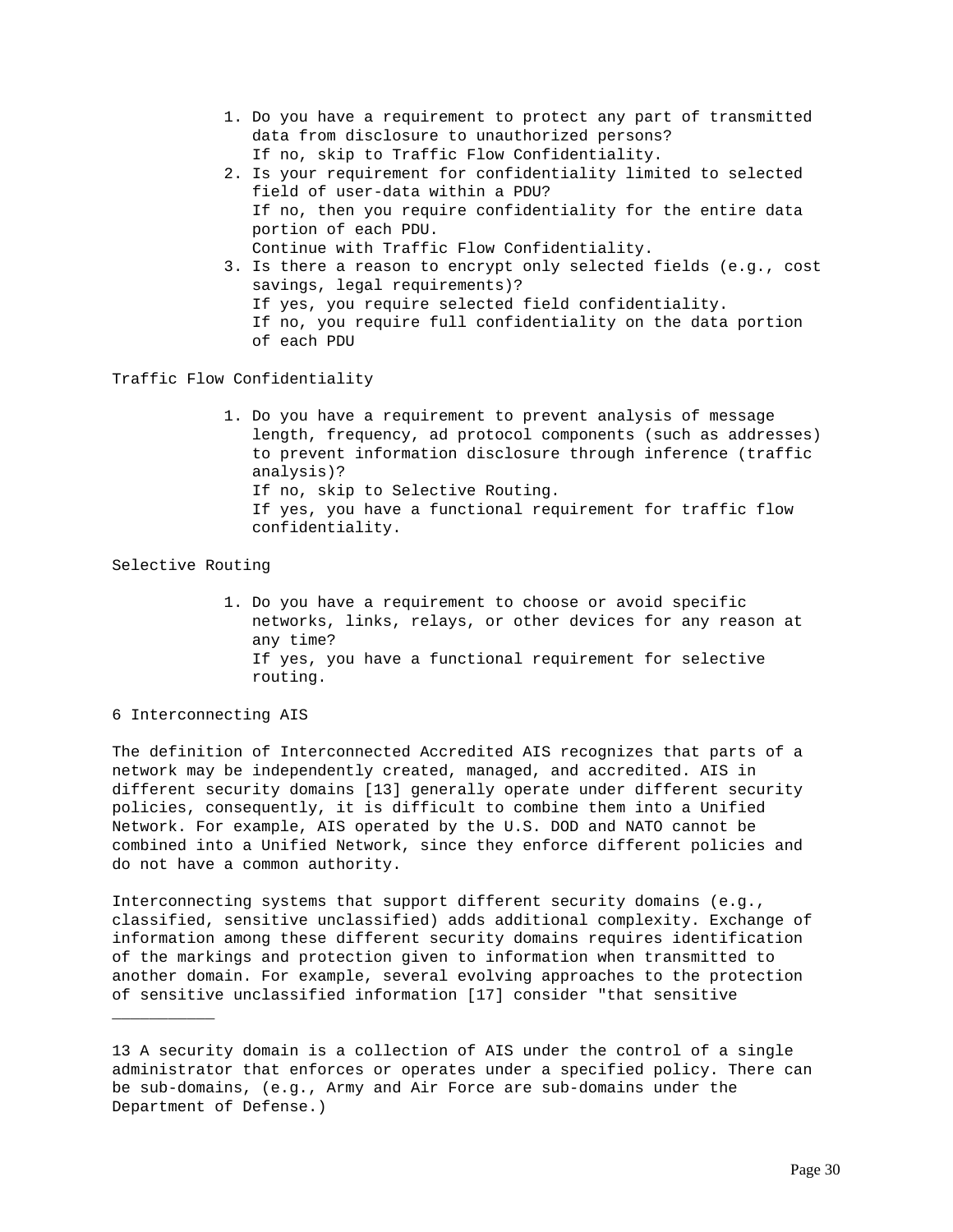1. Do you have a requirement to protect any part of transmitted data from disclosure to unauthorized persons?
   If no, skip to Traffic Flow Confidentiality.
2. Is your requirement for confidentiality limited to selected field of user-data within a PDU?
   If no, then you require confidentiality for the entire data portion of each PDU.
   Continue with Traffic Flow Confidentiality.
3. Is there a reason to encrypt only selected fields (e.g., cost savings, legal requirements)?
   If yes, you require selected field confidentiality.
   If no, you require full confidentiality on the data portion of each PDU

Traffic Flow Confidentiality

1. Do you have a requirement to prevent analysis of message length, frequency, ad protocol components (such as addresses) to prevent information disclosure through inference (traffic analysis)?
   If no, skip to Selective Routing.
   If yes, you have a functional requirement for traffic flow confidentiality.

Selective Routing

1. Do you have a requirement to choose or avoid specific networks, links, relays, or other devices for any reason at any time?
   If yes, you have a functional requirement for selective routing.

## 6 Interconnecting AIS

The definition of Interconnected Accredited AIS recognizes that parts of a network may be independently created, managed, and accredited. AIS in different security domains [13] generally operate under different security policies, consequently, it is difficult to combine them into a Unified Network. For example, AIS operated by the U.S. DOD and NATO cannot be combined into a Unified Network, since they enforce different policies and do not have a common authority.

Interconnecting systems that support different security domains (e.g., classified, sensitive unclassified) adds additional complexity. Exchange of information among these different security domains requires identification of the markings and protection given to information when transmitted to another domain. For example, several evolving approaches to the protection of sensitive unclassified information [17] consider "that sensitive

---

13 A security domain is a collection of AIS under the control of a single administrator that enforces or operates under a specified policy. There can be sub-domains, (e.g., Army and Air Force are sub-domains under the Department of Defense.)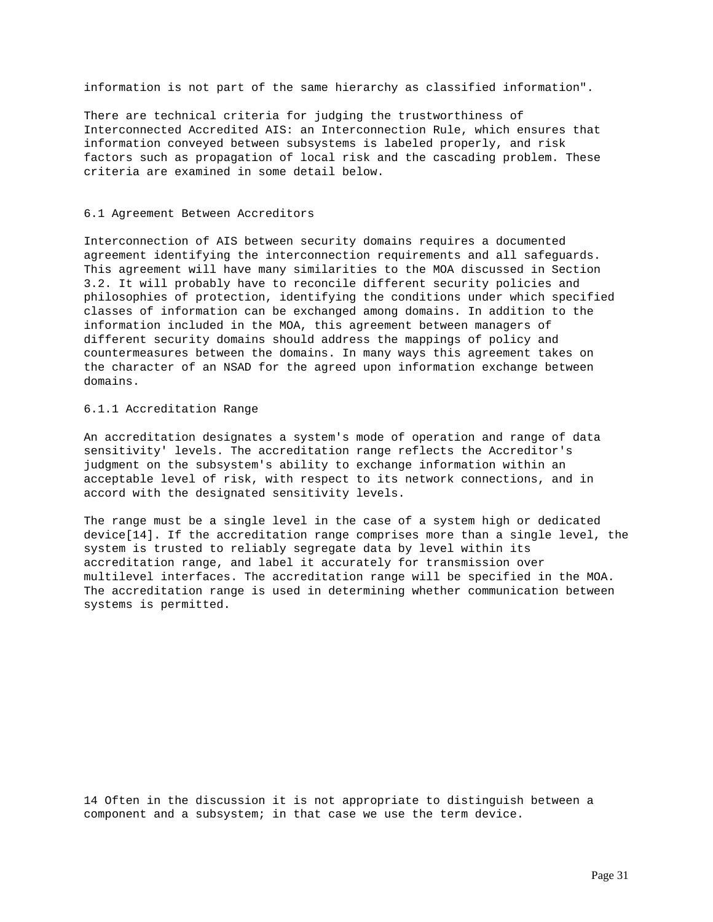information is not part of the same hierarchy as classified information".

There are technical criteria for judging the trustworthiness of Interconnected Accredited AIS: an Interconnection Rule, which ensures that information conveyed between subsystems is labeled properly, and risk factors such as propagation of local risk and the cascading problem. These criteria are examined in some detail below.

## 6.1 Agreement Between Accreditors

Interconnection of AIS between security domains requires a documented agreement identifying the interconnection requirements and all safeguards. This agreement will have many similarities to the MOA discussed in Section 3.2. It will probably have to reconcile different security policies and philosophies of protection, identifying the conditions under which specified classes of information can be exchanged among domains. In addition to the information included in the MOA, this agreement between managers of different security domains should address the mappings of policy and countermeasures between the domains. In many ways this agreement takes on the character of an NSAD for the agreed upon information exchange between domains.

### 6.1.1 Accreditation Range

An accreditation designates a system's mode of operation and range of data sensitivity' levels. The accreditation range reflects the Accreditor's judgment on the subsystem's ability to exchange information within an acceptable level of risk, with respect to its network connections, and in accord with the designated sensitivity levels.

The range must be a single level in the case of a system high or dedicated device[14]. If the accreditation range comprises more than a single level, the system is trusted to reliably segregate data by level within its accreditation range, and label it accurately for transmission over multilevel interfaces. The accreditation range will be specified in the MOA. The accreditation range is used in determining whether communication between systems is permitted.

14 Often in the discussion it is not appropriate to distinguish between a component and a subsystem; in that case we use the term device.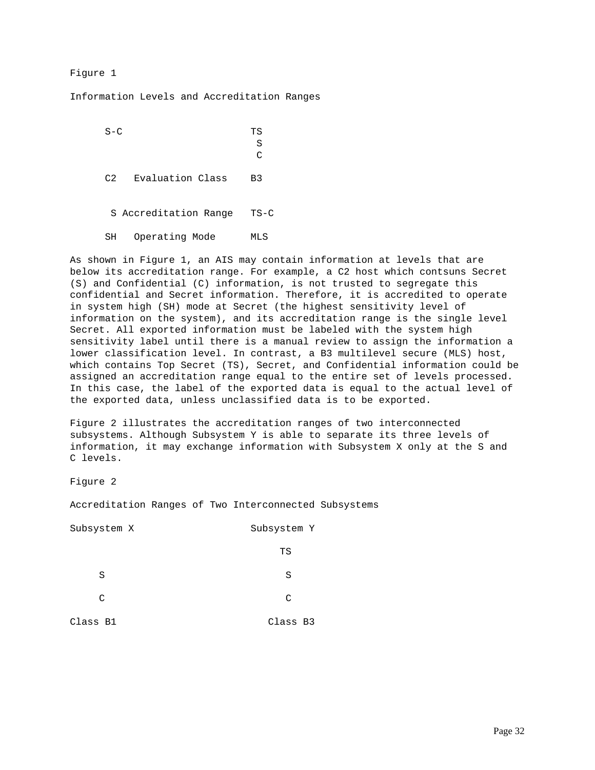Figure 1

Information Levels and Accreditation Ranges

| S-C | | TS<br>S<br>C |
|---|---|---|
| C2 | Evaluation Class | B3 |
| S | Accreditation Range | TS-C |
| SH | Operating Mode | MLS |

As shown in Figure 1, an AIS may contain information at levels that are below its accreditation range. For example, a C2 host which contsuns Secret (S) and Confidential (C) information, is not trusted to segregate this confidential and Secret information. Therefore, it is accredited to operate in system high (SH) mode at Secret (the highest sensitivity level of information on the system), and its accreditation range is the single level Secret. All exported information must be labeled with the system high sensitivity label until there is a manual review to assign the information a lower classification level. In contrast, a B3 multilevel secure (MLS) host, which contains Top Secret (TS), Secret, and Confidential information could be assigned an accreditation range equal to the entire set of levels processed. In this case, the label of the exported data is equal to the actual level of the exported data, unless unclassified data is to be exported.

Figure 2 illustrates the accreditation ranges of two interconnected subsystems. Although Subsystem Y is able to separate its three levels of information, it may exchange information with Subsystem X only at the S and C levels.

Figure 2

Accreditation Ranges of Two Interconnected Subsystems

| Subsystem X | Subsystem Y |
|---|---|
| | TS |
| S | S |
| C | C |
| Class B1 | Class B3 |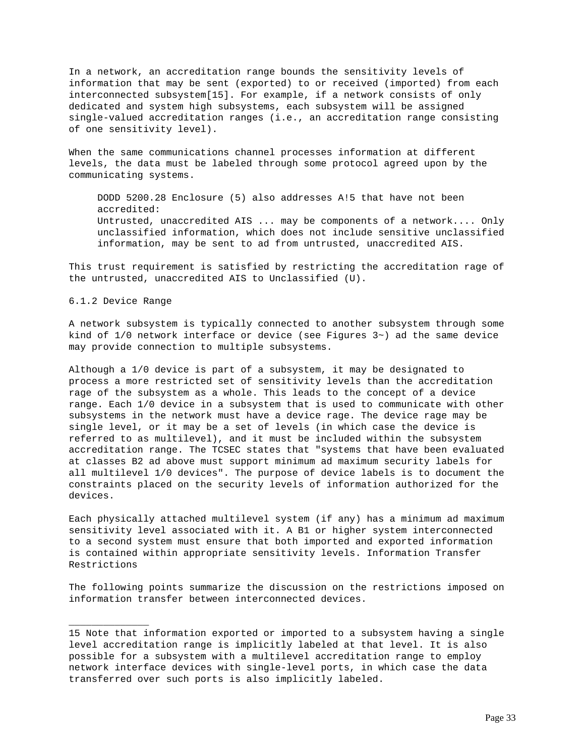In a network, an accreditation range bounds the sensitivity levels of information that may be sent (exported) to or received (imported) from each interconnected subsystem[15]. For example, if a network consists of only dedicated and system high subsystems, each subsystem will be assigned single-valued accreditation ranges (i.e., an accreditation range consisting of one sensitivity level).

When the same communications channel processes information at different levels, the data must be labeled through some protocol agreed upon by the communicating systems.

> DODD 5200.28 Enclosure (5) also addresses A!5 that have not been accredited:
> Untrusted, unaccredited AIS ... may be components of a network.... Only unclassified information, which does not include sensitive unclassified information, may be sent to ad from untrusted, unaccredited AIS.

This trust requirement is satisfied by restricting the accreditation rage of the untrusted, unaccredited AIS to Unclassified (U).

### 6.1.2 Device Range

A network subsystem is typically connected to another subsystem through some kind of 1/0 network interface or device (see Figures 3~) ad the same device may provide connection to multiple subsystems.

Although a 1/0 device is part of a subsystem, it may be designated to process a more restricted set of sensitivity levels than the accreditation rage of the subsystem as a whole. This leads to the concept of a device range. Each 1/0 device in a subsystem that is used to communicate with other subsystems in the network must have a device rage. The device rage may be single level, or it may be a set of levels (in which case the device is referred to as multilevel), and it must be included within the subsystem accreditation range. The TCSEC states that "systems that have been evaluated at classes B2 ad above must support minimum ad maximum security labels for all multilevel 1/0 devices". The purpose of device labels is to document the constraints placed on the security levels of information authorized for the devices.

Each physically attached multilevel system (if any) has a minimum ad maximum sensitivity level associated with it. A B1 or higher system interconnected to a second system must ensure that both imported and exported information is contained within appropriate sensitivity levels. Information Transfer Restrictions

The following points summarize the discussion on the restrictions imposed on information transfer between interconnected devices.

---

15 Note that information exported or imported to a subsystem having a single level accreditation range is implicitly labeled at that level. It is also possible for a subsystem with a multilevel accreditation range to employ network interface devices with single-level ports, in which case the data transferred over such ports is also implicitly labeled.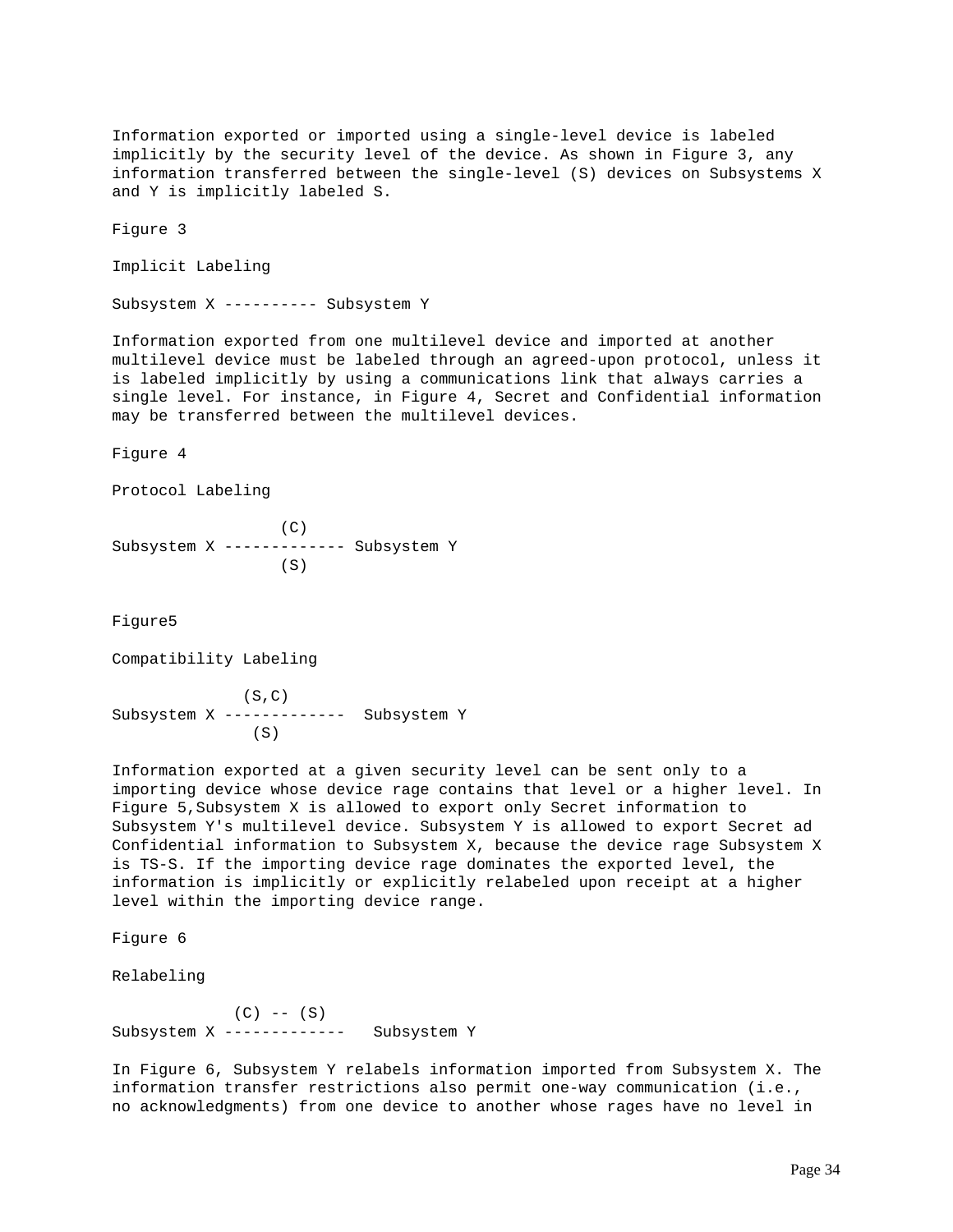Information exported or imported using a single-level device is labeled implicitly by the security level of the device. As shown in Figure 3, any information transferred between the single-level (S) devices on Subsystems X and Y is implicitly labeled S.

Figure 3

Implicit Labeling

```
Subsystem X ---------- Subsystem Y
```

Information exported from one multilevel device and imported at another multilevel device must be labeled through an agreed-upon protocol, unless it is labeled implicitly by using a communications link that always carries a single level. For instance, in Figure 4, Secret and Confidential information may be transferred between the multilevel devices.

Figure 4

Protocol Labeling

```
                  (C)
Subsystem X ------------- Subsystem Y
                  (S)
```

Figure5

Compatibility Labeling

```
              (S,C)
Subsystem X -------------  Subsystem Y
               (S)
```

Information exported at a given security level can be sent only to a importing device whose device rage contains that level or a higher level. In Figure 5,Subsystem X is allowed to export only Secret information to Subsystem Y's multilevel device. Subsystem Y is allowed to export Secret ad Confidential information to Subsystem X, because the device rage Subsystem X is TS-S. If the importing device rage dominates the exported level, the information is implicitly or explicitly relabeled upon receipt at a higher level within the importing device range.

Figure 6

Relabeling

```
             (C) -- (S)
Subsystem X -------------   Subsystem Y
```

In Figure 6, Subsystem Y relabels information imported from Subsystem X. The information transfer restrictions also permit one-way communication (i.e., no acknowledgments) from one device to another whose rages have no level in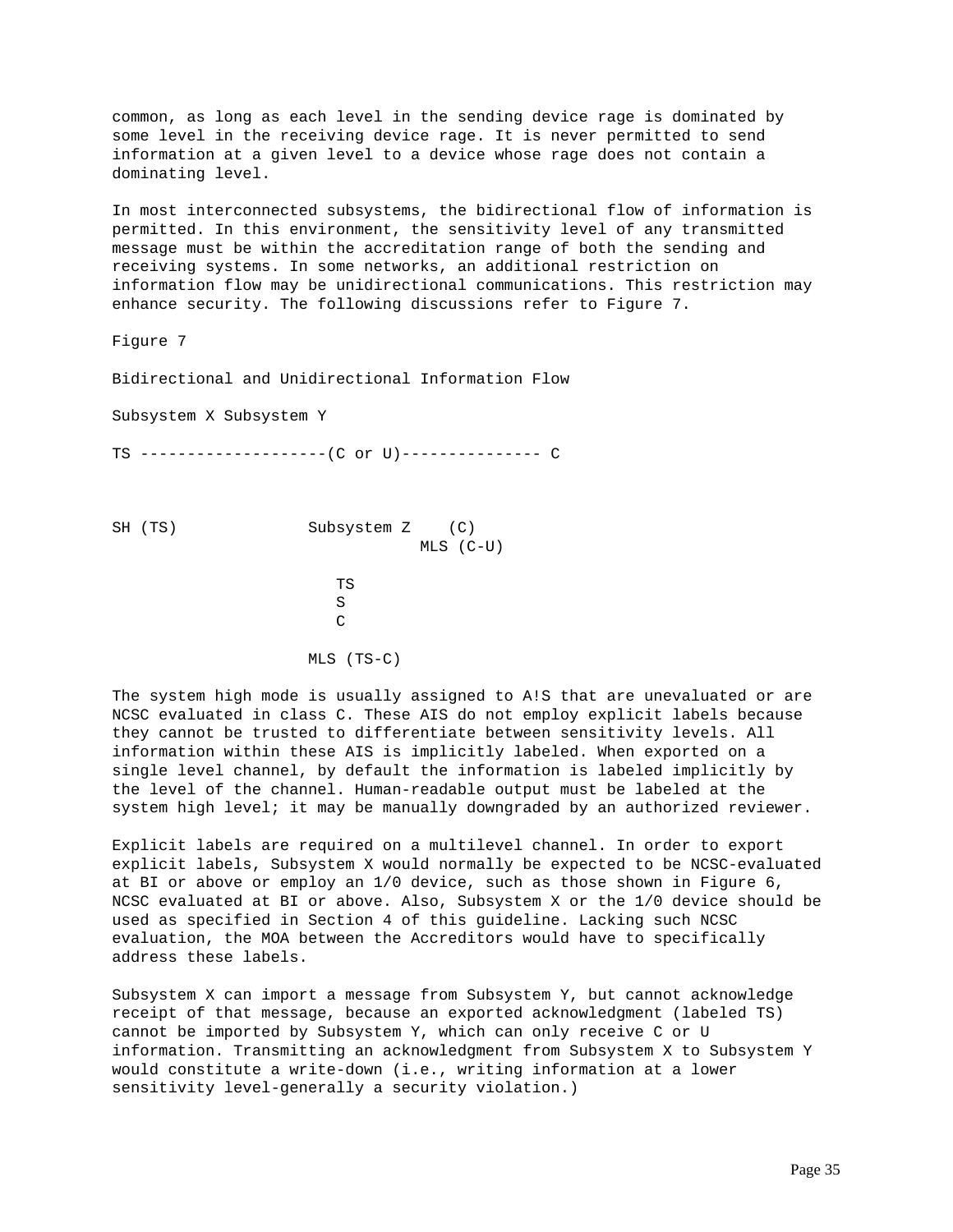common, as long as each level in the sending device rage is dominated by some level in the receiving device rage. It is never permitted to send information at a given level to a device whose rage does not contain a dominating level.

In most interconnected subsystems, the bidirectional flow of information is permitted. In this environment, the sensitivity level of any transmitted message must be within the accreditation range of both the sending and receiving systems. In some networks, an additional restriction on information flow may be unidirectional communications. This restriction may enhance security. The following discussions refer to Figure 7.

Figure 7

Bidirectional and Unidirectional Information Flow

```
Subsystem X Subsystem Y

TS --------------------(C or U)--------------- C



SH (TS)             Subsystem Z    (C)
                                 MLS (C-U)

                       TS
                       S
                       C

                    MLS (TS-C)
```

The system high mode is usually assigned to A!S that are unevaluated or are NCSC evaluated in class C. These AIS do not employ explicit labels because they cannot be trusted to differentiate between sensitivity levels. All information within these AIS is implicitly labeled. When exported on a single level channel, by default the information is labeled implicitly by the level of the channel. Human-readable output must be labeled at the system high level; it may be manually downgraded by an authorized reviewer.

Explicit labels are required on a multilevel channel. In order to export explicit labels, Subsystem X would normally be expected to be NCSC-evaluated at BI or above or employ an 1/0 device, such as those shown in Figure 6, NCSC evaluated at BI or above. Also, Subsystem X or the 1/0 device should be used as specified in Section 4 of this guideline. Lacking such NCSC evaluation, the MOA between the Accreditors would have to specifically address these labels.

Subsystem X can import a message from Subsystem Y, but cannot acknowledge receipt of that message, because an exported acknowledgment (labeled TS) cannot be imported by Subsystem Y, which can only receive C or U information. Transmitting an acknowledgment from Subsystem X to Subsystem Y would constitute a write-down (i.e., writing information at a lower sensitivity level-generally a security violation.)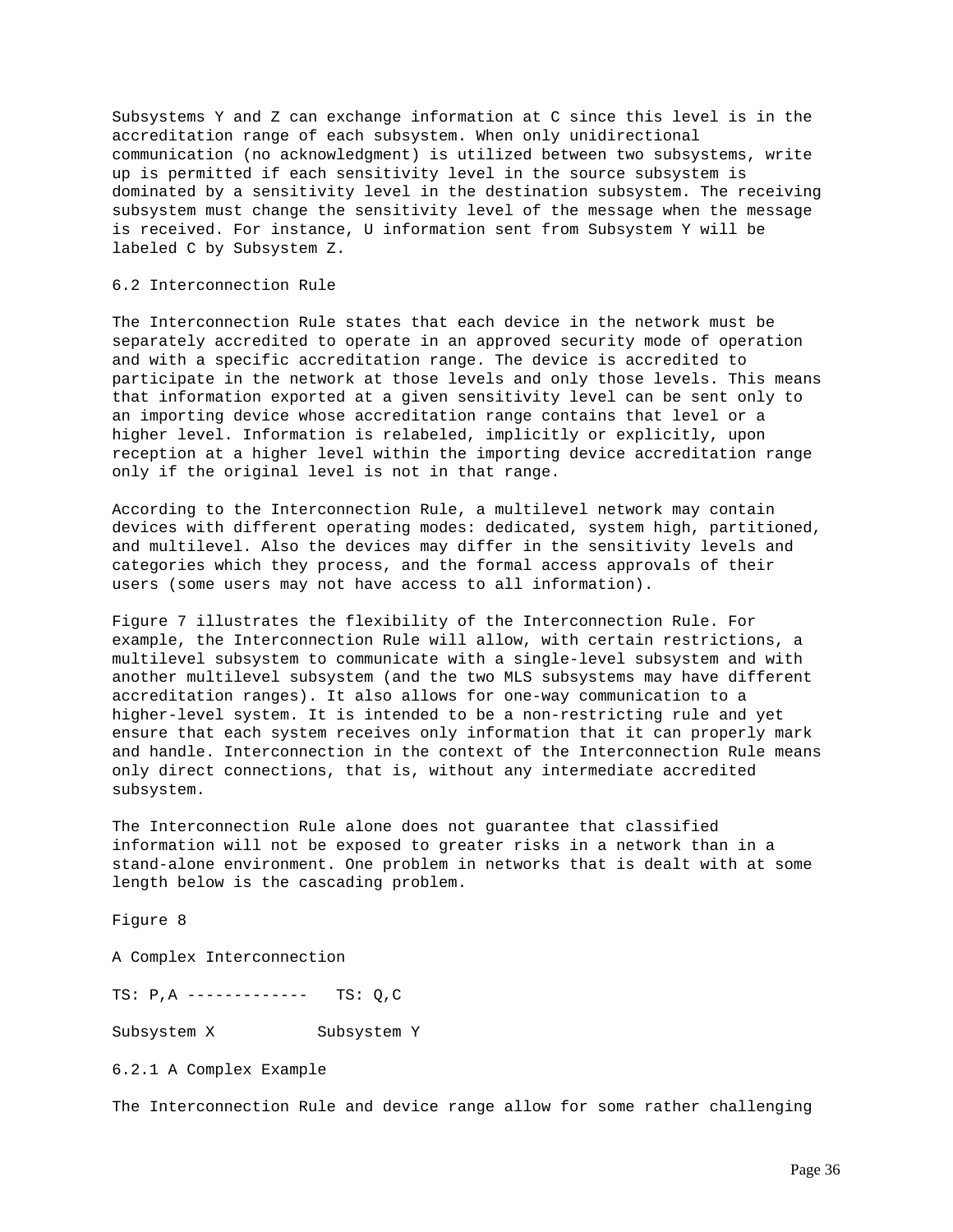Subsystems Y and Z can exchange information at C since this level is in the accreditation range of each subsystem. When only unidirectional communication (no acknowledgment) is utilized between two subsystems, write up is permitted if each sensitivity level in the source subsystem is dominated by a sensitivity level in the destination subsystem. The receiving subsystem must change the sensitivity level of the message when the message is received. For instance, U information sent from Subsystem Y will be labeled C by Subsystem Z.

## 6.2 Interconnection Rule

The Interconnection Rule states that each device in the network must be separately accredited to operate in an approved security mode of operation and with a specific accreditation range. The device is accredited to participate in the network at those levels and only those levels. This means that information exported at a given sensitivity level can be sent only to an importing device whose accreditation range contains that level or a higher level. Information is relabeled, implicitly or explicitly, upon reception at a higher level within the importing device accreditation range only if the original level is not in that range.

According to the Interconnection Rule, a multilevel network may contain devices with different operating modes: dedicated, system high, partitioned, and multilevel. Also the devices may differ in the sensitivity levels and categories which they process, and the formal access approvals of their users (some users may not have access to all information).

Figure 7 illustrates the flexibility of the Interconnection Rule. For example, the Interconnection Rule will allow, with certain restrictions, a multilevel subsystem to communicate with a single-level subsystem and with another multilevel subsystem (and the two MLS subsystems may have different accreditation ranges). It also allows for one-way communication to a higher-level system. It is intended to be a non-restricting rule and yet ensure that each system receives only information that it can properly mark and handle. Interconnection in the context of the Interconnection Rule means only direct connections, that is, without any intermediate accredited subsystem.

The Interconnection Rule alone does not guarantee that classified information will not be exposed to greater risks in a network than in a stand-alone environment. One problem in networks that is dealt with at some length below is the cascading problem.

Figure 8

A Complex Interconnection

```
TS: P,A -------------   TS: Q,C

Subsystem X           Subsystem Y
```

### 6.2.1 A Complex Example

The Interconnection Rule and device range allow for some rather challenging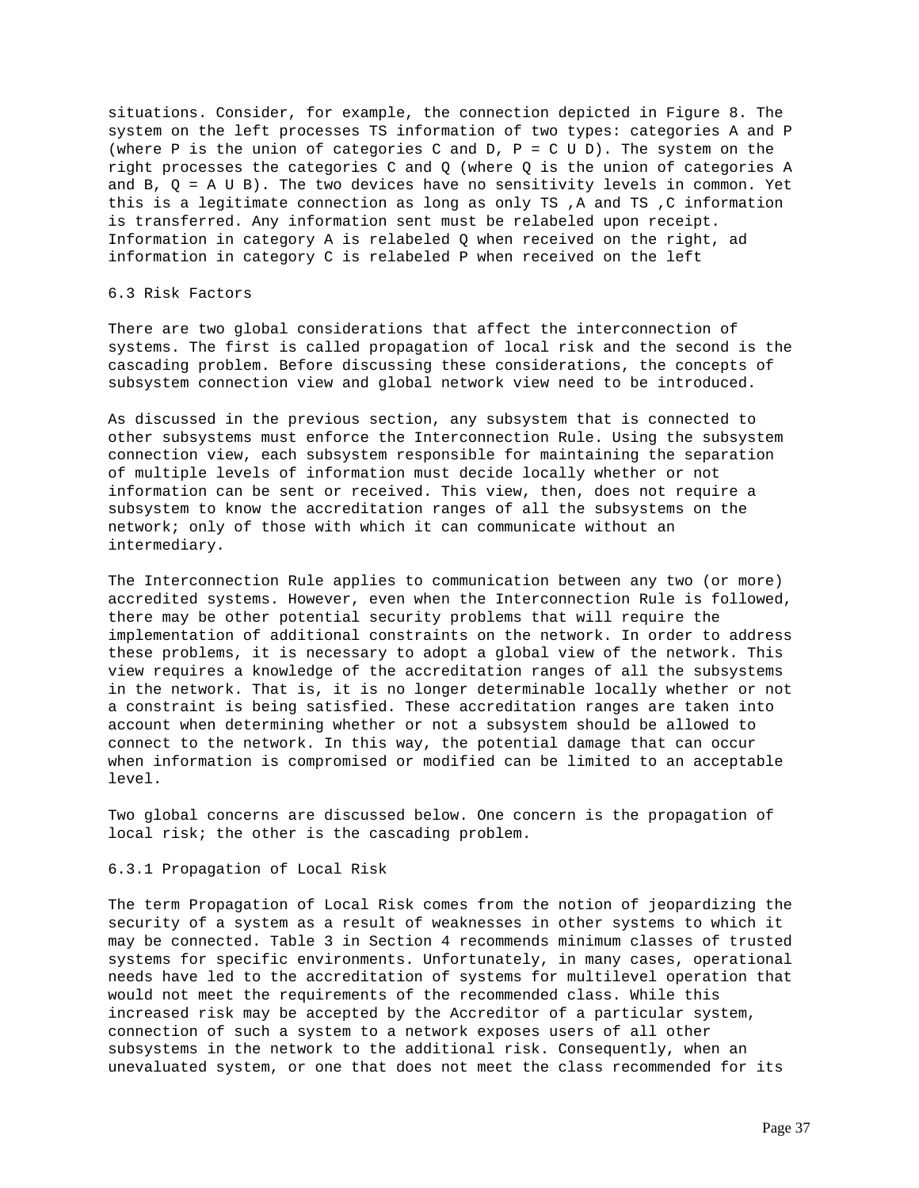situations. Consider, for example, the connection depicted in Figure 8. The system on the left processes TS information of two types: categories A and P (where P is the union of categories C and D, P = C U D). The system on the right processes the categories C and Q (where Q is the union of categories A and B, Q = A U B). The two devices have no sensitivity levels in common. Yet this is a legitimate connection as long as only TS ,A and TS ,C information is transferred. Any information sent must be relabeled upon receipt. Information in category A is relabeled Q when received on the right, ad information in category C is relabeled P when received on the left

### 6.3 Risk Factors

There are two global considerations that affect the interconnection of systems. The first is called propagation of local risk and the second is the cascading problem. Before discussing these considerations, the concepts of subsystem connection view and global network view need to be introduced.

As discussed in the previous section, any subsystem that is connected to other subsystems must enforce the Interconnection Rule. Using the subsystem connection view, each subsystem responsible for maintaining the separation of multiple levels of information must decide locally whether or not information can be sent or received. This view, then, does not require a subsystem to know the accreditation ranges of all the subsystems on the network; only of those with which it can communicate without an intermediary.

The Interconnection Rule applies to communication between any two (or more) accredited systems. However, even when the Interconnection Rule is followed, there may be other potential security problems that will require the implementation of additional constraints on the network. In order to address these problems, it is necessary to adopt a global view of the network. This view requires a knowledge of the accreditation ranges of all the subsystems in the network. That is, it is no longer determinable locally whether or not a constraint is being satisfied. These accreditation ranges are taken into account when determining whether or not a subsystem should be allowed to connect to the network. In this way, the potential damage that can occur when information is compromised or modified can be limited to an acceptable level.

Two global concerns are discussed below. One concern is the propagation of local risk; the other is the cascading problem.

#### 6.3.1 Propagation of Local Risk

The term Propagation of Local Risk comes from the notion of jeopardizing the security of a system as a result of weaknesses in other systems to which it may be connected. Table 3 in Section 4 recommends minimum classes of trusted systems for specific environments. Unfortunately, in many cases, operational needs have led to the accreditation of systems for multilevel operation that would not meet the requirements of the recommended class. While this increased risk may be accepted by the Accreditor of a particular system, connection of such a system to a network exposes users of all other subsystems in the network to the additional risk. Consequently, when an unevaluated system, or one that does not meet the class recommended for its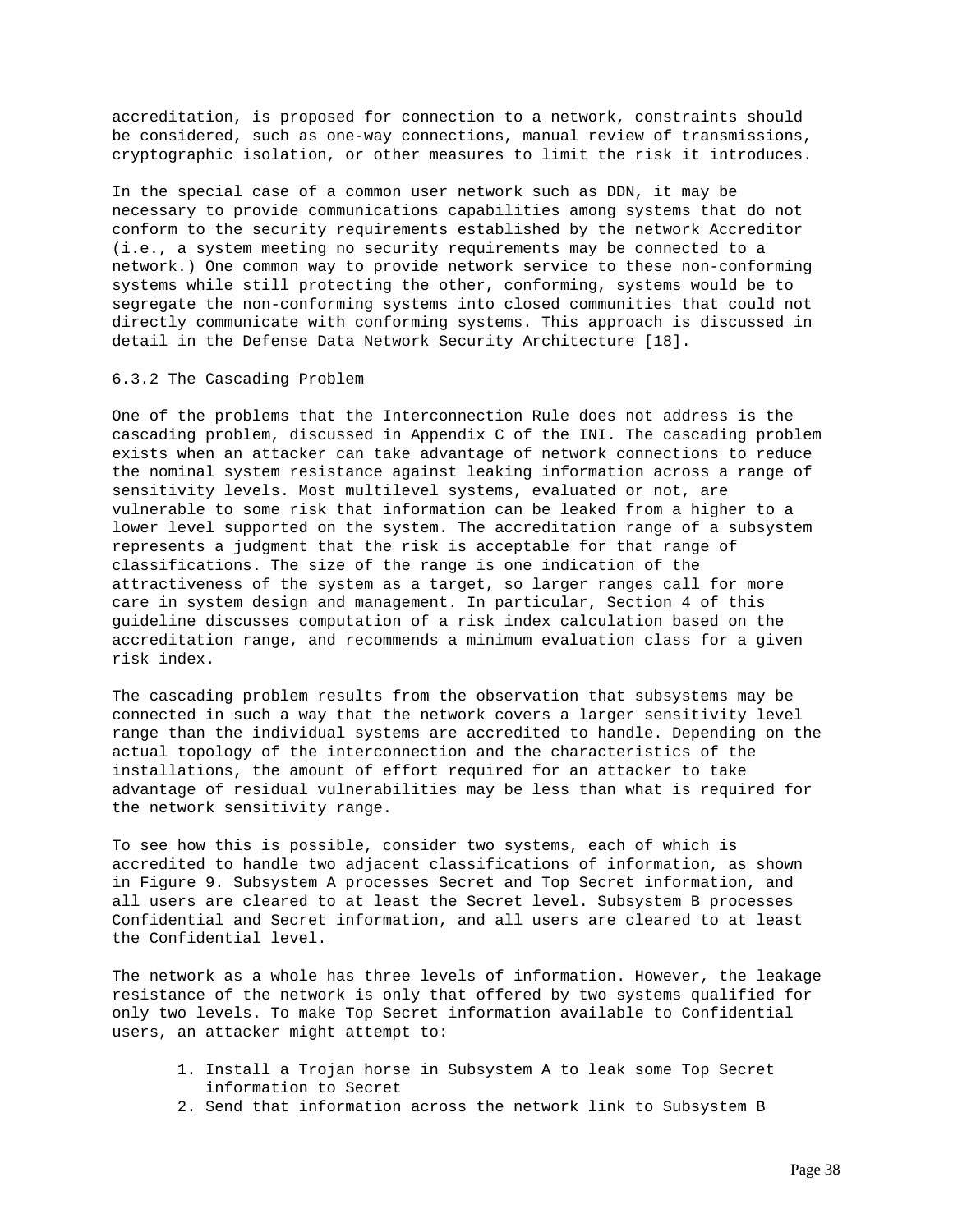accreditation, is proposed for connection to a network, constraints should be considered, such as one-way connections, manual review of transmissions, cryptographic isolation, or other measures to limit the risk it introduces.

In the special case of a common user network such as DDN, it may be necessary to provide communications capabilities among systems that do not conform to the security requirements established by the network Accreditor (i.e., a system meeting no security requirements may be connected to a network.) One common way to provide network service to these non-conforming systems while still protecting the other, conforming, systems would be to segregate the non-conforming systems into closed communities that could not directly communicate with conforming systems. This approach is discussed in detail in the Defense Data Network Security Architecture [18].

### 6.3.2 The Cascading Problem

One of the problems that the Interconnection Rule does not address is the cascading problem, discussed in Appendix C of the INI. The cascading problem exists when an attacker can take advantage of network connections to reduce the nominal system resistance against leaking information across a range of sensitivity levels. Most multilevel systems, evaluated or not, are vulnerable to some risk that information can be leaked from a higher to a lower level supported on the system. The accreditation range of a subsystem represents a judgment that the risk is acceptable for that range of classifications. The size of the range is one indication of the attractiveness of the system as a target, so larger ranges call for more care in system design and management. In particular, Section 4 of this guideline discusses computation of a risk index calculation based on the accreditation range, and recommends a minimum evaluation class for a given risk index.

The cascading problem results from the observation that subsystems may be connected in such a way that the network covers a larger sensitivity level range than the individual systems are accredited to handle. Depending on the actual topology of the interconnection and the characteristics of the installations, the amount of effort required for an attacker to take advantage of residual vulnerabilities may be less than what is required for the network sensitivity range.

To see how this is possible, consider two systems, each of which is accredited to handle two adjacent classifications of information, as shown in Figure 9. Subsystem A processes Secret and Top Secret information, and all users are cleared to at least the Secret level. Subsystem B processes Confidential and Secret information, and all users are cleared to at least the Confidential level.

The network as a whole has three levels of information. However, the leakage resistance of the network is only that offered by two systems qualified for only two levels. To make Top Secret information available to Confidential users, an attacker might attempt to:

1. Install a Trojan horse in Subsystem A to leak some Top Secret information to Secret
2. Send that information across the network link to Subsystem B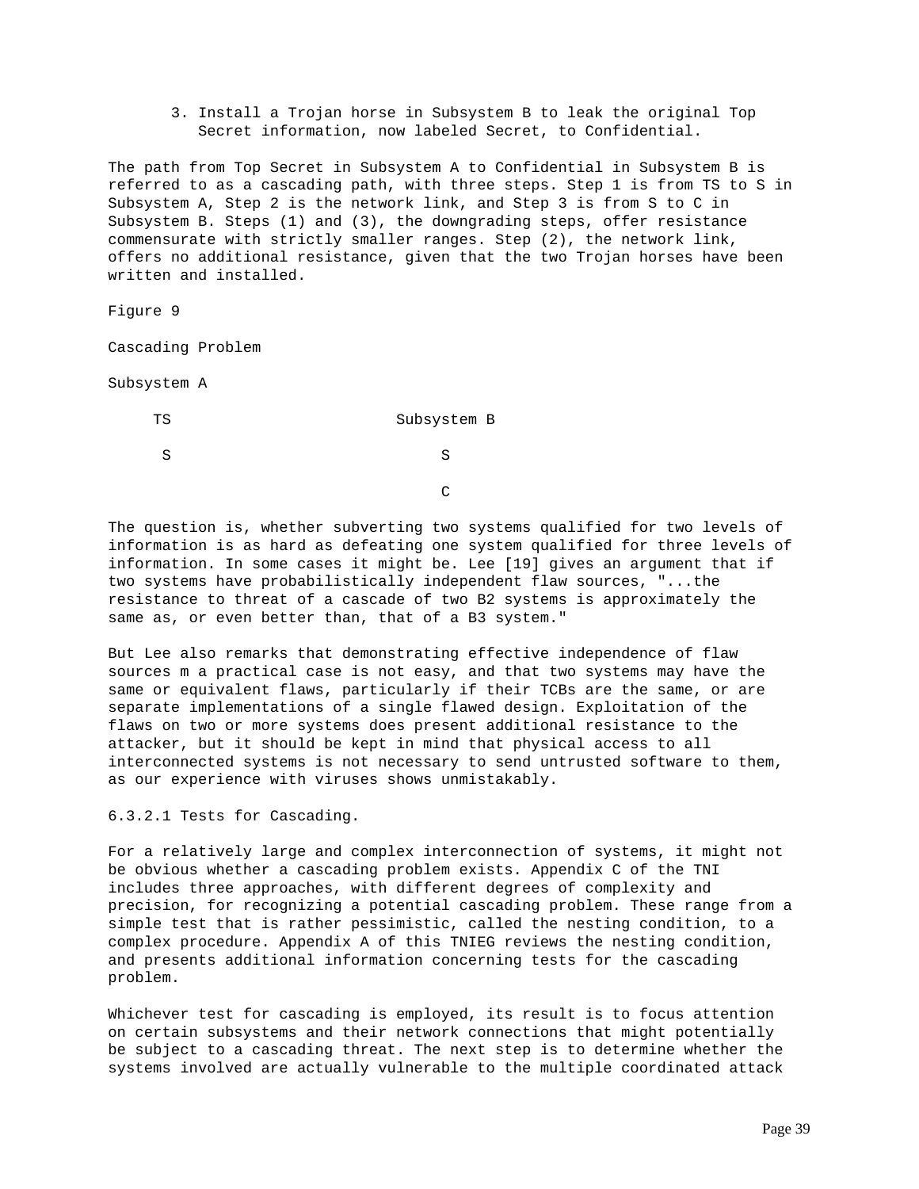3. Install a Trojan horse in Subsystem B to leak the original Top Secret information, now labeled Secret, to Confidential.

The path from Top Secret in Subsystem A to Confidential in Subsystem B is referred to as a cascading path, with three steps. Step 1 is from TS to S in Subsystem A, Step 2 is the network link, and Step 3 is from S to C in Subsystem B. Steps (1) and (3), the downgrading steps, offer resistance commensurate with strictly smaller ranges. Step (2), the network link, offers no additional resistance, given that the two Trojan horses have been written and installed.

Figure 9

Cascading Problem

```
Subsystem A

     TS                         Subsystem B

      S                              S

                                     C
```

The question is, whether subverting two systems qualified for two levels of information is as hard as defeating one system qualified for three levels of information. In some cases it might be. Lee [19] gives an argument that if two systems have probabilistically independent flaw sources, "...the resistance to threat of a cascade of two B2 systems is approximately the same as, or even better than, that of a B3 system."

But Lee also remarks that demonstrating effective independence of flaw sources m a practical case is not easy, and that two systems may have the same or equivalent flaws, particularly if their TCBs are the same, or are separate implementations of a single flawed design. Exploitation of the flaws on two or more systems does present additional resistance to the attacker, but it should be kept in mind that physical access to all interconnected systems is not necessary to send untrusted software to them, as our experience with viruses shows unmistakably.

#### 6.3.2.1 Tests for Cascading.

For a relatively large and complex interconnection of systems, it might not be obvious whether a cascading problem exists. Appendix C of the TNI includes three approaches, with different degrees of complexity and precision, for recognizing a potential cascading problem. These range from a simple test that is rather pessimistic, called the nesting condition, to a complex procedure. Appendix A of this TNIEG reviews the nesting condition, and presents additional information concerning tests for the cascading problem.

Whichever test for cascading is employed, its result is to focus attention on certain subsystems and their network connections that might potentially be subject to a cascading threat. The next step is to determine whether the systems involved are actually vulnerable to the multiple coordinated attack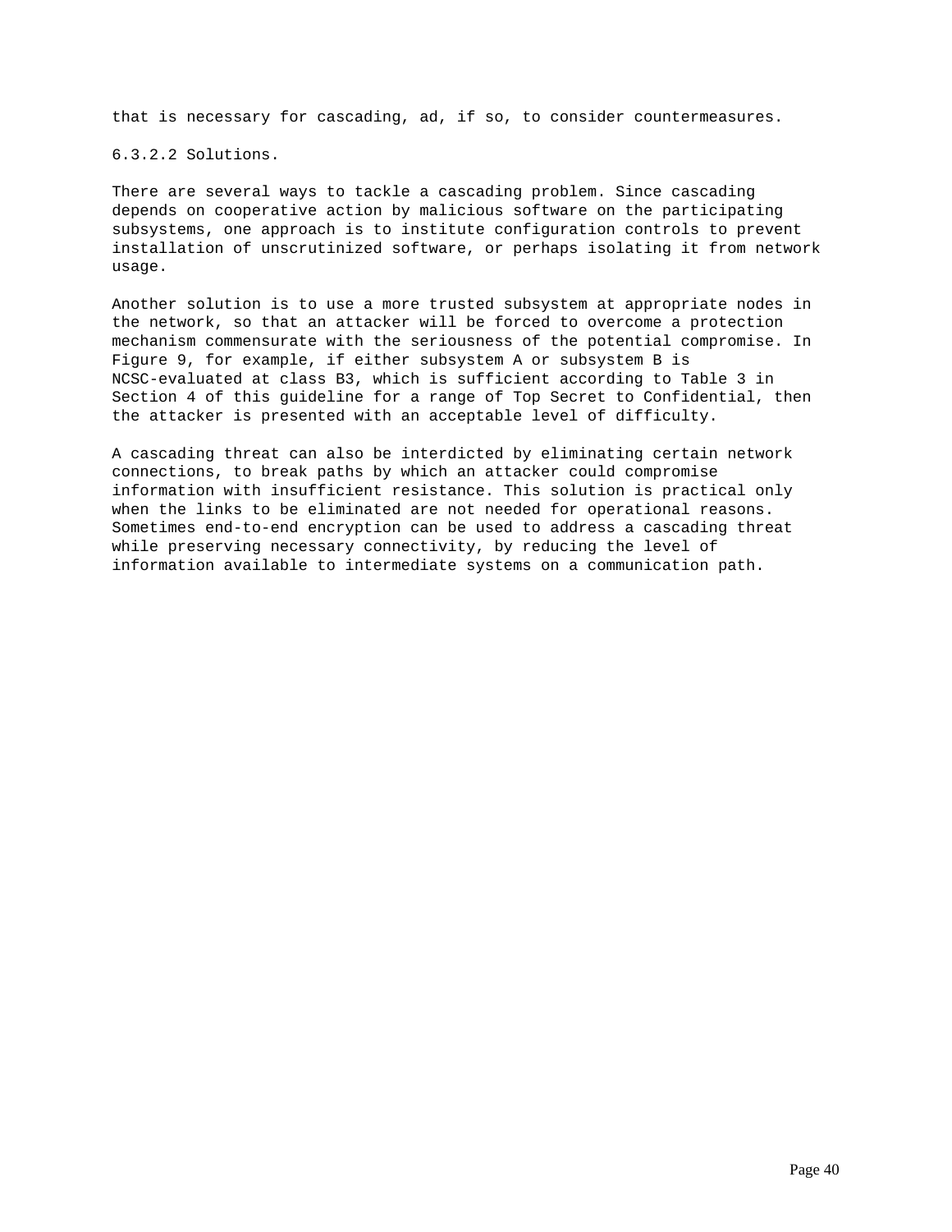that is necessary for cascading, ad, if so, to consider countermeasures.

#### 6.3.2.2 Solutions.

There are several ways to tackle a cascading problem. Since cascading depends on cooperative action by malicious software on the participating subsystems, one approach is to institute configuration controls to prevent installation of unscrutinized software, or perhaps isolating it from network usage.

Another solution is to use a more trusted subsystem at appropriate nodes in the network, so that an attacker will be forced to overcome a protection mechanism commensurate with the seriousness of the potential compromise. In Figure 9, for example, if either subsystem A or subsystem B is NCSC-evaluated at class B3, which is sufficient according to Table 3 in Section 4 of this guideline for a range of Top Secret to Confidential, then the attacker is presented with an acceptable level of difficulty.

A cascading threat can also be interdicted by eliminating certain network connections, to break paths by which an attacker could compromise information with insufficient resistance. This solution is practical only when the links to be eliminated are not needed for operational reasons. Sometimes end-to-end encryption can be used to address a cascading threat while preserving necessary connectivity, by reducing the level of information available to intermediate systems on a communication path.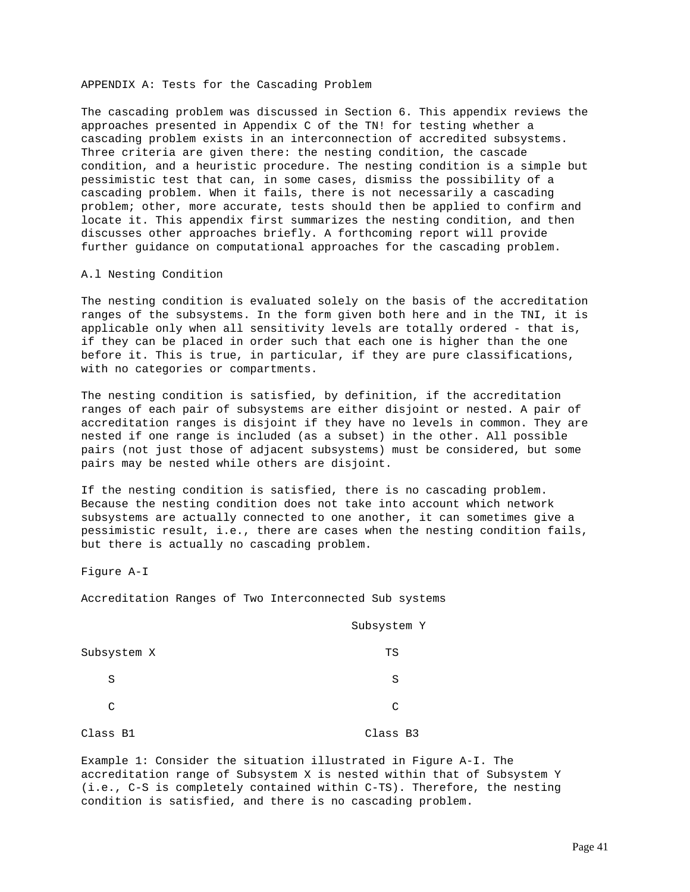# APPENDIX A: Tests for the Cascading Problem

The cascading problem was discussed in Section 6. This appendix reviews the approaches presented in Appendix C of the TN! for testing whether a cascading problem exists in an interconnection of accredited subsystems. Three criteria are given there: the nesting condition, the cascade condition, and a heuristic procedure. The nesting condition is a simple but pessimistic test that can, in some cases, dismiss the possibility of a cascading problem. When it fails, there is not necessarily a cascading problem; other, more accurate, tests should then be applied to confirm and locate it. This appendix first summarizes the nesting condition, and then discusses other approaches briefly. A forthcoming report will provide further guidance on computational approaches for the cascading problem.

## A.l Nesting Condition

The nesting condition is evaluated solely on the basis of the accreditation ranges of the subsystems. In the form given both here and in the TNI, it is applicable only when all sensitivity levels are totally ordered - that is, if they can be placed in order such that each one is higher than the one before it. This is true, in particular, if they are pure classifications, with no categories or compartments.

The nesting condition is satisfied, by definition, if the accreditation ranges of each pair of subsystems are either disjoint or nested. A pair of accreditation ranges is disjoint if they have no levels in common. They are nested if one range is included (as a subset) in the other. All possible pairs (not just those of adjacent subsystems) must be considered, but some pairs may be nested while others are disjoint.

If the nesting condition is satisfied, there is no cascading problem. Because the nesting condition does not take into account which network subsystems are actually connected to one another, it can sometimes give a pessimistic result, i.e., there are cases when the nesting condition fails, but there is actually no cascading problem.

Figure A-I

Accreditation Ranges of Two Interconnected Sub systems

| Subsystem X | Subsystem Y |
|---|---|
| | TS |
| S | S |
| C | C |
| Class B1 | Class B3 |

Example 1: Consider the situation illustrated in Figure A-I. The accreditation range of Subsystem X is nested within that of Subsystem Y (i.e., C-S is completely contained within C-TS). Therefore, the nesting condition is satisfied, and there is no cascading problem.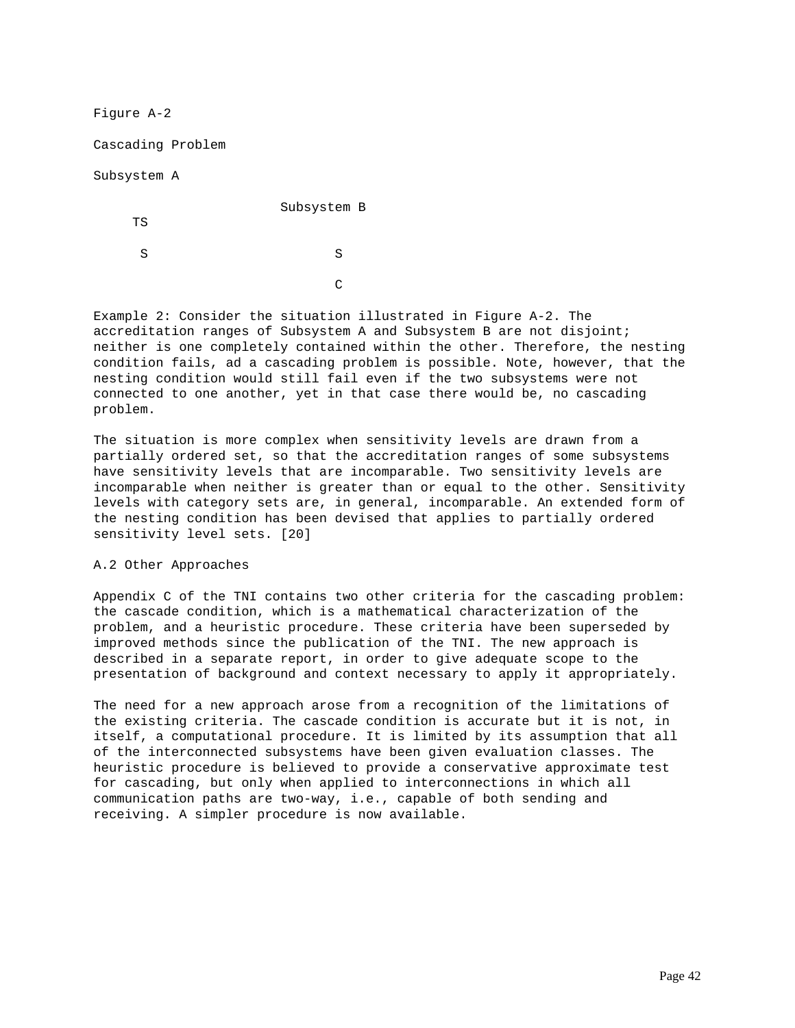Figure A-2

Cascading Problem

```
Subsystem A

                        Subsystem B
     TS

      S                        S

                               C
```

Example 2: Consider the situation illustrated in Figure A-2. The accreditation ranges of Subsystem A and Subsystem B are not disjoint; neither is one completely contained within the other. Therefore, the nesting condition fails, ad a cascading problem is possible. Note, however, that the nesting condition would still fail even if the two subsystems were not connected to one another, yet in that case there would be, no cascading problem.

The situation is more complex when sensitivity levels are drawn from a partially ordered set, so that the accreditation ranges of some subsystems have sensitivity levels that are incomparable. Two sensitivity levels are incomparable when neither is greater than or equal to the other. Sensitivity levels with category sets are, in general, incomparable. An extended form of the nesting condition has been devised that applies to partially ordered sensitivity level sets. [20]

## A.2 Other Approaches

Appendix C of the TNI contains two other criteria for the cascading problem: the cascade condition, which is a mathematical characterization of the problem, and a heuristic procedure. These criteria have been superseded by improved methods since the publication of the TNI. The new approach is described in a separate report, in order to give adequate scope to the presentation of background and context necessary to apply it appropriately.

The need for a new approach arose from a recognition of the limitations of the existing criteria. The cascade condition is accurate but it is not, in itself, a computational procedure. It is limited by its assumption that all of the interconnected subsystems have been given evaluation classes. The heuristic procedure is believed to provide a conservative approximate test for cascading, but only when applied to interconnections in which all communication paths are two-way, i.e., capable of both sending and receiving. A simpler procedure is now available.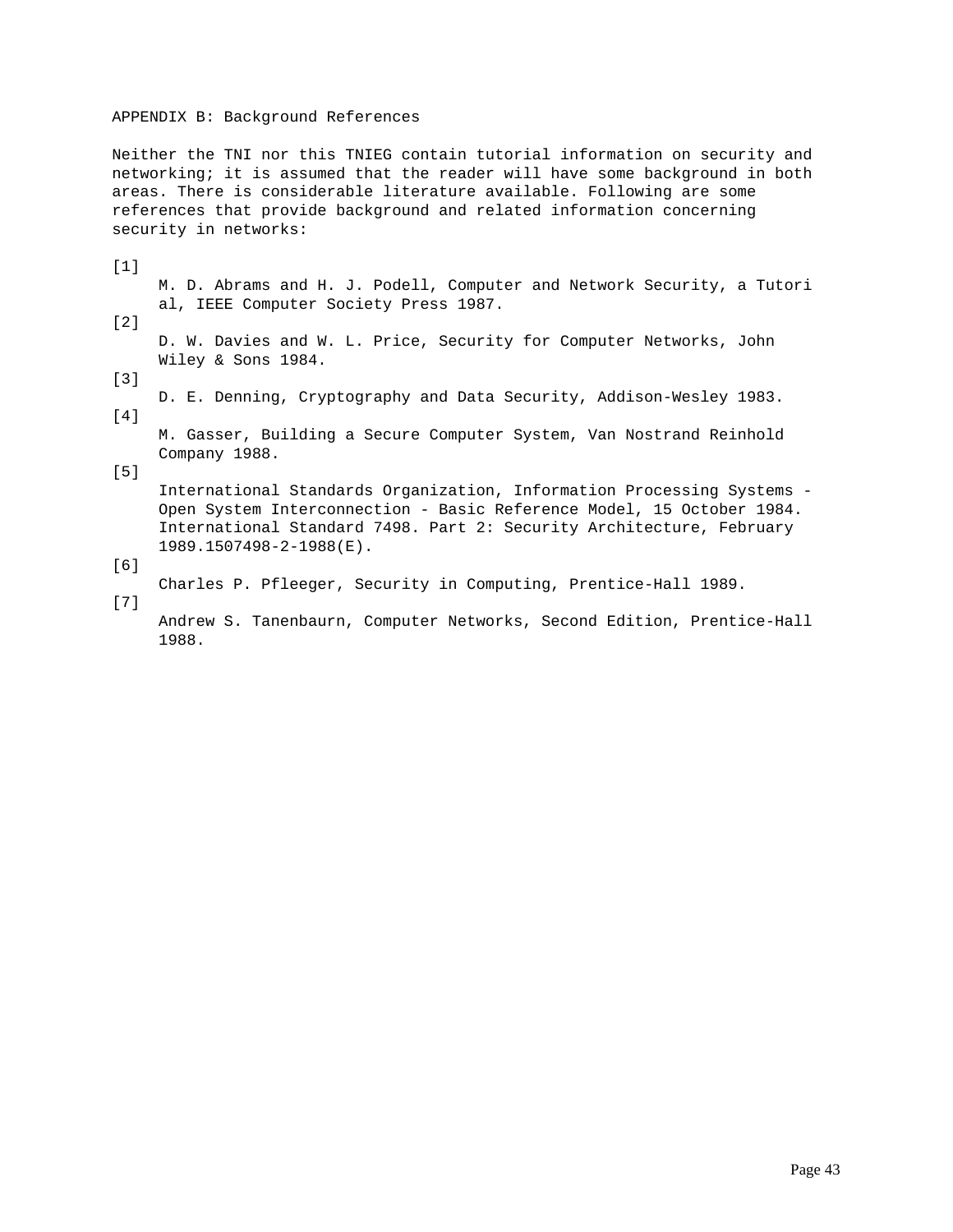# APPENDIX B: Background References

Neither the TNI nor this TNIEG contain tutorial information on security and networking; it is assumed that the reader will have some background in both areas. There is considerable literature available. Following are some references that provide background and related information concerning security in networks:

[1]
M. D. Abrams and H. J. Podell, Computer and Network Security, a Tutorial, IEEE Computer Society Press 1987.

[2]
D. W. Davies and W. L. Price, Security for Computer Networks, John Wiley & Sons 1984.

[3]
D. E. Denning, Cryptography and Data Security, Addison-Wesley 1983.

[4]
M. Gasser, Building a Secure Computer System, Van Nostrand Reinhold Company 1988.

[5]
International Standards Organization, Information Processing Systems - Open System Interconnection - Basic Reference Model, 15 October 1984. International Standard 7498. Part 2: Security Architecture, February 1989.1507498-2-1988(E).

[6]
Charles P. Pfleeger, Security in Computing, Prentice-Hall 1989.

[7]
Andrew S. Tanenbaurn, Computer Networks, Second Edition, Prentice-Hall 1988.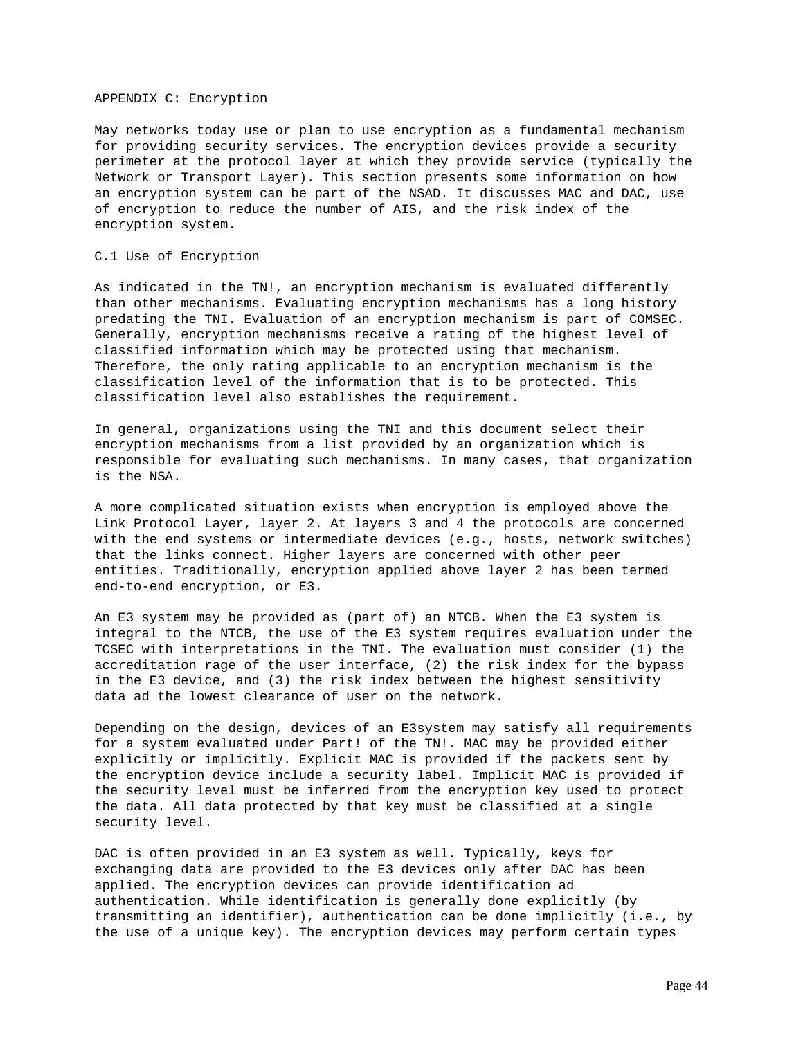# APPENDIX C: Encryption

May networks today use or plan to use encryption as a fundamental mechanism for providing security services. The encryption devices provide a security perimeter at the protocol layer at which they provide service (typically the Network or Transport Layer). This section presents some information on how an encryption system can be part of the NSAD. It discusses MAC and DAC, use of encryption to reduce the number of AIS, and the risk index of the encryption system.

## C.1 Use of Encryption

As indicated in the TN!, an encryption mechanism is evaluated differently than other mechanisms. Evaluating encryption mechanisms has a long history predating the TNI. Evaluation of an encryption mechanism is part of COMSEC. Generally, encryption mechanisms receive a rating of the highest level of classified information which may be protected using that mechanism. Therefore, the only rating applicable to an encryption mechanism is the classification level of the information that is to be protected. This classification level also establishes the requirement.

In general, organizations using the TNI and this document select their encryption mechanisms from a list provided by an organization which is responsible for evaluating such mechanisms. In many cases, that organization is the NSA.

A more complicated situation exists when encryption is employed above the Link Protocol Layer, layer 2. At layers 3 and 4 the protocols are concerned with the end systems or intermediate devices (e.g., hosts, network switches) that the links connect. Higher layers are concerned with other peer entities. Traditionally, encryption applied above layer 2 has been termed end-to-end encryption, or E3.

An E3 system may be provided as (part of) an NTCB. When the E3 system is integral to the NTCB, the use of the E3 system requires evaluation under the TCSEC with interpretations in the TNI. The evaluation must consider (1) the accreditation rage of the user interface, (2) the risk index for the bypass in the E3 device, and (3) the risk index between the highest sensitivity data ad the lowest clearance of user on the network.

Depending on the design, devices of an E3system may satisfy all requirements for a system evaluated under Part! of the TN!. MAC may be provided either explicitly or implicitly. Explicit MAC is provided if the packets sent by the encryption device include a security label. Implicit MAC is provided if the security level must be inferred from the encryption key used to protect the data. All data protected by that key must be classified at a single security level.

DAC is often provided in an E3 system as well. Typically, keys for exchanging data are provided to the E3 devices only after DAC has been applied. The encryption devices can provide identification ad authentication. While identification is generally done explicitly (by transmitting an identifier), authentication can be done implicitly (i.e., by the use of a unique key). The encryption devices may perform certain types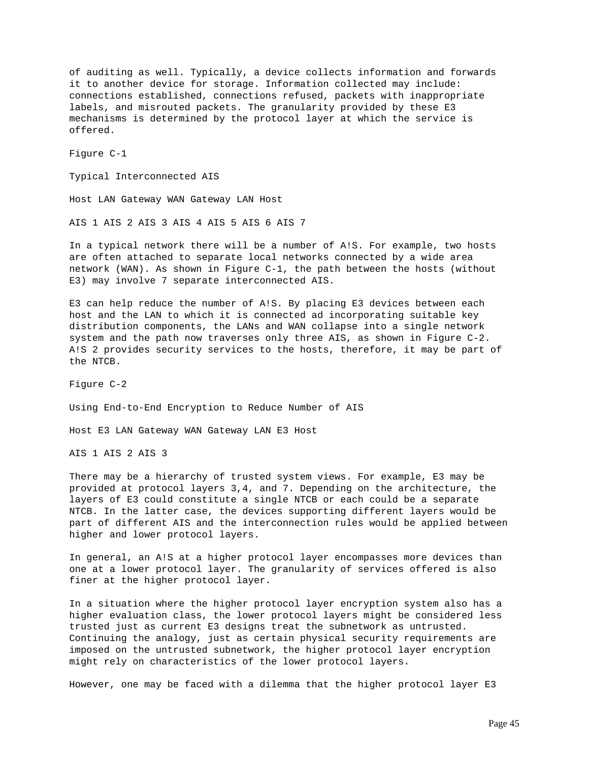of auditing as well. Typically, a device collects information and forwards it to another device for storage. Information collected may include: connections established, connections refused, packets with inappropriate labels, and misrouted packets. The granularity provided by these E3 mechanisms is determined by the protocol layer at which the service is offered.

Figure C-1

Typical Interconnected AIS

Host LAN Gateway WAN Gateway LAN Host

AIS 1 AIS 2 AIS 3 AIS 4 AIS 5 AIS 6 AIS 7

In a typical network there will be a number of A!S. For example, two hosts are often attached to separate local networks connected by a wide area network (WAN). As shown in Figure C-1, the path between the hosts (without E3) may involve 7 separate interconnected AIS.

E3 can help reduce the number of A!S. By placing E3 devices between each host and the LAN to which it is connected ad incorporating suitable key distribution components, the LANs and WAN collapse into a single network system and the path now traverses only three AIS, as shown in Figure C-2. A!S 2 provides security services to the hosts, therefore, it may be part of the NTCB.

Figure C-2

Using End-to-End Encryption to Reduce Number of AIS

Host E3 LAN Gateway WAN Gateway LAN E3 Host

AIS 1 AIS 2 AIS 3

There may be a hierarchy of trusted system views. For example, E3 may be provided at protocol layers 3,4, and 7. Depending on the architecture, the layers of E3 could constitute a single NTCB or each could be a separate NTCB. In the latter case, the devices supporting different layers would be part of different AIS and the interconnection rules would be applied between higher and lower protocol layers.

In general, an A!S at a higher protocol layer encompasses more devices than one at a lower protocol layer. The granularity of services offered is also finer at the higher protocol layer.

In a situation where the higher protocol layer encryption system also has a higher evaluation class, the lower protocol layers might be considered less trusted just as current E3 designs treat the subnetwork as untrusted. Continuing the analogy, just as certain physical security requirements are imposed on the untrusted subnetwork, the higher protocol layer encryption might rely on characteristics of the lower protocol layers.

However, one may be faced with a dilemma that the higher protocol layer E3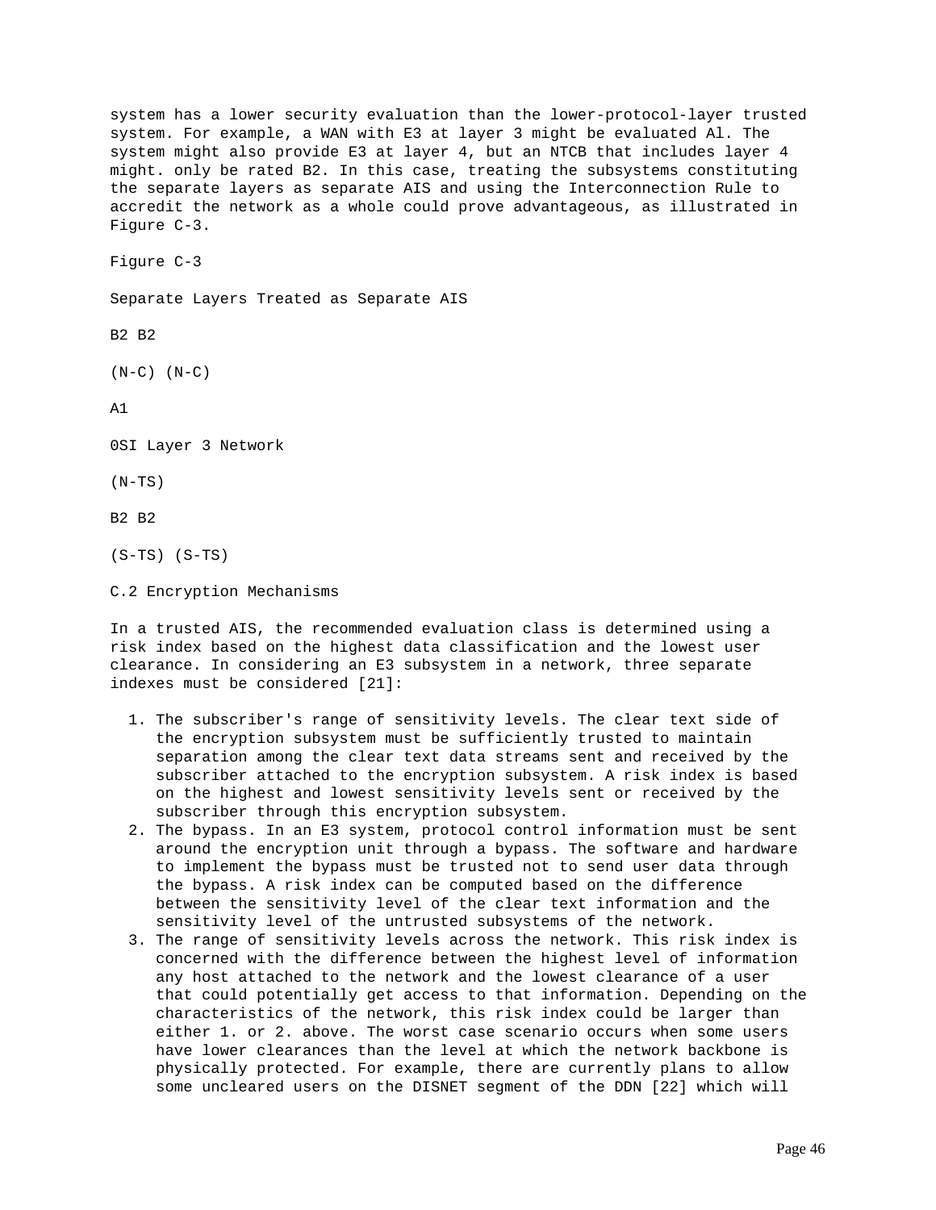system has a lower security evaluation than the lower-protocol-layer trusted system. For example, a WAN with E3 at layer 3 might be evaluated Al. The system might also provide E3 at layer 4, but an NTCB that includes layer 4 might. only be rated B2. In this case, treating the subsystems constituting the separate layers as separate AIS and using the Interconnection Rule to accredit the network as a whole could prove advantageous, as illustrated in Figure C-3.

Figure C-3

Separate Layers Treated as Separate AIS

B2 B2

(N-C) (N-C)

A1

0SI Layer 3 Network

(N-TS)

B2 B2

(S-TS) (S-TS)

## C.2 Encryption Mechanisms

In a trusted AIS, the recommended evaluation class is determined using a risk index based on the highest data classification and the lowest user clearance. In considering an E3 subsystem in a network, three separate indexes must be considered [21]:

1. The subscriber's range of sensitivity levels. The clear text side of the encryption subsystem must be sufficiently trusted to maintain separation among the clear text data streams sent and received by the subscriber attached to the encryption subsystem. A risk index is based on the highest and lowest sensitivity levels sent or received by the subscriber through this encryption subsystem.
2. The bypass. In an E3 system, protocol control information must be sent around the encryption unit through a bypass. The software and hardware to implement the bypass must be trusted not to send user data through the bypass. A risk index can be computed based on the difference between the sensitivity level of the clear text information and the sensitivity level of the untrusted subsystems of the network.
3. The range of sensitivity levels across the network. This risk index is concerned with the difference between the highest level of information any host attached to the network and the lowest clearance of a user that could potentially get access to that information. Depending on the characteristics of the network, this risk index could be larger than either 1. or 2. above. The worst case scenario occurs when some users have lower clearances than the level at which the network backbone is physically protected. For example, there are currently plans to allow some uncleared users on the DISNET segment of the DDN [22] which will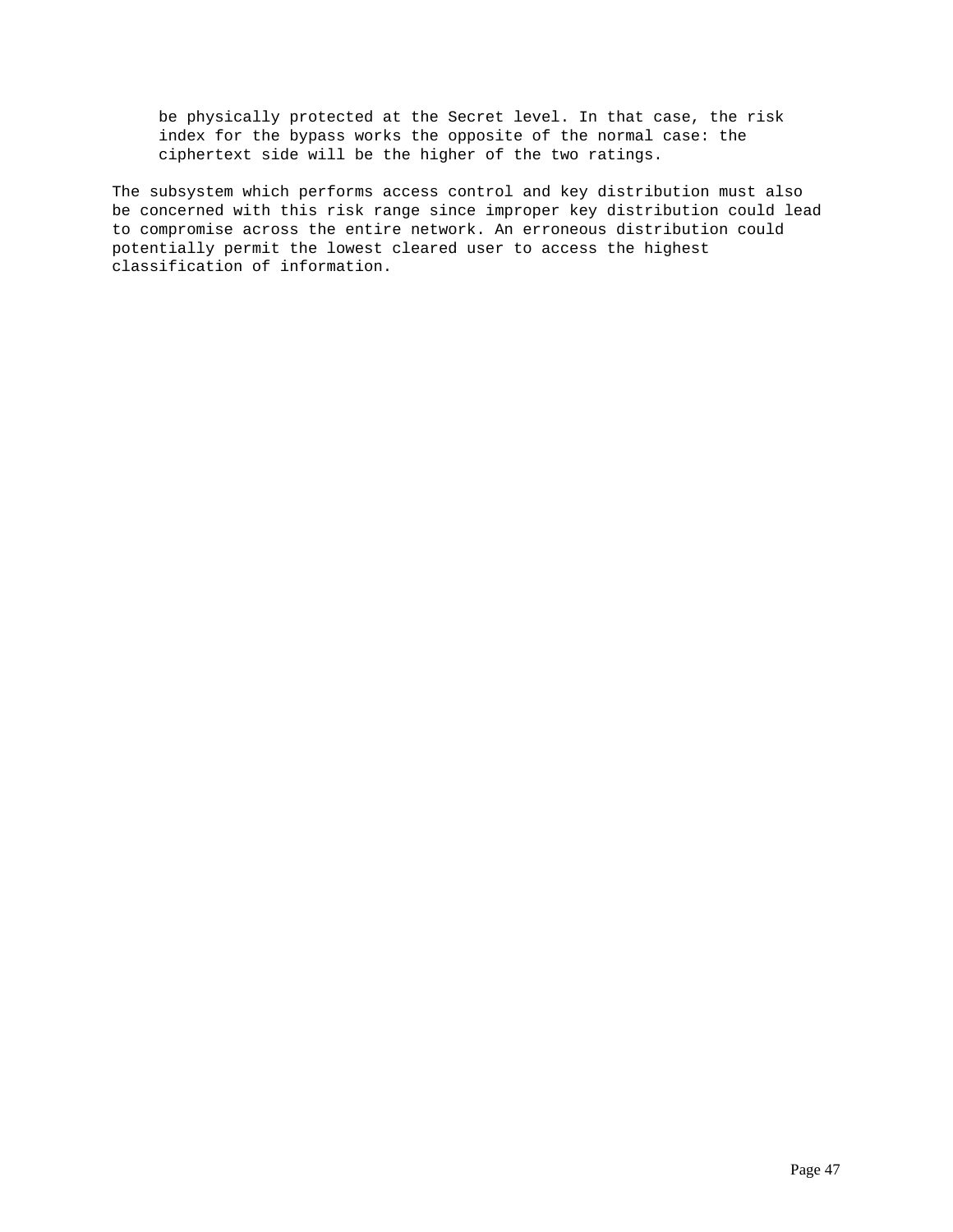be physically protected at the Secret level. In that case, the risk index for the bypass works the opposite of the normal case: the ciphertext side will be the higher of the two ratings.

The subsystem which performs access control and key distribution must also be concerned with this risk range since improper key distribution could lead to compromise across the entire network. An erroneous distribution could potentially permit the lowest cleared user to access the highest classification of information.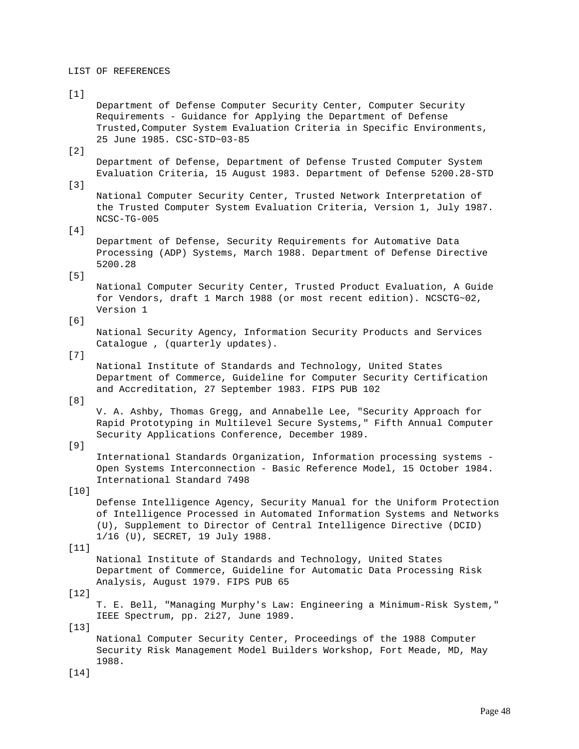LIST OF REFERENCES

[1]
Department of Defense Computer Security Center, Computer Security Requirements - Guidance for Applying the Department of Defense Trusted,Computer System Evaluation Criteria in Specific Environments, 25 June 1985. CSC-STD~03-85

[2]
Department of Defense, Department of Defense Trusted Computer System Evaluation Criteria, 15 August 1983. Department of Defense 5200.28-STD

[3]
National Computer Security Center, Trusted Network Interpretation of the Trusted Computer System Evaluation Criteria, Version 1, July 1987. NCSC-TG-005

[4]
Department of Defense, Security Requirements for Automative Data Processing (ADP) Systems, March 1988. Department of Defense Directive 5200.28

[5]
National Computer Security Center, Trusted Product Evaluation, A Guide for Vendors, draft 1 March 1988 (or most recent edition). NCSCTG~02, Version 1

[6]
National Security Agency, Information Security Products and Services Catalogue , (quarterly updates).

[7]
National Institute of Standards and Technology, United States Department of Commerce, Guideline for Computer Security Certification and Accreditation, 27 September 1983. FIPS PUB 102

[8]
V. A. Ashby, Thomas Gregg, and Annabelle Lee, "Security Approach for Rapid Prototyping in Multilevel Secure Systems," Fifth Annual Computer Security Applications Conference, December 1989.

[9]
International Standards Organization, Information processing systems - Open Systems Interconnection - Basic Reference Model, 15 October 1984. International Standard 7498

[10]
Defense Intelligence Agency, Security Manual for the Uniform Protection of Intelligence Processed in Automated Information Systems and Networks (U), Supplement to Director of Central Intelligence Directive (DCID) 1/16 (U), SECRET, 19 July 1988.

[11]
National Institute of Standards and Technology, United States Department of Commerce, Guideline for Automatic Data Processing Risk Analysis, August 1979. FIPS PUB 65

[12]
T. E. Bell, "Managing Murphy's Law: Engineering a Minimum-Risk System," IEEE Spectrum, pp. 2i27, June 1989.

[13]
National Computer Security Center, Proceedings of the 1988 Computer Security Risk Management Model Builders Workshop, Fort Meade, MD, May 1988.

[14]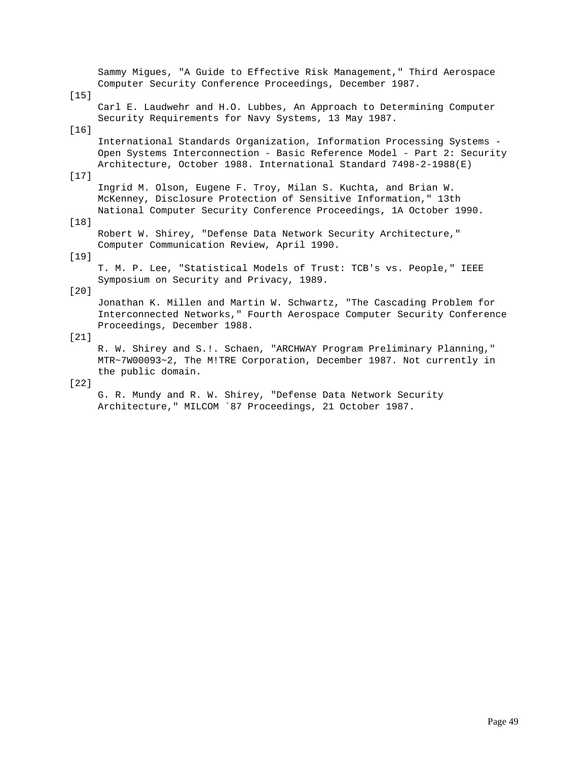Sammy Migues, "A Guide to Effective Risk Management," Third Aerospace Computer Security Conference Proceedings, December 1987.

[15]

Carl E. Laudwehr and H.O. Lubbes, An Approach to Determining Computer Security Requirements for Navy Systems, 13 May 1987.

[16]

International Standards Organization, Information Processing Systems - Open Systems Interconnection - Basic Reference Model - Part 2: Security Architecture, October 1988. International Standard 7498-2-1988(E)

[17]

Ingrid M. Olson, Eugene F. Troy, Milan S. Kuchta, and Brian W. McKenney, Disclosure Protection of Sensitive Information," 13th National Computer Security Conference Proceedings, 1A October 1990.

[18]

Robert W. Shirey, "Defense Data Network Security Architecture," Computer Communication Review, April 1990.

[19]

T. M. P. Lee, "Statistical Models of Trust: TCB's vs. People," IEEE Symposium on Security and Privacy, 1989.

[20]

Jonathan K. Millen and Martin W. Schwartz, "The Cascading Problem for Interconnected Networks," Fourth Aerospace Computer Security Conference Proceedings, December 1988.

[21]

R. W. Shirey and S.!. Schaen, "ARCHWAY Program Preliminary Planning," MTR~7W00093~2, The M!TRE Corporation, December 1987. Not currently in the public domain.

[22]

G. R. Mundy and R. W. Shirey, "Defense Data Network Security Architecture," MILCOM `87 Proceedings, 21 October 1987.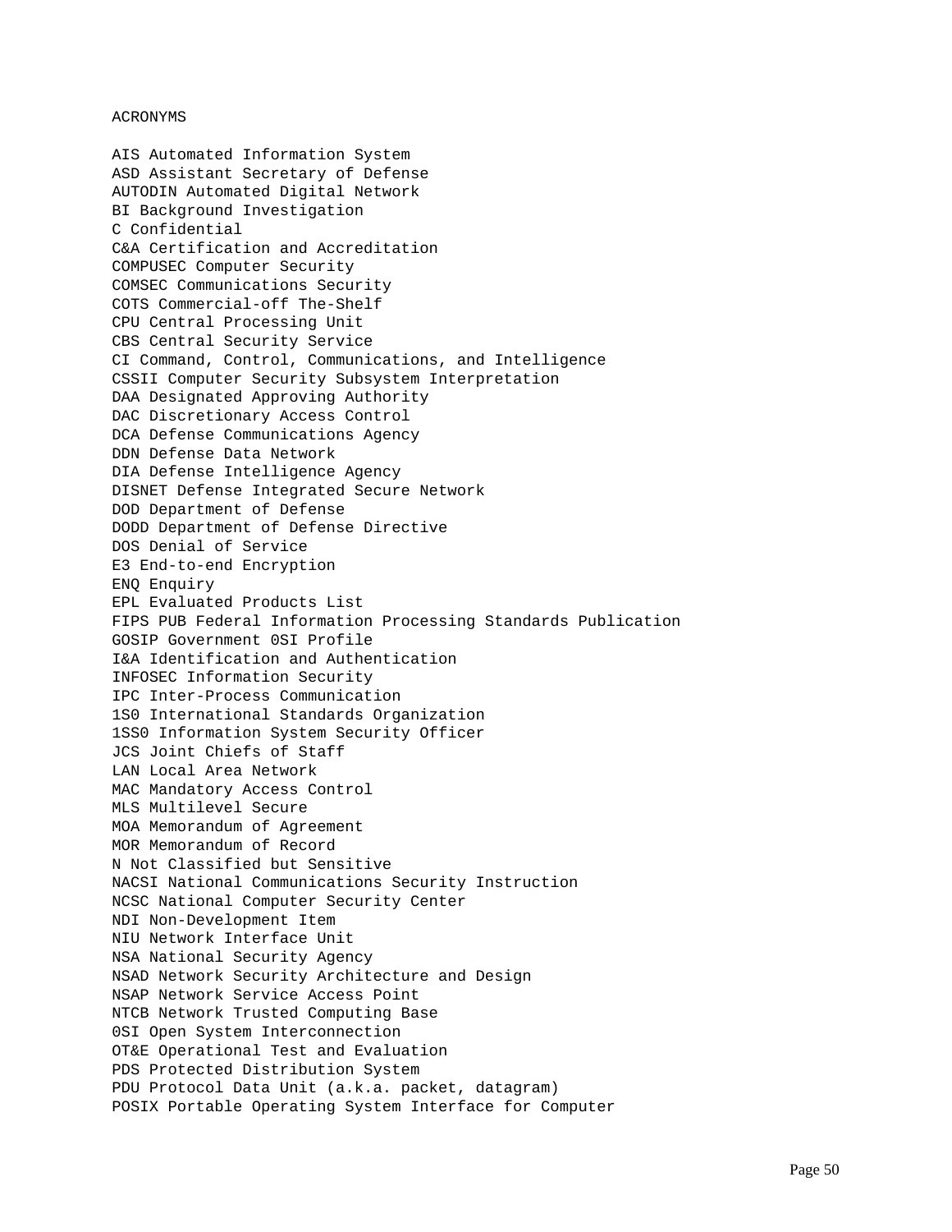ACRONYMS

AIS Automated Information System
ASD Assistant Secretary of Defense
AUTODIN Automated Digital Network
BI Background Investigation
C Confidential
C&A Certification and Accreditation
COMPUSEC Computer Security
COMSEC Communications Security
COTS Commercial-off The-Shelf
CPU Central Processing Unit
CBS Central Security Service
CI Command, Control, Communications, and Intelligence
CSSII Computer Security Subsystem Interpretation
DAA Designated Approving Authority
DAC Discretionary Access Control
DCA Defense Communications Agency
DDN Defense Data Network
DIA Defense Intelligence Agency
DISNET Defense Integrated Secure Network
DOD Department of Defense
DODD Department of Defense Directive
DOS Denial of Service
E3 End-to-end Encryption
ENQ Enquiry
EPL Evaluated Products List
FIPS PUB Federal Information Processing Standards Publication
GOSIP Government 0SI Profile
I&A Identification and Authentication
INFOSEC Information Security
IPC Inter-Process Communication
1S0 International Standards Organization
1SS0 Information System Security Officer
JCS Joint Chiefs of Staff
LAN Local Area Network
MAC Mandatory Access Control
MLS Multilevel Secure
MOA Memorandum of Agreement
MOR Memorandum of Record
N Not Classified but Sensitive
NACSI National Communications Security Instruction
NCSC National Computer Security Center
NDI Non-Development Item
NIU Network Interface Unit
NSA National Security Agency
NSAD Network Security Architecture and Design
NSAP Network Service Access Point
NTCB Network Trusted Computing Base
0SI Open System Interconnection
OT&E Operational Test and Evaluation
PDS Protected Distribution System
PDU Protocol Data Unit (a.k.a. packet, datagram)
POSIX Portable Operating System Interface for Computer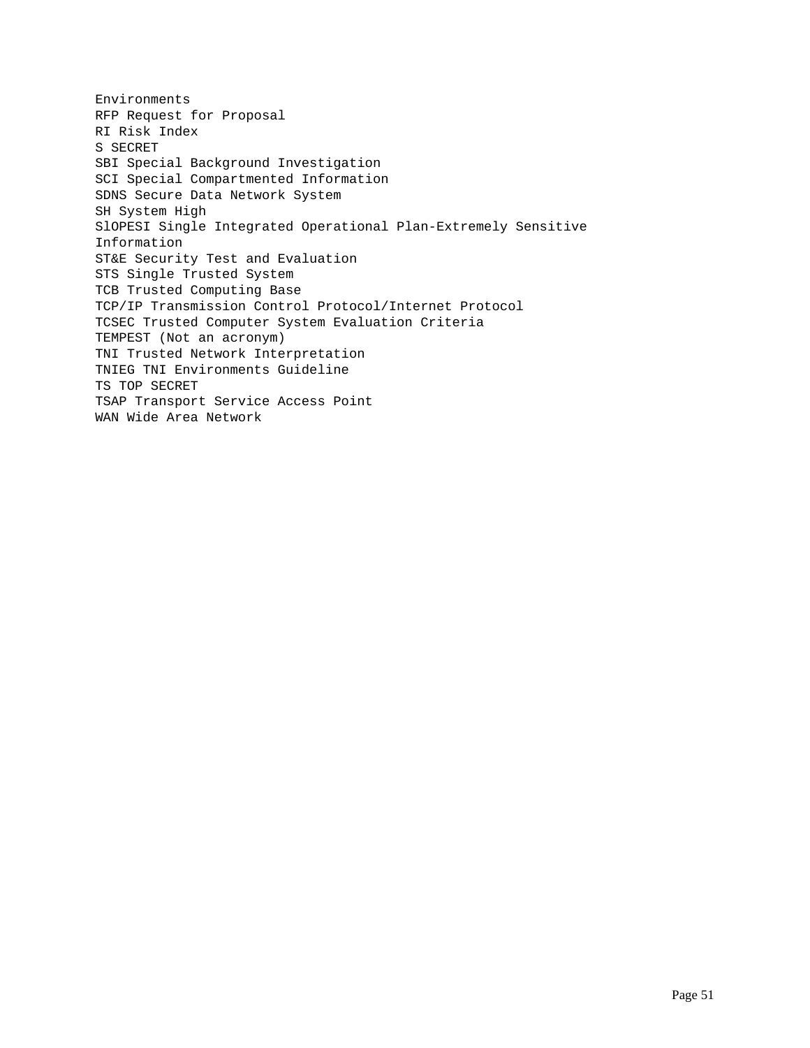Environments
RFP Request for Proposal
RI Risk Index
S SECRET
SBI Special Background Investigation
SCI Special Compartmented Information
SDNS Secure Data Network System
SH System High
SlOPESI Single Integrated Operational Plan-Extremely Sensitive Information
ST&E Security Test and Evaluation
STS Single Trusted System
TCB Trusted Computing Base
TCP/IP Transmission Control Protocol/Internet Protocol
TCSEC Trusted Computer System Evaluation Criteria
TEMPEST (Not an acronym)
TNI Trusted Network Interpretation
TNIEG TNI Environments Guideline
TS TOP SECRET
TSAP Transport Service Access Point
WAN Wide Area Network